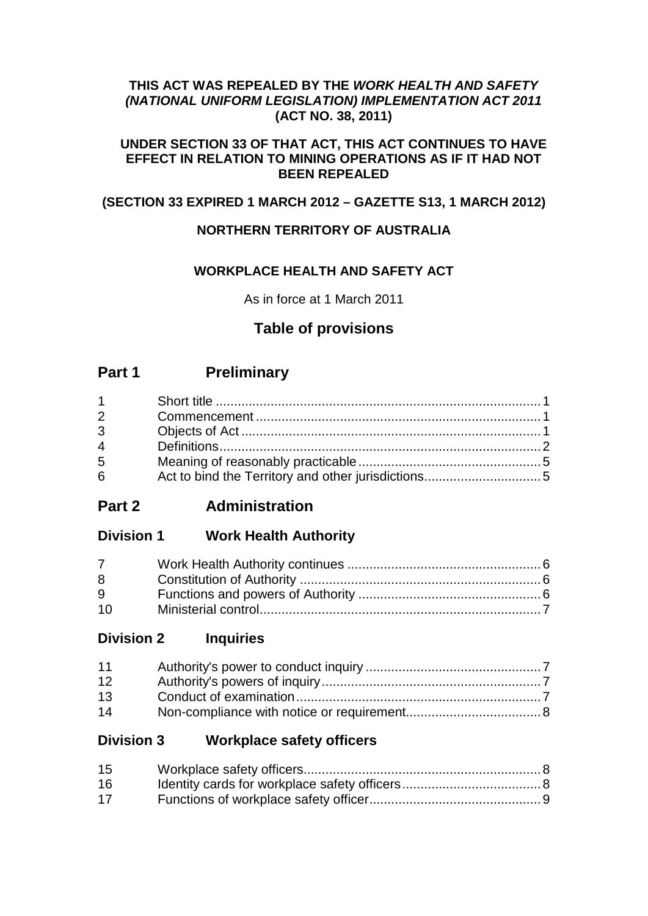**THIS ACT WAS REPEALED BY THE *WORK HEALTH AND SAFETY (NATIONAL UNIFORM LEGISLATION) IMPLEMENTATION ACT 2011* (ACT NO. 38, 2011)**

**UNDER SECTION 33 OF THAT ACT, THIS ACT CONTINUES TO HAVE EFFECT IN RELATION TO MINING OPERATIONS AS IF IT HAD NOT BEEN REPEALED**

**(SECTION 33 EXPIRED 1 MARCH 2012 – GAZETTE S13, 1 MARCH 2012)**

**NORTHERN TERRITORY OF AUSTRALIA**

**WORKPLACE HEALTH AND SAFETY ACT**

As in force at 1 March 2011

# Table of provisions

## Part 1 Preliminary

| | | |
|---|---|---|
| 1 | Short title | 1 |
| 2 | Commencement | 1 |
| 3 | Objects of Act | 1 |
| 4 | Definitions | 2 |
| 5 | Meaning of reasonably practicable | 5 |
| 6 | Act to bind the Territory and other jurisdictions | 5 |

## Part 2 Administration

### Division 1 Work Health Authority

| | | |
|---|---|---|
| 7 | Work Health Authority continues | 6 |
| 8 | Constitution of Authority | 6 |
| 9 | Functions and powers of Authority | 6 |
| 10 | Ministerial control | 7 |

### Division 2 Inquiries

| | | |
|---|---|---|
| 11 | Authority's power to conduct inquiry | 7 |
| 12 | Authority's powers of inquiry | 7 |
| 13 | Conduct of examination | 7 |
| 14 | Non-compliance with notice or requirement | 8 |

### Division 3 Workplace safety officers

| | | |
|---|---|---|
| 15 | Workplace safety officers | 8 |
| 16 | Identity cards for workplace safety officers | 8 |
| 17 | Functions of workplace safety officer | 9 |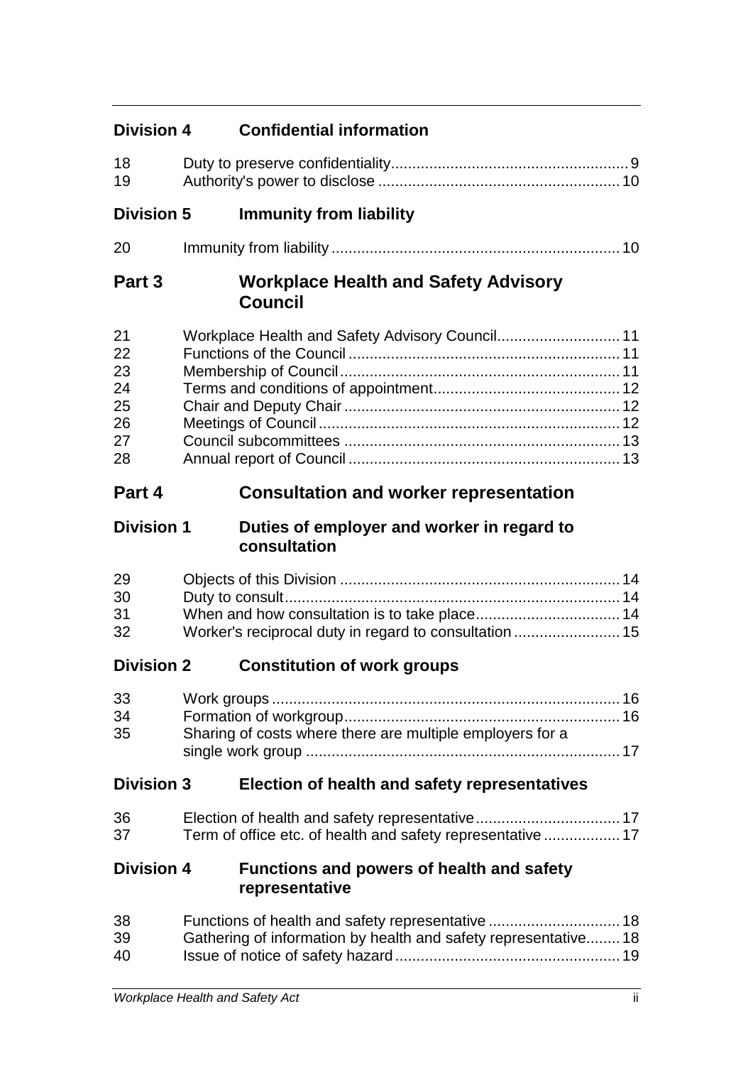## Division 4 Confidential information

| | | |
|---|---|---|
| 18 | Duty to preserve confidentiality | 9 |
| 19 | Authority's power to disclose | 10 |

## Division 5 Immunity from liability

| | | |
|---|---|---|
| 20 | Immunity from liability | 10 |

# Part 3 Workplace Health and Safety Advisory Council

| | | |
|---|---|---|
| 21 | Workplace Health and Safety Advisory Council | 11 |
| 22 | Functions of the Council | 11 |
| 23 | Membership of Council | 11 |
| 24 | Terms and conditions of appointment | 12 |
| 25 | Chair and Deputy Chair | 12 |
| 26 | Meetings of Council | 12 |
| 27 | Council subcommittees | 13 |
| 28 | Annual report of Council | 13 |

# Part 4 Consultation and worker representation

## Division 1 Duties of employer and worker in regard to consultation

| | | |
|---|---|---|
| 29 | Objects of this Division | 14 |
| 30 | Duty to consult | 14 |
| 31 | When and how consultation is to take place | 14 |
| 32 | Worker's reciprocal duty in regard to consultation | 15 |

## Division 2 Constitution of work groups

| | | |
|---|---|---|
| 33 | Work groups | 16 |
| 34 | Formation of workgroup | 16 |
| 35 | Sharing of costs where there are multiple employers for a single work group | 17 |

## Division 3 Election of health and safety representatives

| | | |
|---|---|---|
| 36 | Election of health and safety representative | 17 |
| 37 | Term of office etc. of health and safety representative | 17 |

## Division 4 Functions and powers of health and safety representative

| | | |
|---|---|---|
| 38 | Functions of health and safety representative | 18 |
| 39 | Gathering of information by health and safety representative | 18 |
| 40 | Issue of notice of safety hazard | 19 |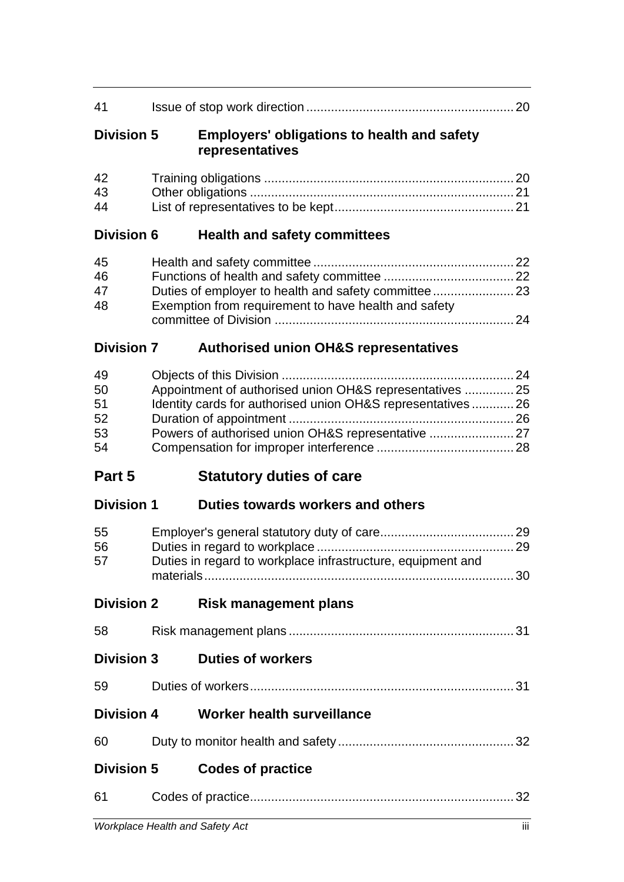| | | |
|---|---|---|
| 41 | Issue of stop work direction | 20 |

**Division 5 Employers' obligations to health and safety representatives**

| | | |
|---|---|---|
| 42 | Training obligations | 20 |
| 43 | Other obligations | 21 |
| 44 | List of representatives to be kept | 21 |

**Division 6 Health and safety committees**

| | | |
|---|---|---|
| 45 | Health and safety committee | 22 |
| 46 | Functions of health and safety committee | 22 |
| 47 | Duties of employer to health and safety committee | 23 |
| 48 | Exemption from requirement to have health and safety committee of Division | 24 |

**Division 7 Authorised union OH&S representatives**

| | | |
|---|---|---|
| 49 | Objects of this Division | 24 |
| 50 | Appointment of authorised union OH&S representatives | 25 |
| 51 | Identity cards for authorised union OH&S representatives | 26 |
| 52 | Duration of appointment | 26 |
| 53 | Powers of authorised union OH&S representative | 27 |
| 54 | Compensation for improper interference | 28 |

## Part 5 Statutory duties of care

**Division 1 Duties towards workers and others**

| | | |
|---|---|---|
| 55 | Employer's general statutory duty of care | 29 |
| 56 | Duties in regard to workplace | 29 |
| 57 | Duties in regard to workplace infrastructure, equipment and materials | 30 |

**Division 2 Risk management plans**

| | | |
|---|---|---|
| 58 | Risk management plans | 31 |

**Division 3 Duties of workers**

| | | |
|---|---|---|
| 59 | Duties of workers | 31 |

**Division 4 Worker health surveillance**

| | | |
|---|---|---|
| 60 | Duty to monitor health and safety | 32 |

**Division 5 Codes of practice**

| | | |
|---|---|---|
| 61 | Codes of practice | 32 |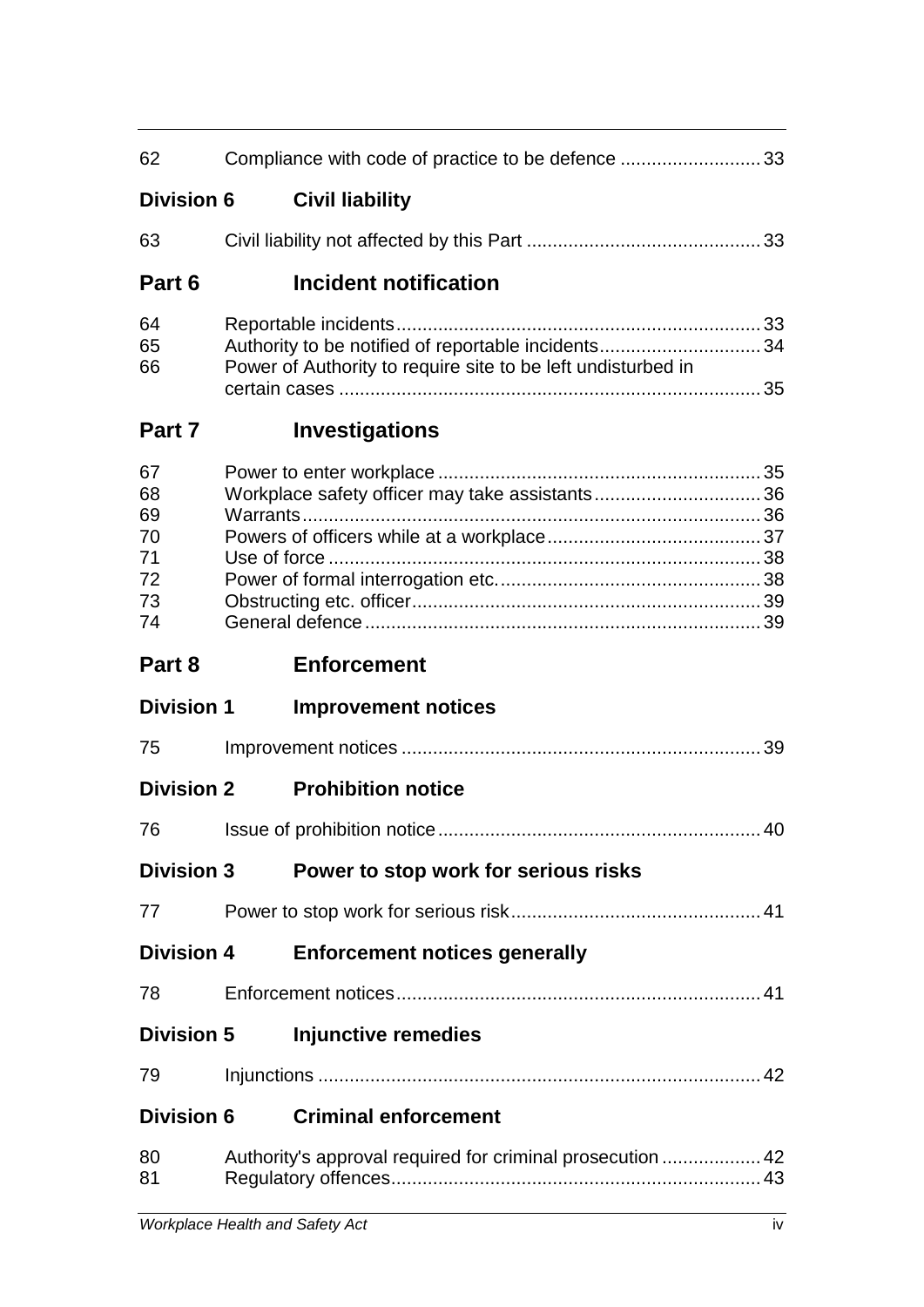62 Compliance with code of practice to be defence ........................... 33

## Division 6 Civil liability

63 Civil liability not affected by this Part ............................................. 33

## Part 6 Incident notification

64 Reportable incidents ...................................................................... 33
65 Authority to be notified of reportable incidents ............................... 34
66 Power of Authority to require site to be left undisturbed in certain cases ................................................................................ 35

## Part 7 Investigations

67 Power to enter workplace ............................................................. 35
68 Workplace safety officer may take assistants ................................ 36
69 Warrants ........................................................................................ 36
70 Powers of officers while at a workplace ......................................... 37
71 Use of force ................................................................................... 38
72 Power of formal interrogation etc. .................................................. 38
73 Obstructing etc. officer ................................................................... 39
74 General defence ............................................................................ 39

## Part 8 Enforcement

## Division 1 Improvement notices

75 Improvement notices ..................................................................... 39

## Division 2 Prohibition notice

76 Issue of prohibition notice ............................................................. 40

## Division 3 Power to stop work for serious risks

77 Power to stop work for serious risk ................................................ 41

## Division 4 Enforcement notices generally

78 Enforcement notices ...................................................................... 41

## Division 5 Injunctive remedies

79 Injunctions ..................................................................................... 42

## Division 6 Criminal enforcement

80 Authority's approval required for criminal prosecution ................... 42
81 Regulatory offences ....................................................................... 43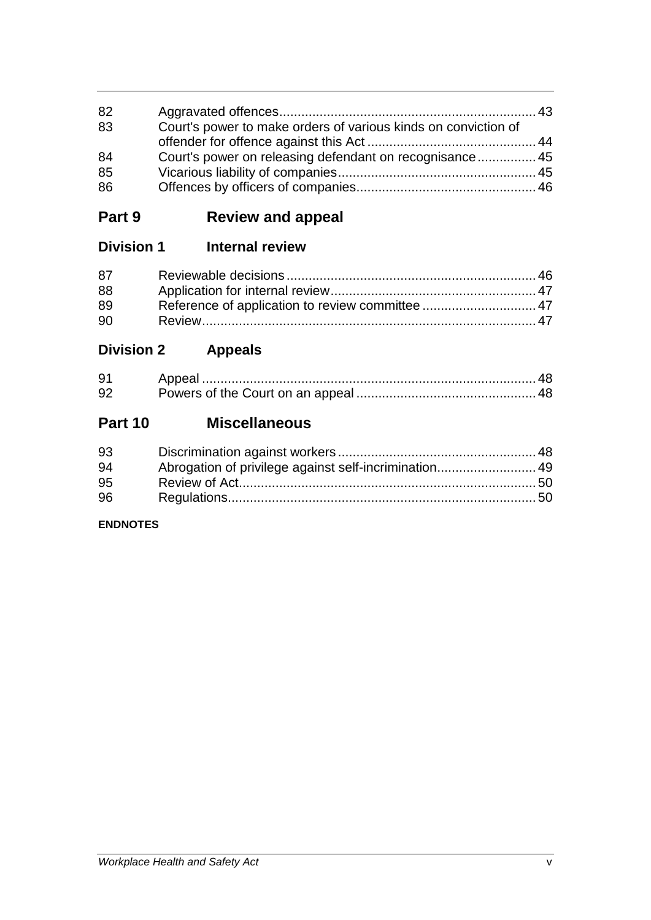| | | |
|---|---|---|
| 82 | Aggravated offences | 43 |
| 83 | Court's power to make orders of various kinds on conviction of offender for offence against this Act | 44 |
| 84 | Court's power on releasing defendant on recognisance | 45 |
| 85 | Vicarious liability of companies | 45 |
| 86 | Offences by officers of companies | 46 |

## Part 9 Review and appeal

### Division 1 Internal review

| | | |
|---|---|---|
| 87 | Reviewable decisions | 46 |
| 88 | Application for internal review | 47 |
| 89 | Reference of application to review committee | 47 |
| 90 | Review | 47 |

### Division 2 Appeals

| | | |
|---|---|---|
| 91 | Appeal | 48 |
| 92 | Powers of the Court on an appeal | 48 |

## Part 10 Miscellaneous

| | | |
|---|---|---|
| 93 | Discrimination against workers | 48 |
| 94 | Abrogation of privilege against self-incrimination | 49 |
| 95 | Review of Act | 50 |
| 96 | Regulations | 50 |

**ENDNOTES**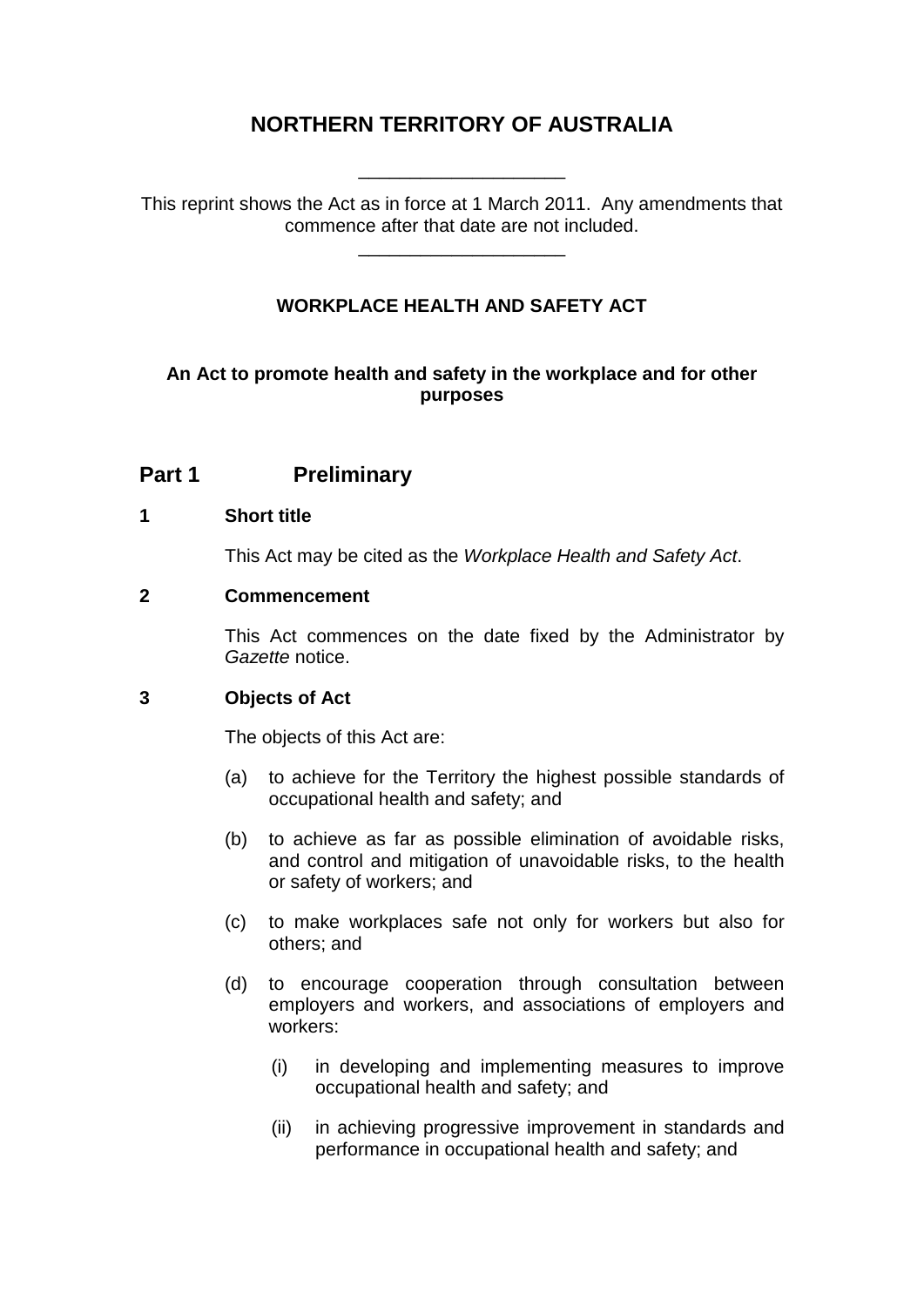# NORTHERN TERRITORY OF AUSTRALIA

---

This reprint shows the Act as in force at 1 March 2011. Any amendments that commence after that date are not included.

---

### WORKPLACE HEALTH AND SAFETY ACT

**An Act to promote health and safety in the workplace and for other purposes**

## Part 1 Preliminary

### 1 Short title

This Act may be cited as the *Workplace Health and Safety Act*.

### 2 Commencement

This Act commences on the date fixed by the Administrator by *Gazette* notice.

### 3 Objects of Act

The objects of this Act are:

(a) to achieve for the Territory the highest possible standards of occupational health and safety; and

(b) to achieve as far as possible elimination of avoidable risks, and control and mitigation of unavoidable risks, to the health or safety of workers; and

(c) to make workplaces safe not only for workers but also for others; and

(d) to encourage cooperation through consultation between employers and workers, and associations of employers and workers:

(i) in developing and implementing measures to improve occupational health and safety; and

(ii) in achieving progressive improvement in standards and performance in occupational health and safety; and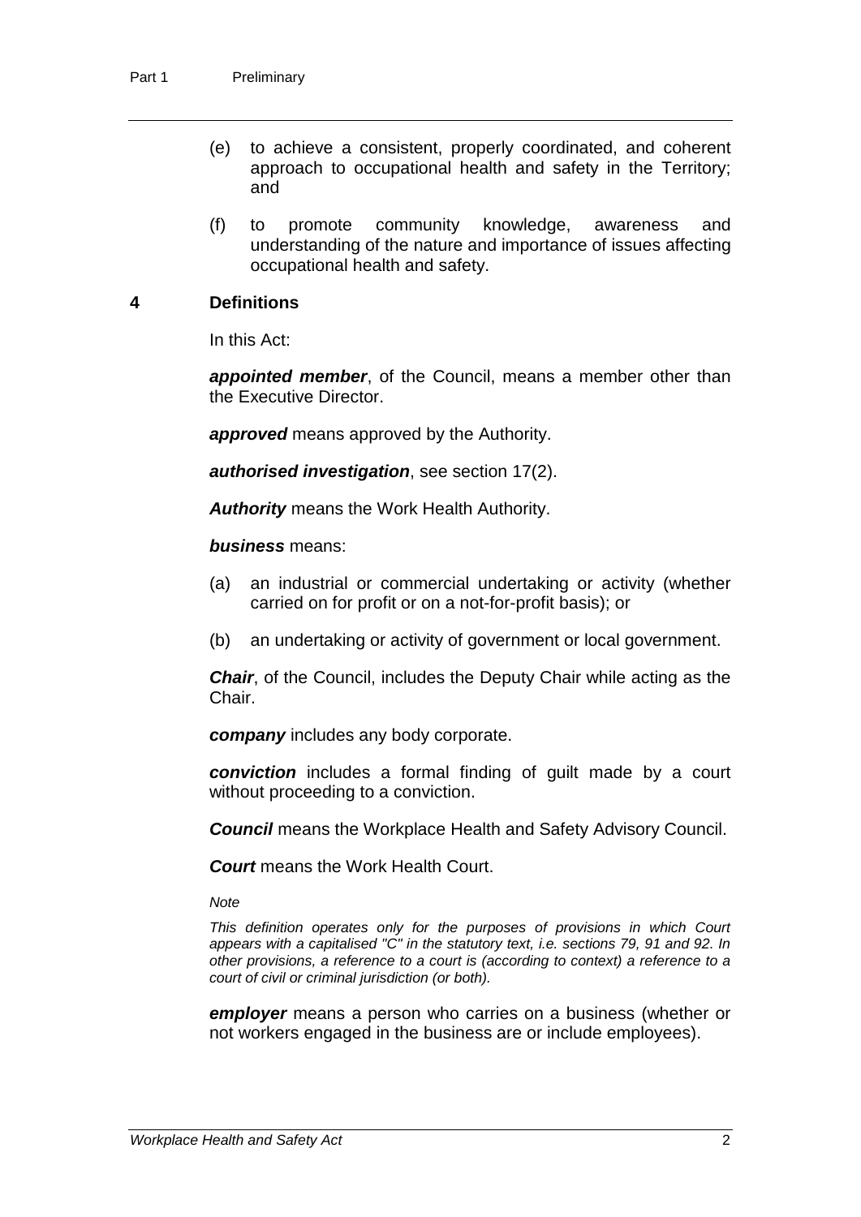(e) to achieve a consistent, properly coordinated, and coherent approach to occupational health and safety in the Territory; and

(f) to promote community knowledge, awareness and understanding of the nature and importance of issues affecting occupational health and safety.

## 4 Definitions

In this Act:

***appointed member***, of the Council, means a member other than the Executive Director.

***approved*** means approved by the Authority.

***authorised investigation***, see section 17(2).

***Authority*** means the Work Health Authority.

***business*** means:

(a) an industrial or commercial undertaking or activity (whether carried on for profit or on a not-for-profit basis); or

(b) an undertaking or activity of government or local government.

***Chair***, of the Council, includes the Deputy Chair while acting as the Chair.

***company*** includes any body corporate.

***conviction*** includes a formal finding of guilt made by a court without proceeding to a conviction.

***Council*** means the Workplace Health and Safety Advisory Council.

***Court*** means the Work Health Court.

*Note*

*This definition operates only for the purposes of provisions in which Court appears with a capitalised "C" in the statutory text, i.e. sections 79, 91 and 92. In other provisions, a reference to a court is (according to context) a reference to a court of civil or criminal jurisdiction (or both).*

***employer*** means a person who carries on a business (whether or not workers engaged in the business are or include employees).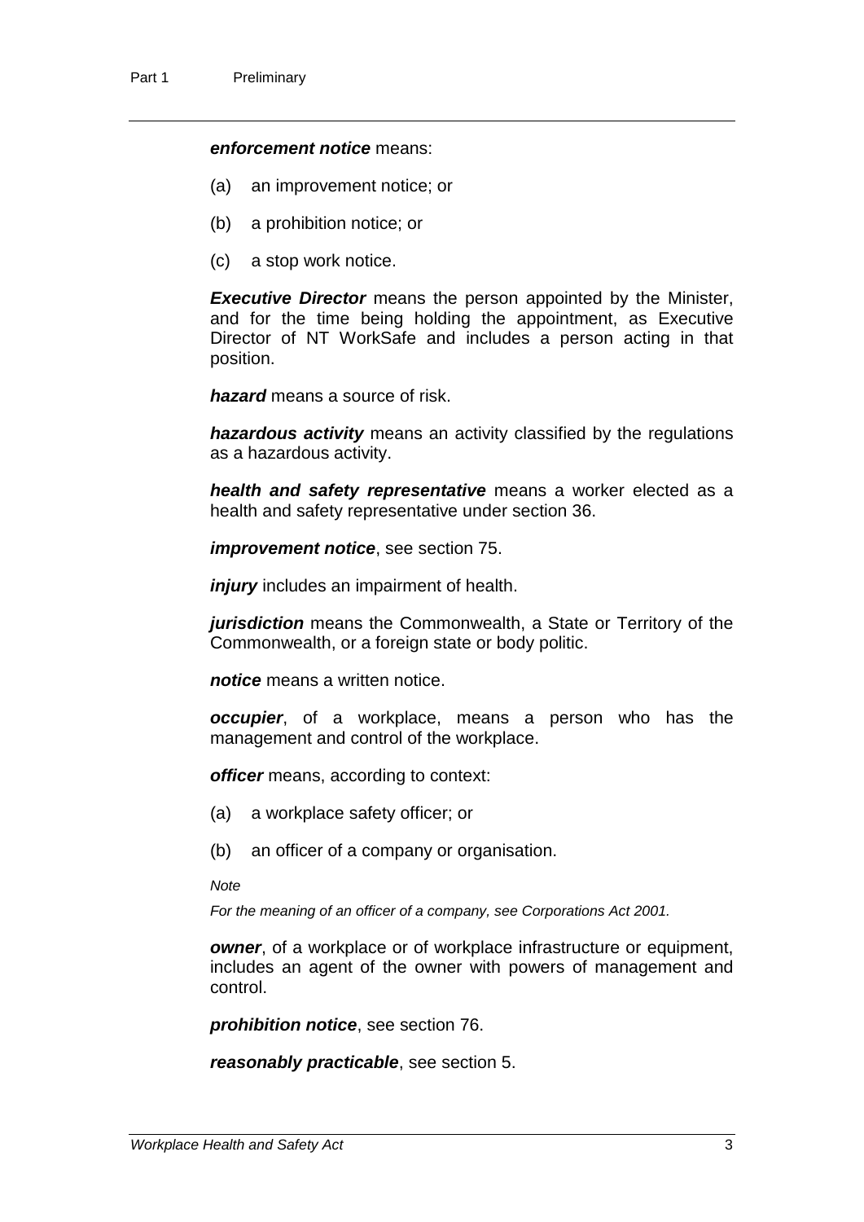***enforcement notice*** means:

(a) an improvement notice; or

(b) a prohibition notice; or

(c) a stop work notice.

***Executive Director*** means the person appointed by the Minister, and for the time being holding the appointment, as Executive Director of NT WorkSafe and includes a person acting in that position.

***hazard*** means a source of risk.

***hazardous activity*** means an activity classified by the regulations as a hazardous activity.

***health and safety representative*** means a worker elected as a health and safety representative under section 36.

***improvement notice***, see section 75.

***injury*** includes an impairment of health.

***jurisdiction*** means the Commonwealth, a State or Territory of the Commonwealth, or a foreign state or body politic.

***notice*** means a written notice.

***occupier***, of a workplace, means a person who has the management and control of the workplace.

***officer*** means, according to context:

(a) a workplace safety officer; or

(b) an officer of a company or organisation.

*Note*

*For the meaning of an officer of a company, see Corporations Act 2001.*

***owner***, of a workplace or of workplace infrastructure or equipment, includes an agent of the owner with powers of management and control.

***prohibition notice***, see section 76.

***reasonably practicable***, see section 5.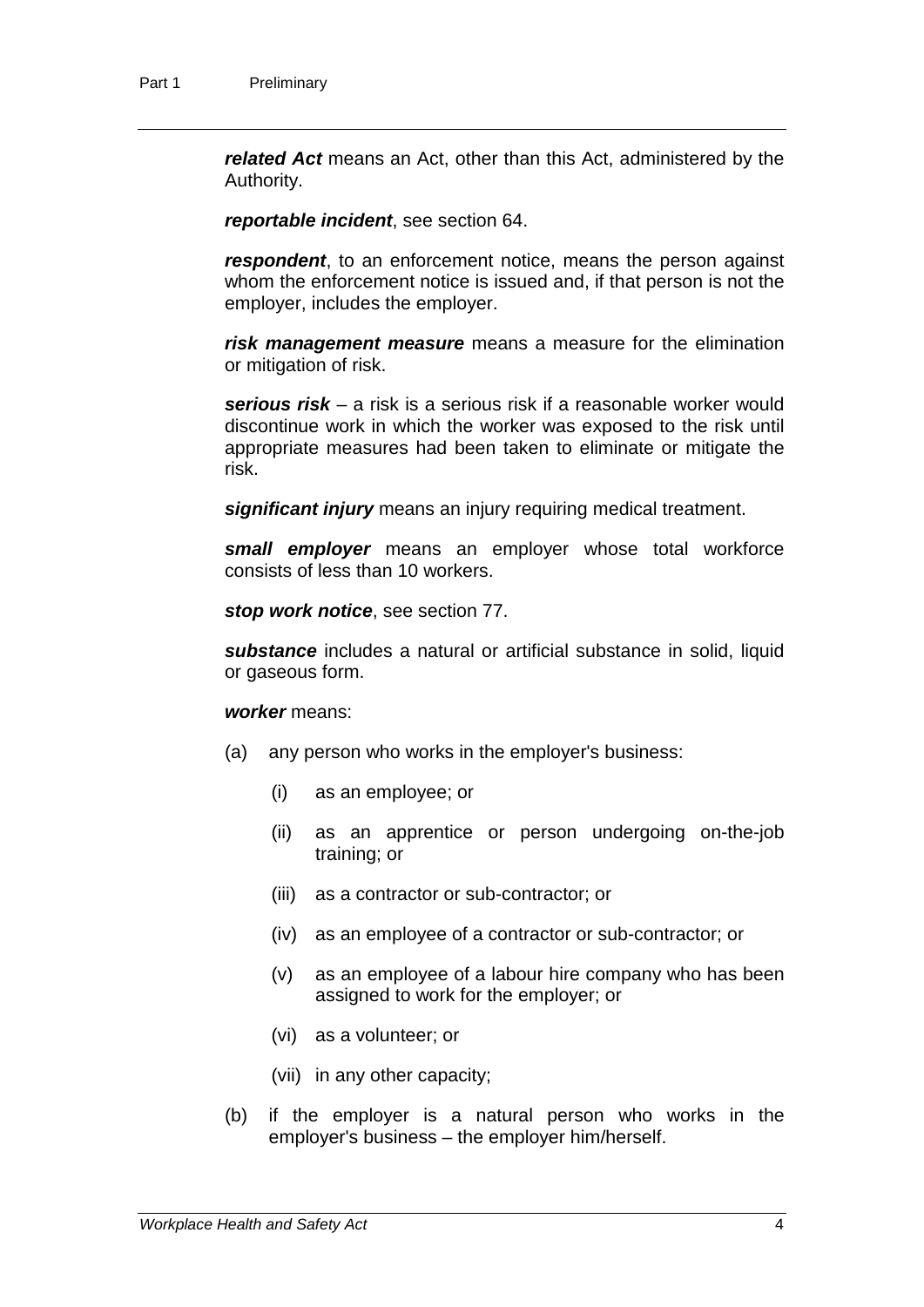***related Act*** means an Act, other than this Act, administered by the Authority.

***reportable incident***, see section 64.

***respondent***, to an enforcement notice, means the person against whom the enforcement notice is issued and, if that person is not the employer, includes the employer.

***risk management measure*** means a measure for the elimination or mitigation of risk.

***serious risk*** – a risk is a serious risk if a reasonable worker would discontinue work in which the worker was exposed to the risk until appropriate measures had been taken to eliminate or mitigate the risk.

***significant injury*** means an injury requiring medical treatment.

***small employer*** means an employer whose total workforce consists of less than 10 workers.

***stop work notice***, see section 77.

***substance*** includes a natural or artificial substance in solid, liquid or gaseous form.

***worker*** means:

(a) any person who works in the employer's business:

  (i) as an employee; or

  (ii) as an apprentice or person undergoing on-the-job training; or

  (iii) as a contractor or sub-contractor; or

  (iv) as an employee of a contractor or sub-contractor; or

  (v) as an employee of a labour hire company who has been assigned to work for the employer; or

  (vi) as a volunteer; or

  (vii) in any other capacity;

(b) if the employer is a natural person who works in the employer's business – the employer him/herself.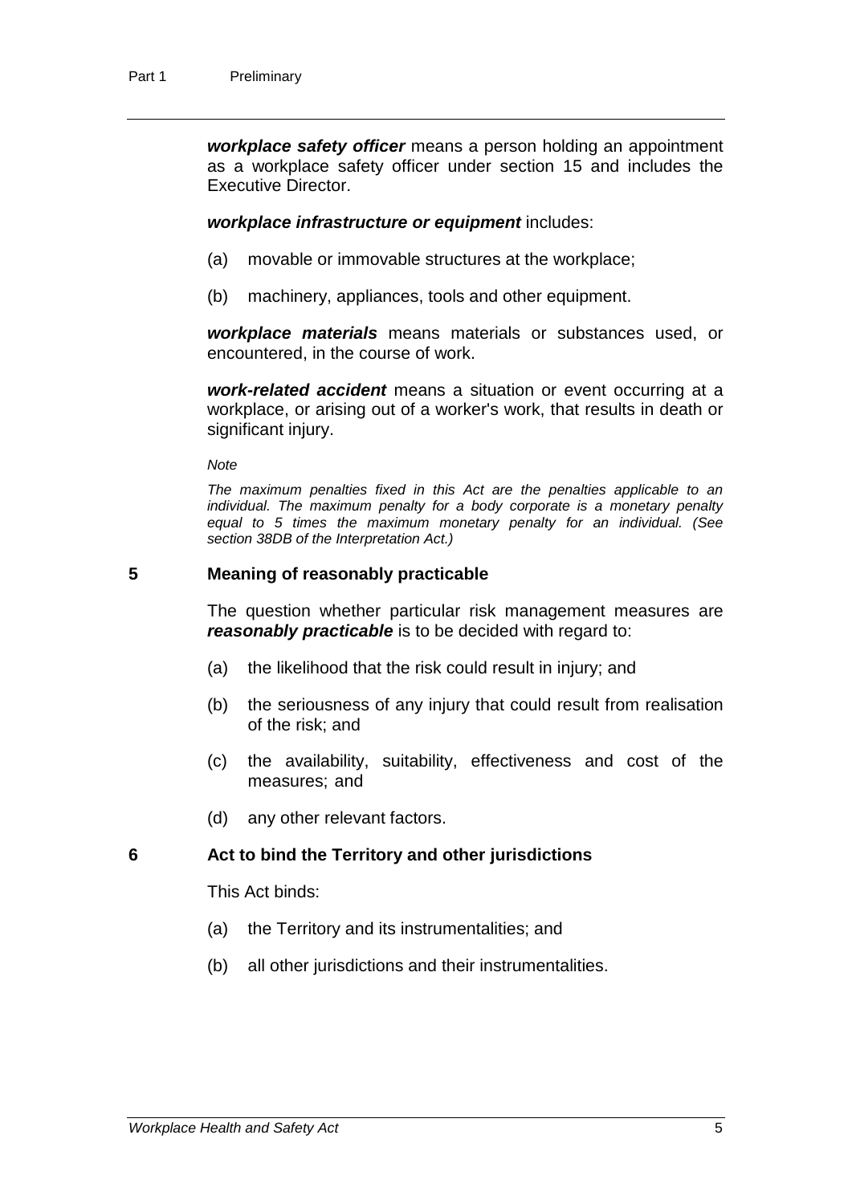***workplace safety officer*** means a person holding an appointment as a workplace safety officer under section 15 and includes the Executive Director.

***workplace infrastructure or equipment*** includes:

(a) movable or immovable structures at the workplace;

(b) machinery, appliances, tools and other equipment.

***workplace materials*** means materials or substances used, or encountered, in the course of work.

***work-related accident*** means a situation or event occurring at a workplace, or arising out of a worker's work, that results in death or significant injury.

*Note*

*The maximum penalties fixed in this Act are the penalties applicable to an individual. The maximum penalty for a body corporate is a monetary penalty equal to 5 times the maximum monetary penalty for an individual. (See section 38DB of the Interpretation Act.)*

## 5 Meaning of reasonably practicable

The question whether particular risk management measures are ***reasonably practicable*** is to be decided with regard to:

(a) the likelihood that the risk could result in injury; and

(b) the seriousness of any injury that could result from realisation of the risk; and

(c) the availability, suitability, effectiveness and cost of the measures; and

(d) any other relevant factors.

## 6 Act to bind the Territory and other jurisdictions

This Act binds:

(a) the Territory and its instrumentalities; and

(b) all other jurisdictions and their instrumentalities.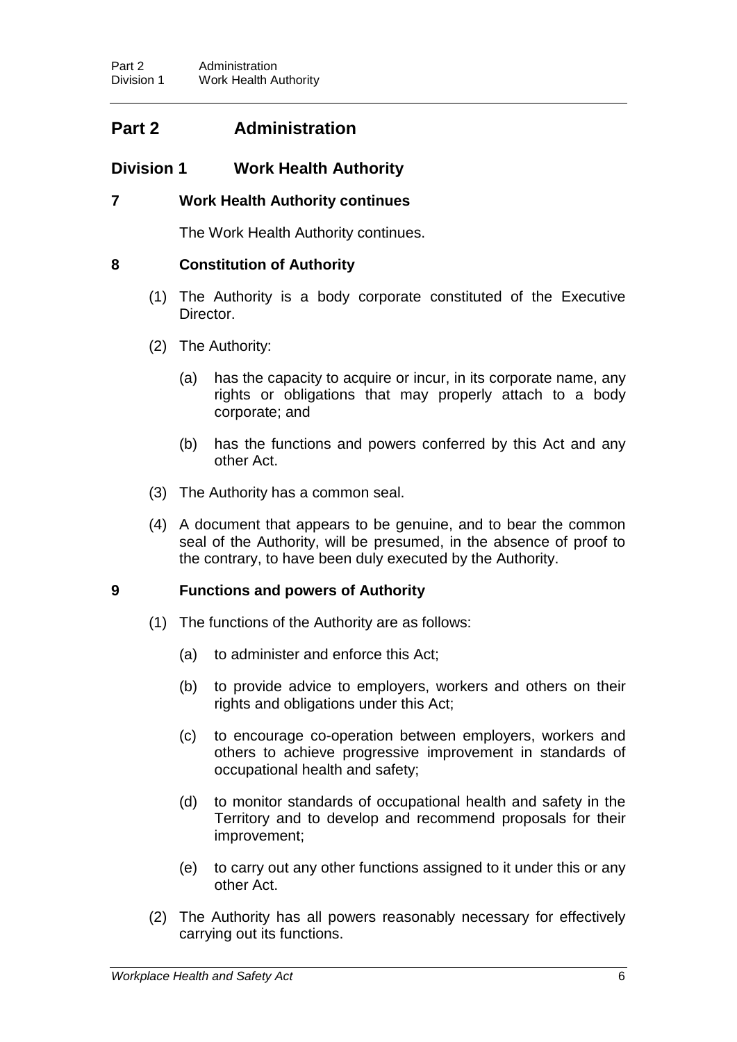# Part 2 Administration

## Division 1 Work Health Authority

### 7 Work Health Authority continues

The Work Health Authority continues.

### 8 Constitution of Authority

(1) The Authority is a body corporate constituted of the Executive Director.

(2) The Authority:

(a) has the capacity to acquire or incur, in its corporate name, any rights or obligations that may properly attach to a body corporate; and

(b) has the functions and powers conferred by this Act and any other Act.

(3) The Authority has a common seal.

(4) A document that appears to be genuine, and to bear the common seal of the Authority, will be presumed, in the absence of proof to the contrary, to have been duly executed by the Authority.

### 9 Functions and powers of Authority

(1) The functions of the Authority are as follows:

(a) to administer and enforce this Act;

(b) to provide advice to employers, workers and others on their rights and obligations under this Act;

(c) to encourage co-operation between employers, workers and others to achieve progressive improvement in standards of occupational health and safety;

(d) to monitor standards of occupational health and safety in the Territory and to develop and recommend proposals for their improvement;

(e) to carry out any other functions assigned to it under this or any other Act.

(2) The Authority has all powers reasonably necessary for effectively carrying out its functions.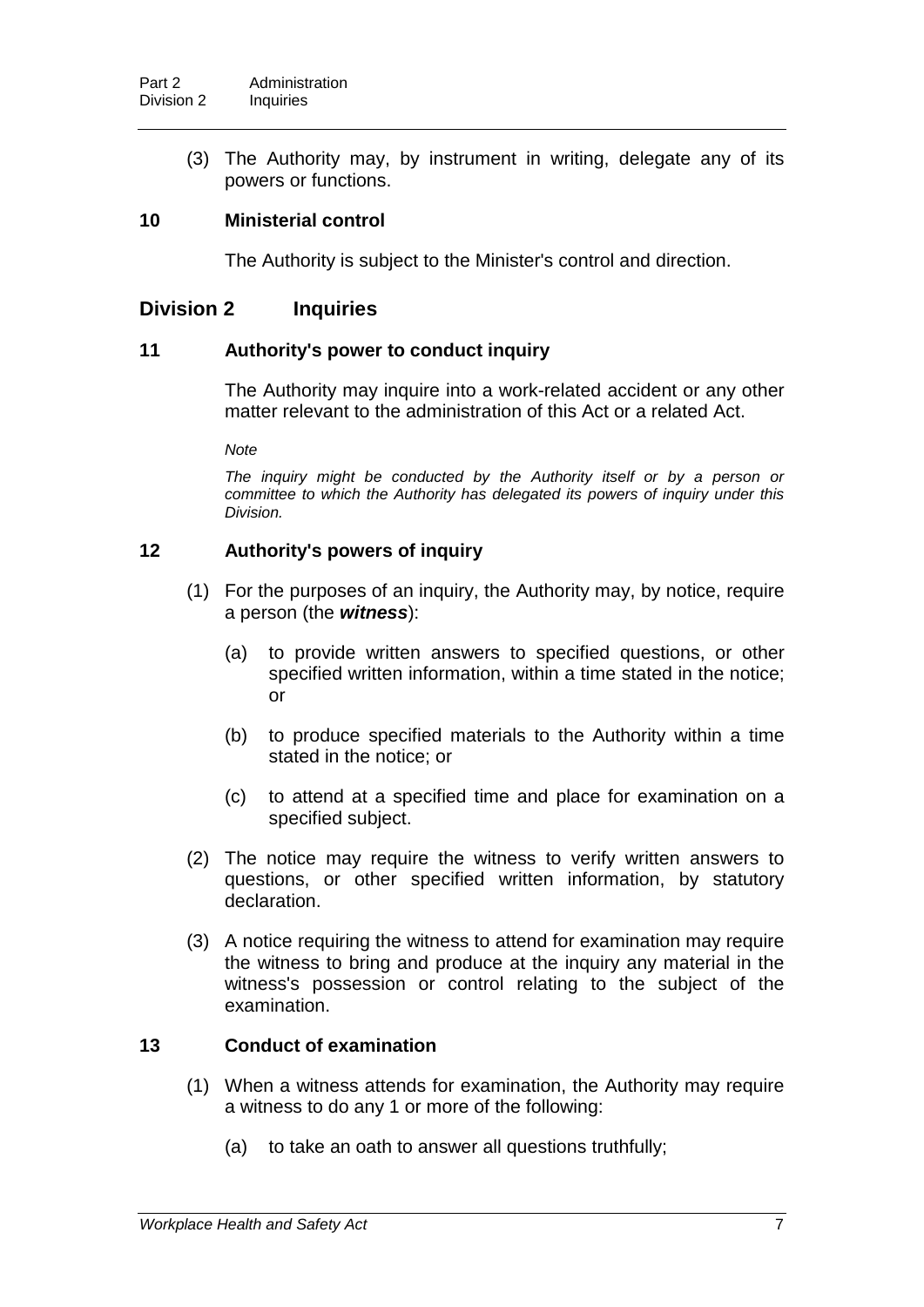(3) The Authority may, by instrument in writing, delegate any of its powers or functions.

### 10 Ministerial control

The Authority is subject to the Minister's control and direction.

## Division 2 Inquiries

### 11 Authority's power to conduct inquiry

The Authority may inquire into a work-related accident or any other matter relevant to the administration of this Act or a related Act.

*Note*

*The inquiry might be conducted by the Authority itself or by a person or committee to which the Authority has delegated its powers of inquiry under this Division.*

### 12 Authority's powers of inquiry

(1) For the purposes of an inquiry, the Authority may, by notice, require a person (the ***witness***):

- (a) to provide written answers to specified questions, or other specified written information, within a time stated in the notice; or
- (b) to produce specified materials to the Authority within a time stated in the notice; or
- (c) to attend at a specified time and place for examination on a specified subject.

(2) The notice may require the witness to verify written answers to questions, or other specified written information, by statutory declaration.

(3) A notice requiring the witness to attend for examination may require the witness to bring and produce at the inquiry any material in the witness's possession or control relating to the subject of the examination.

### 13 Conduct of examination

(1) When a witness attends for examination, the Authority may require a witness to do any 1 or more of the following:

- (a) to take an oath to answer all questions truthfully;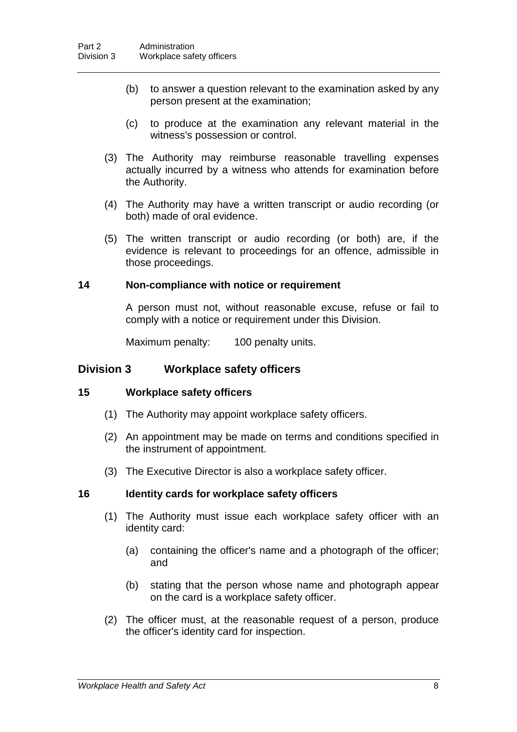(b) to answer a question relevant to the examination asked by any person present at the examination;

(c) to produce at the examination any relevant material in the witness's possession or control.

(3) The Authority may reimburse reasonable travelling expenses actually incurred by a witness who attends for examination before the Authority.

(4) The Authority may have a written transcript or audio recording (or both) made of oral evidence.

(5) The written transcript or audio recording (or both) are, if the evidence is relevant to proceedings for an offence, admissible in those proceedings.

### 14 Non-compliance with notice or requirement

A person must not, without reasonable excuse, refuse or fail to comply with a notice or requirement under this Division.

Maximum penalty: 100 penalty units.

## Division 3 Workplace safety officers

### 15 Workplace safety officers

(1) The Authority may appoint workplace safety officers.

(2) An appointment may be made on terms and conditions specified in the instrument of appointment.

(3) The Executive Director is also a workplace safety officer.

### 16 Identity cards for workplace safety officers

(1) The Authority must issue each workplace safety officer with an identity card:

(a) containing the officer's name and a photograph of the officer; and

(b) stating that the person whose name and photograph appear on the card is a workplace safety officer.

(2) The officer must, at the reasonable request of a person, produce the officer's identity card for inspection.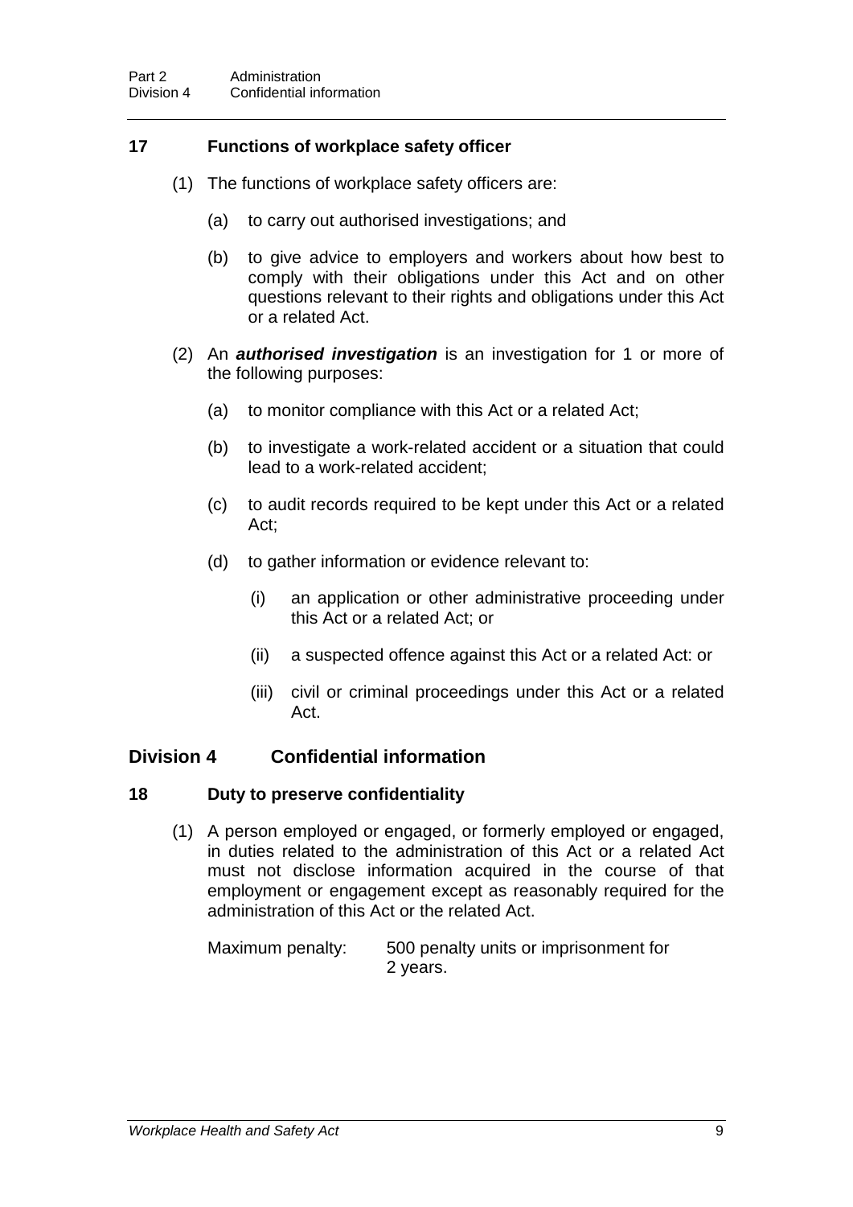### 17 Functions of workplace safety officer

(1) The functions of workplace safety officers are:

(a) to carry out authorised investigations; and

(b) to give advice to employers and workers about how best to comply with their obligations under this Act and on other questions relevant to their rights and obligations under this Act or a related Act.

(2) An ***authorised investigation*** is an investigation for 1 or more of the following purposes:

(a) to monitor compliance with this Act or a related Act;

(b) to investigate a work-related accident or a situation that could lead to a work-related accident;

(c) to audit records required to be kept under this Act or a related Act;

(d) to gather information or evidence relevant to:

(i) an application or other administrative proceeding under this Act or a related Act; or

(ii) a suspected offence against this Act or a related Act: or

(iii) civil or criminal proceedings under this Act or a related Act.

## Division 4 Confidential information

### 18 Duty to preserve confidentiality

(1) A person employed or engaged, or formerly employed or engaged, in duties related to the administration of this Act or a related Act must not disclose information acquired in the course of that employment or engagement except as reasonably required for the administration of this Act or the related Act.

Maximum penalty: 500 penalty units or imprisonment for 2 years.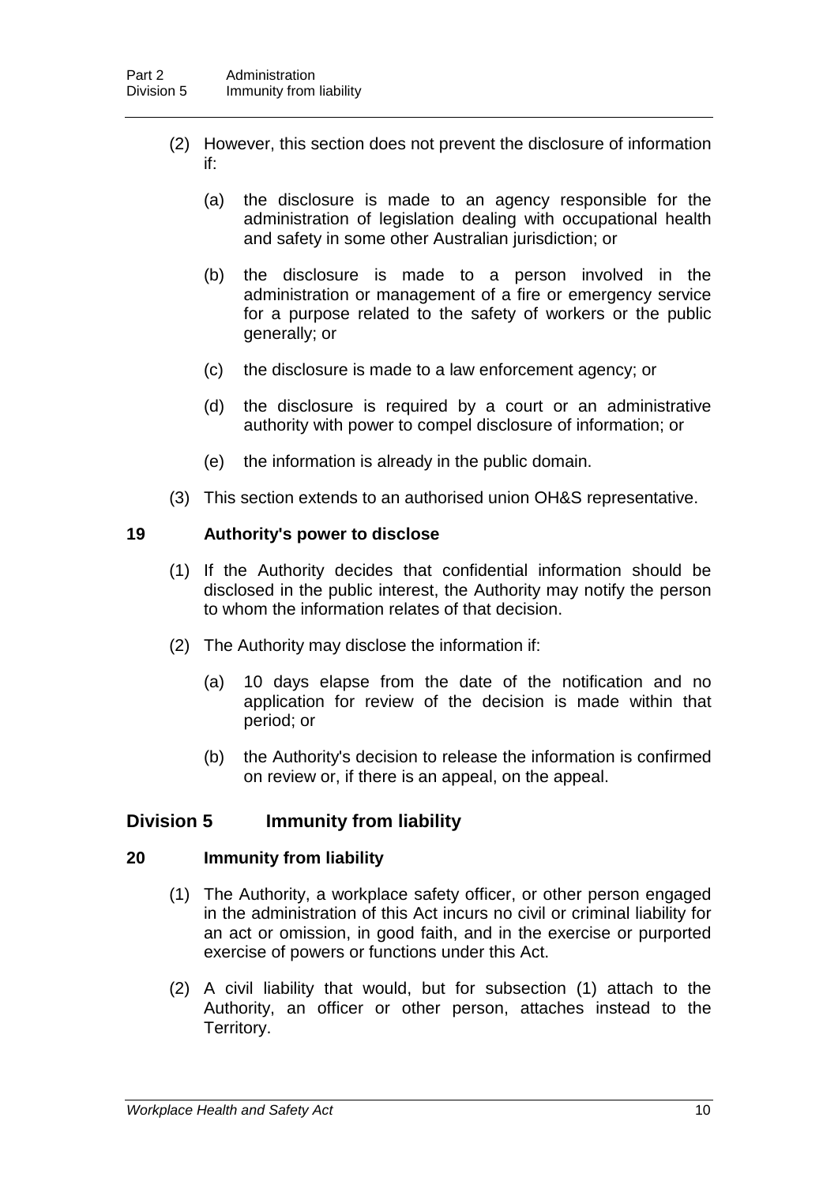(2) However, this section does not prevent the disclosure of information if:

(a) the disclosure is made to an agency responsible for the administration of legislation dealing with occupational health and safety in some other Australian jurisdiction; or

(b) the disclosure is made to a person involved in the administration or management of a fire or emergency service for a purpose related to the safety of workers or the public generally; or

(c) the disclosure is made to a law enforcement agency; or

(d) the disclosure is required by a court or an administrative authority with power to compel disclosure of information; or

(e) the information is already in the public domain.

(3) This section extends to an authorised union OH&S representative.

### 19 Authority's power to disclose

(1) If the Authority decides that confidential information should be disclosed in the public interest, the Authority may notify the person to whom the information relates of that decision.

(2) The Authority may disclose the information if:

(a) 10 days elapse from the date of the notification and no application for review of the decision is made within that period; or

(b) the Authority's decision to release the information is confirmed on review or, if there is an appeal, on the appeal.

## Division 5 Immunity from liability

### 20 Immunity from liability

(1) The Authority, a workplace safety officer, or other person engaged in the administration of this Act incurs no civil or criminal liability for an act or omission, in good faith, and in the exercise or purported exercise of powers or functions under this Act.

(2) A civil liability that would, but for subsection (1) attach to the Authority, an officer or other person, attaches instead to the Territory.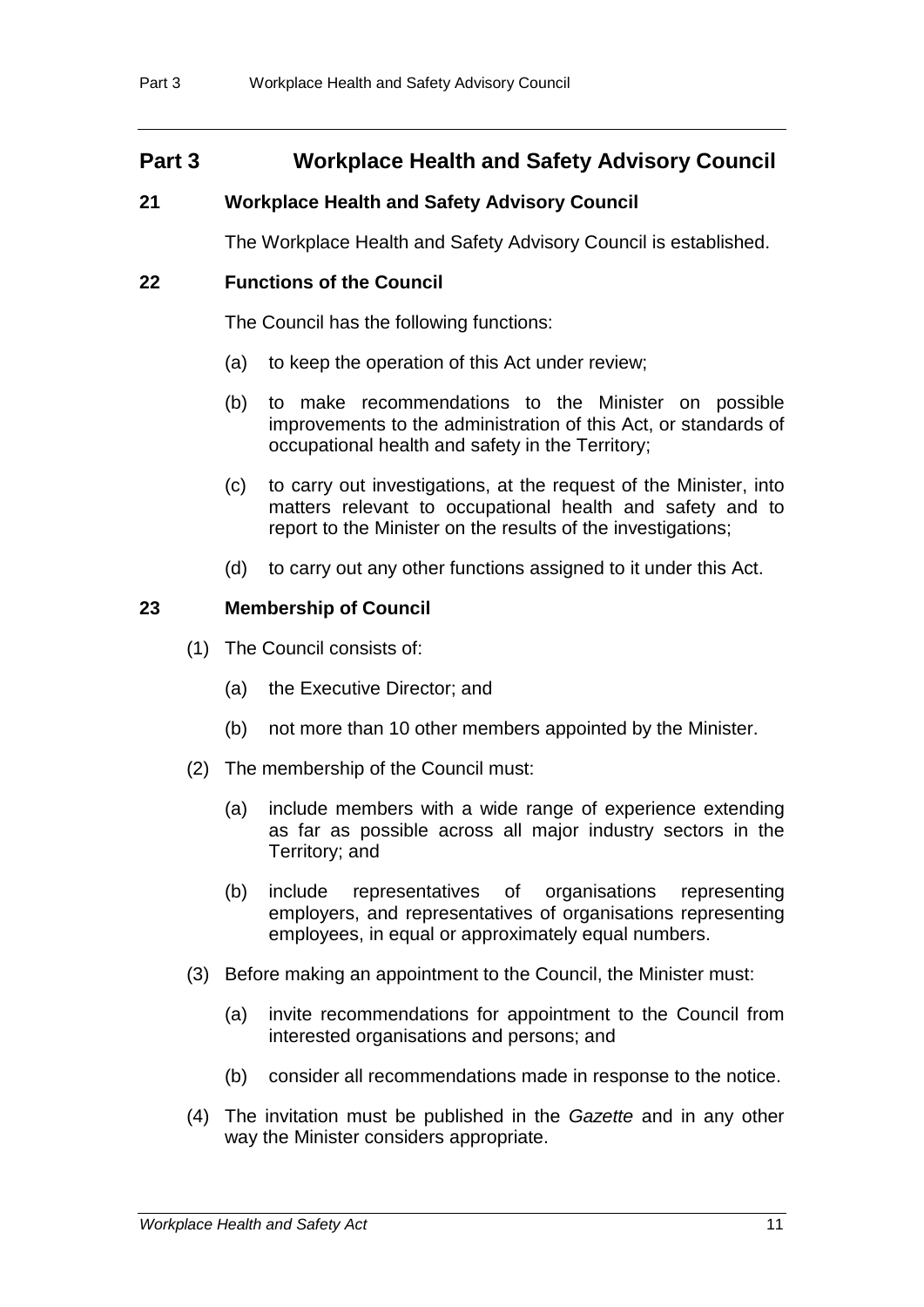# Part 3 Workplace Health and Safety Advisory Council

## 21 Workplace Health and Safety Advisory Council

The Workplace Health and Safety Advisory Council is established.

## 22 Functions of the Council

The Council has the following functions:

(a) to keep the operation of this Act under review;

(b) to make recommendations to the Minister on possible improvements to the administration of this Act, or standards of occupational health and safety in the Territory;

(c) to carry out investigations, at the request of the Minister, into matters relevant to occupational health and safety and to report to the Minister on the results of the investigations;

(d) to carry out any other functions assigned to it under this Act.

## 23 Membership of Council

(1) The Council consists of:

(a) the Executive Director; and

(b) not more than 10 other members appointed by the Minister.

(2) The membership of the Council must:

(a) include members with a wide range of experience extending as far as possible across all major industry sectors in the Territory; and

(b) include representatives of organisations representing employers, and representatives of organisations representing employees, in equal or approximately equal numbers.

(3) Before making an appointment to the Council, the Minister must:

(a) invite recommendations for appointment to the Council from interested organisations and persons; and

(b) consider all recommendations made in response to the notice.

(4) The invitation must be published in the *Gazette* and in any other way the Minister considers appropriate.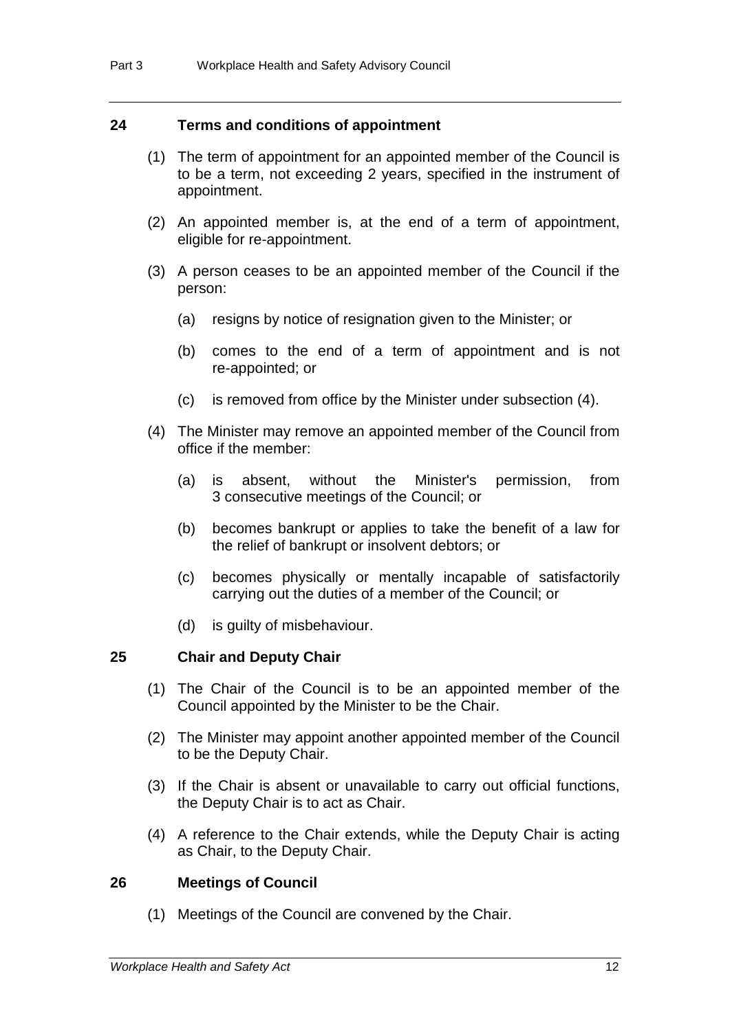### 24 Terms and conditions of appointment

(1) The term of appointment for an appointed member of the Council is to be a term, not exceeding 2 years, specified in the instrument of appointment.

(2) An appointed member is, at the end of a term of appointment, eligible for re-appointment.

(3) A person ceases to be an appointed member of the Council if the person:

(a) resigns by notice of resignation given to the Minister; or

(b) comes to the end of a term of appointment and is not re-appointed; or

(c) is removed from office by the Minister under subsection (4).

(4) The Minister may remove an appointed member of the Council from office if the member:

(a) is absent, without the Minister's permission, from 3 consecutive meetings of the Council; or

(b) becomes bankrupt or applies to take the benefit of a law for the relief of bankrupt or insolvent debtors; or

(c) becomes physically or mentally incapable of satisfactorily carrying out the duties of a member of the Council; or

(d) is guilty of misbehaviour.

### 25 Chair and Deputy Chair

(1) The Chair of the Council is to be an appointed member of the Council appointed by the Minister to be the Chair.

(2) The Minister may appoint another appointed member of the Council to be the Deputy Chair.

(3) If the Chair is absent or unavailable to carry out official functions, the Deputy Chair is to act as Chair.

(4) A reference to the Chair extends, while the Deputy Chair is acting as Chair, to the Deputy Chair.

### 26 Meetings of Council

(1) Meetings of the Council are convened by the Chair.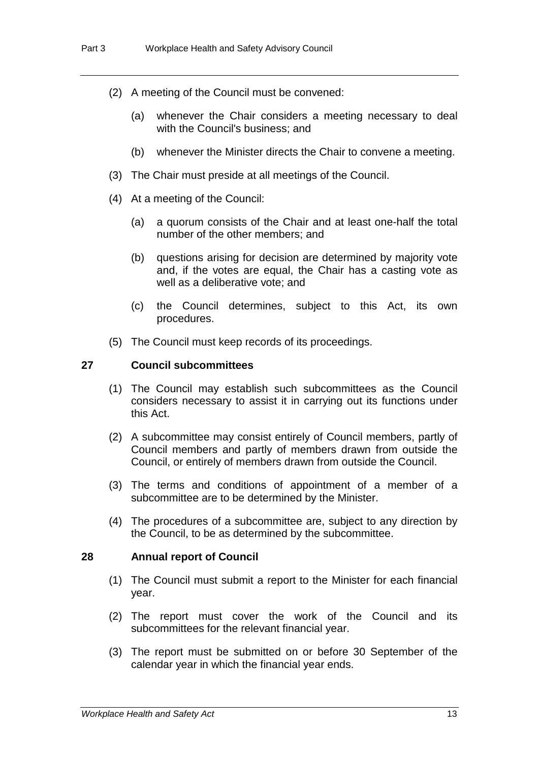(2) A meeting of the Council must be convened:

(a) whenever the Chair considers a meeting necessary to deal with the Council's business; and

(b) whenever the Minister directs the Chair to convene a meeting.

(3) The Chair must preside at all meetings of the Council.

(4) At a meeting of the Council:

(a) a quorum consists of the Chair and at least one-half the total number of the other members; and

(b) questions arising for decision are determined by majority vote and, if the votes are equal, the Chair has a casting vote as well as a deliberative vote; and

(c) the Council determines, subject to this Act, its own procedures.

(5) The Council must keep records of its proceedings.

## 27 Council subcommittees

(1) The Council may establish such subcommittees as the Council considers necessary to assist it in carrying out its functions under this Act.

(2) A subcommittee may consist entirely of Council members, partly of Council members and partly of members drawn from outside the Council, or entirely of members drawn from outside the Council.

(3) The terms and conditions of appointment of a member of a subcommittee are to be determined by the Minister.

(4) The procedures of a subcommittee are, subject to any direction by the Council, to be as determined by the subcommittee.

## 28 Annual report of Council

(1) The Council must submit a report to the Minister for each financial year.

(2) The report must cover the work of the Council and its subcommittees for the relevant financial year.

(3) The report must be submitted on or before 30 September of the calendar year in which the financial year ends.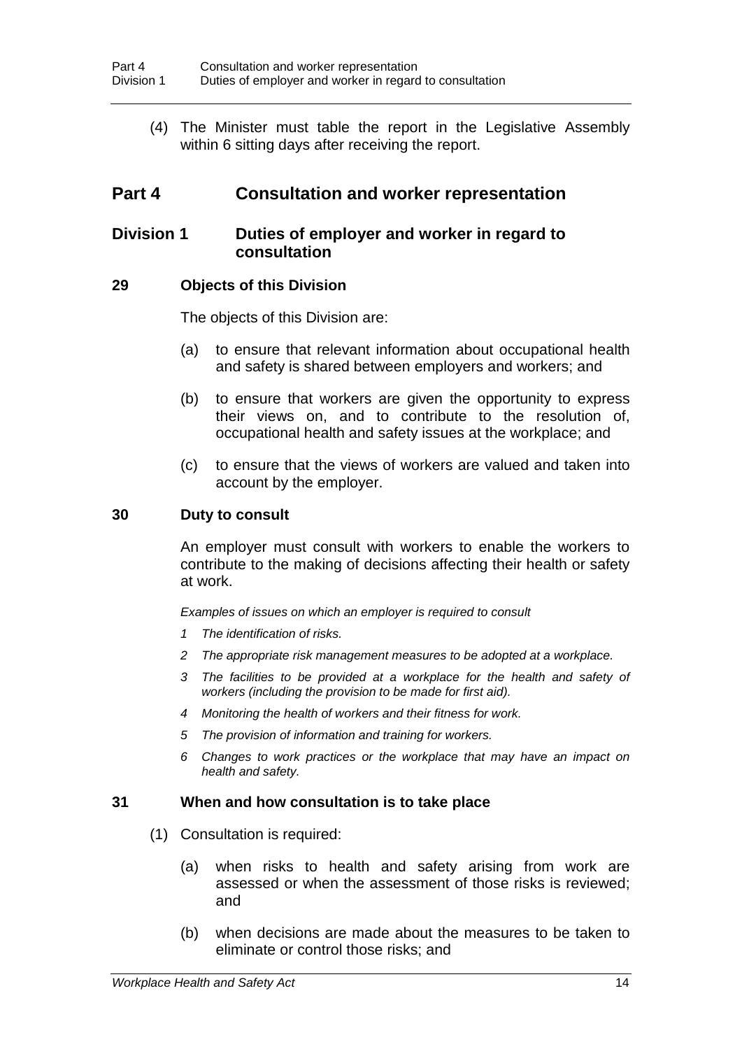(4) The Minister must table the report in the Legislative Assembly within 6 sitting days after receiving the report.

# Part 4 Consultation and worker representation

## Division 1 Duties of employer and worker in regard to consultation

### 29 Objects of this Division

The objects of this Division are:

(a) to ensure that relevant information about occupational health and safety is shared between employers and workers; and

(b) to ensure that workers are given the opportunity to express their views on, and to contribute to the resolution of, occupational health and safety issues at the workplace; and

(c) to ensure that the views of workers are valued and taken into account by the employer.

### 30 Duty to consult

An employer must consult with workers to enable the workers to contribute to the making of decisions affecting their health or safety at work.

*Examples of issues on which an employer is required to consult*

*1 The identification of risks.*

*2 The appropriate risk management measures to be adopted at a workplace.*

*3 The facilities to be provided at a workplace for the health and safety of workers (including the provision to be made for first aid).*

*4 Monitoring the health of workers and their fitness for work.*

*5 The provision of information and training for workers.*

*6 Changes to work practices or the workplace that may have an impact on health and safety.*

### 31 When and how consultation is to take place

(1) Consultation is required:

(a) when risks to health and safety arising from work are assessed or when the assessment of those risks is reviewed; and

(b) when decisions are made about the measures to be taken to eliminate or control those risks; and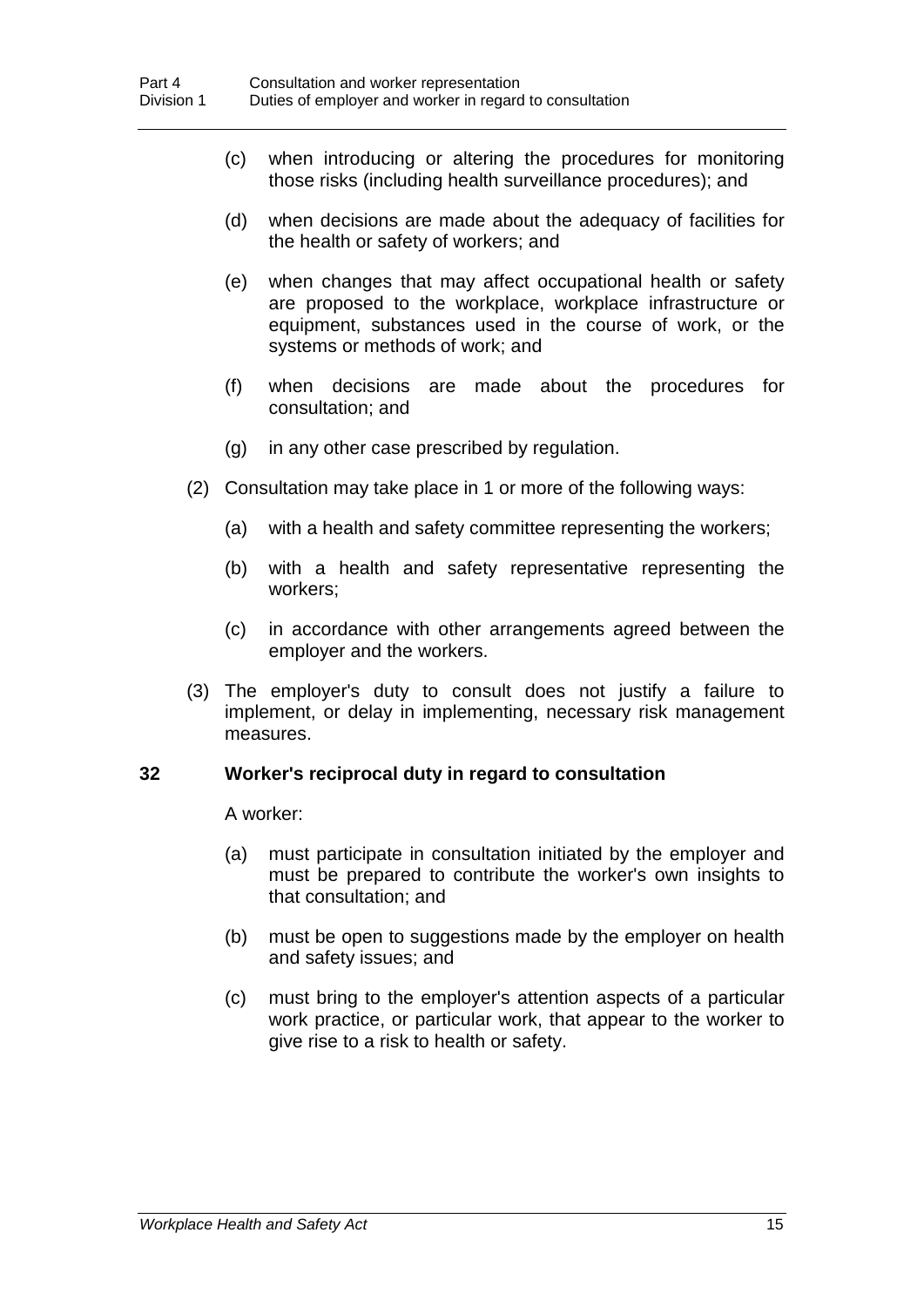(c) when introducing or altering the procedures for monitoring those risks (including health surveillance procedures); and

(d) when decisions are made about the adequacy of facilities for the health or safety of workers; and

(e) when changes that may affect occupational health or safety are proposed to the workplace, workplace infrastructure or equipment, substances used in the course of work, or the systems or methods of work; and

(f) when decisions are made about the procedures for consultation; and

(g) in any other case prescribed by regulation.

(2) Consultation may take place in 1 or more of the following ways:

(a) with a health and safety committee representing the workers;

(b) with a health and safety representative representing the workers;

(c) in accordance with other arrangements agreed between the employer and the workers.

(3) The employer's duty to consult does not justify a failure to implement, or delay in implementing, necessary risk management measures.

### 32 Worker's reciprocal duty in regard to consultation

A worker:

(a) must participate in consultation initiated by the employer and must be prepared to contribute the worker's own insights to that consultation; and

(b) must be open to suggestions made by the employer on health and safety issues; and

(c) must bring to the employer's attention aspects of a particular work practice, or particular work, that appear to the worker to give rise to a risk to health or safety.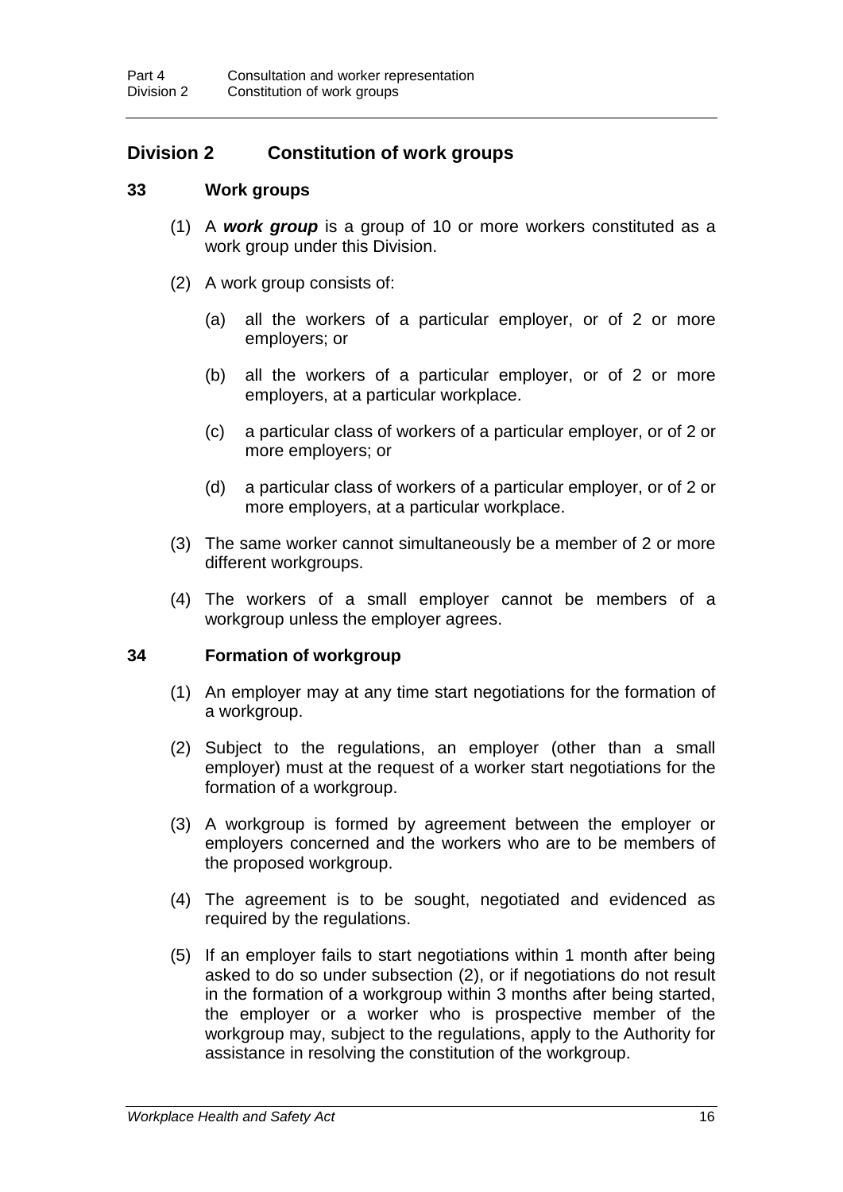## Division 2 Constitution of work groups

### 33 Work groups

(1) A ***work group*** is a group of 10 or more workers constituted as a work group under this Division.

(2) A work group consists of:

(a) all the workers of a particular employer, or of 2 or more employers; or

(b) all the workers of a particular employer, or of 2 or more employers, at a particular workplace.

(c) a particular class of workers of a particular employer, or of 2 or more employers; or

(d) a particular class of workers of a particular employer, or of 2 or more employers, at a particular workplace.

(3) The same worker cannot simultaneously be a member of 2 or more different workgroups.

(4) The workers of a small employer cannot be members of a workgroup unless the employer agrees.

### 34 Formation of workgroup

(1) An employer may at any time start negotiations for the formation of a workgroup.

(2) Subject to the regulations, an employer (other than a small employer) must at the request of a worker start negotiations for the formation of a workgroup.

(3) A workgroup is formed by agreement between the employer or employers concerned and the workers who are to be members of the proposed workgroup.

(4) The agreement is to be sought, negotiated and evidenced as required by the regulations.

(5) If an employer fails to start negotiations within 1 month after being asked to do so under subsection (2), or if negotiations do not result in the formation of a workgroup within 3 months after being started, the employer or a worker who is prospective member of the workgroup may, subject to the regulations, apply to the Authority for assistance in resolving the constitution of the workgroup.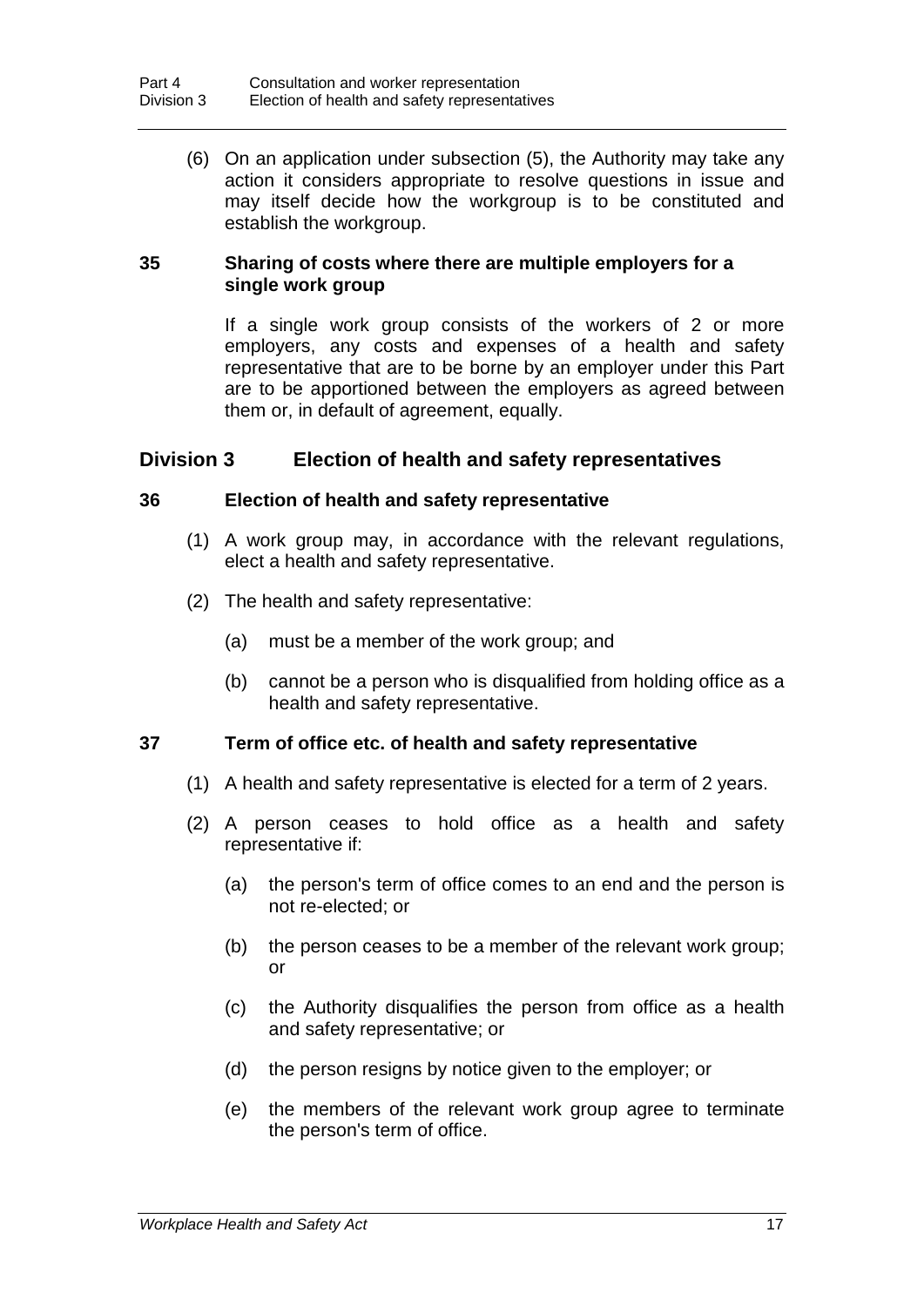(6) On an application under subsection (5), the Authority may take any action it considers appropriate to resolve questions in issue and may itself decide how the workgroup is to be constituted and establish the workgroup.

### 35 Sharing of costs where there are multiple employers for a single work group

If a single work group consists of the workers of 2 or more employers, any costs and expenses of a health and safety representative that are to be borne by an employer under this Part are to be apportioned between the employers as agreed between them or, in default of agreement, equally.

## Division 3 Election of health and safety representatives

### 36 Election of health and safety representative

(1) A work group may, in accordance with the relevant regulations, elect a health and safety representative.

(2) The health and safety representative:

(a) must be a member of the work group; and

(b) cannot be a person who is disqualified from holding office as a health and safety representative.

### 37 Term of office etc. of health and safety representative

(1) A health and safety representative is elected for a term of 2 years.

(2) A person ceases to hold office as a health and safety representative if:

(a) the person's term of office comes to an end and the person is not re-elected; or

(b) the person ceases to be a member of the relevant work group; or

(c) the Authority disqualifies the person from office as a health and safety representative; or

(d) the person resigns by notice given to the employer; or

(e) the members of the relevant work group agree to terminate the person's term of office.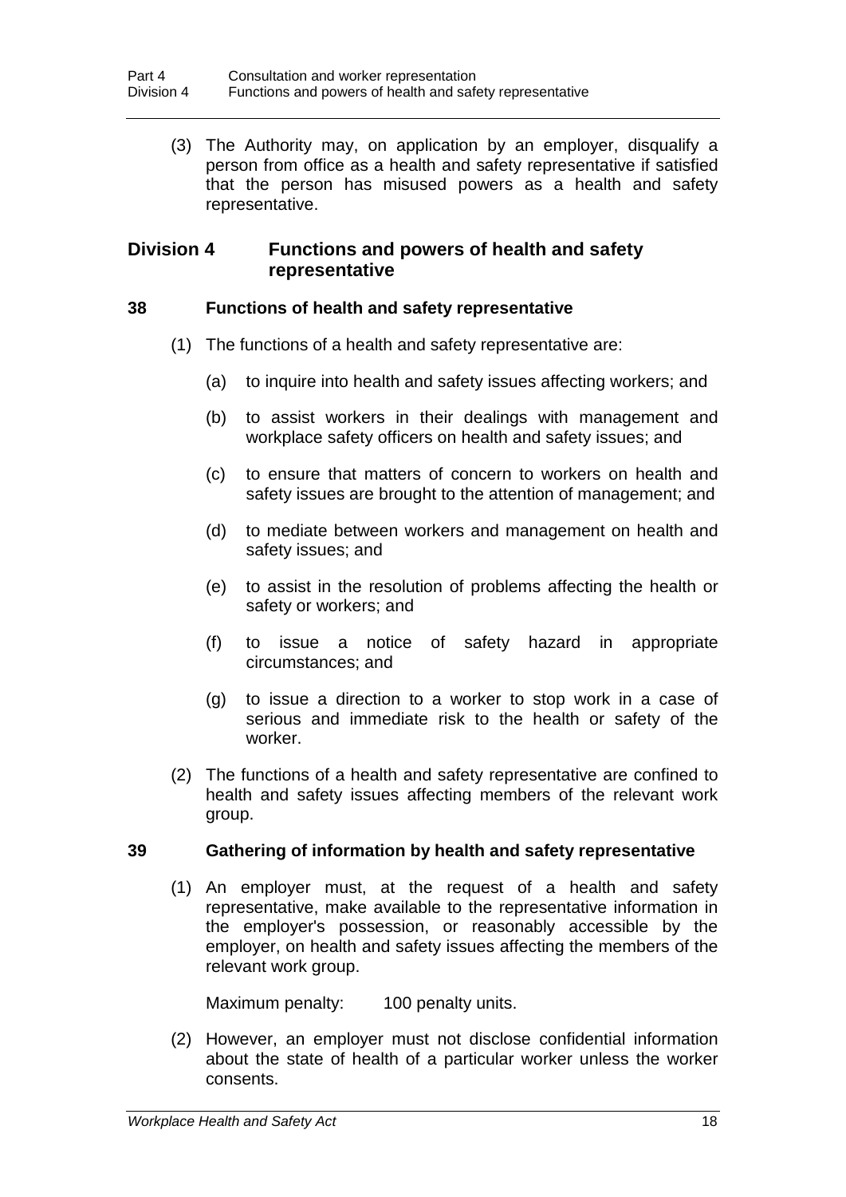(3) The Authority may, on application by an employer, disqualify a person from office as a health and safety representative if satisfied that the person has misused powers as a health and safety representative.

## Division 4 Functions and powers of health and safety representative

### 38 Functions of health and safety representative

(1) The functions of a health and safety representative are:

(a) to inquire into health and safety issues affecting workers; and

(b) to assist workers in their dealings with management and workplace safety officers on health and safety issues; and

(c) to ensure that matters of concern to workers on health and safety issues are brought to the attention of management; and

(d) to mediate between workers and management on health and safety issues; and

(e) to assist in the resolution of problems affecting the health or safety or workers; and

(f) to issue a notice of safety hazard in appropriate circumstances; and

(g) to issue a direction to a worker to stop work in a case of serious and immediate risk to the health or safety of the worker.

(2) The functions of a health and safety representative are confined to health and safety issues affecting members of the relevant work group.

### 39 Gathering of information by health and safety representative

(1) An employer must, at the request of a health and safety representative, make available to the representative information in the employer's possession, or reasonably accessible by the employer, on health and safety issues affecting the members of the relevant work group.

Maximum penalty: 100 penalty units.

(2) However, an employer must not disclose confidential information about the state of health of a particular worker unless the worker consents.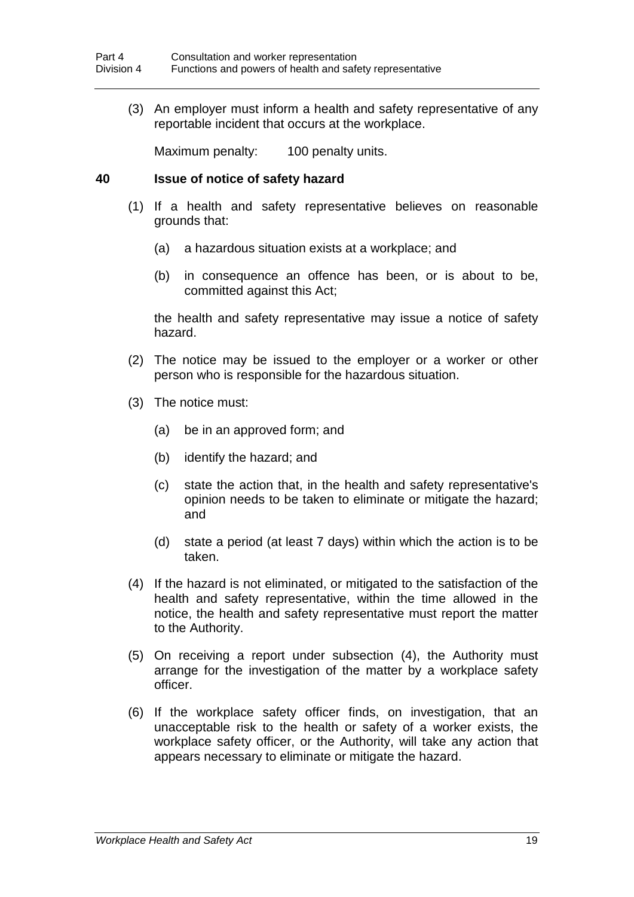(3) An employer must inform a health and safety representative of any reportable incident that occurs at the workplace.

Maximum penalty: 100 penalty units.

### 40 Issue of notice of safety hazard

(1) If a health and safety representative believes on reasonable grounds that:

- (a) a hazardous situation exists at a workplace; and
- (b) in consequence an offence has been, or is about to be, committed against this Act;

the health and safety representative may issue a notice of safety hazard.

(2) The notice may be issued to the employer or a worker or other person who is responsible for the hazardous situation.

(3) The notice must:

- (a) be in an approved form; and
- (b) identify the hazard; and
- (c) state the action that, in the health and safety representative's opinion needs to be taken to eliminate or mitigate the hazard; and
- (d) state a period (at least 7 days) within which the action is to be taken.

(4) If the hazard is not eliminated, or mitigated to the satisfaction of the health and safety representative, within the time allowed in the notice, the health and safety representative must report the matter to the Authority.

(5) On receiving a report under subsection (4), the Authority must arrange for the investigation of the matter by a workplace safety officer.

(6) If the workplace safety officer finds, on investigation, that an unacceptable risk to the health or safety of a worker exists, the workplace safety officer, or the Authority, will take any action that appears necessary to eliminate or mitigate the hazard.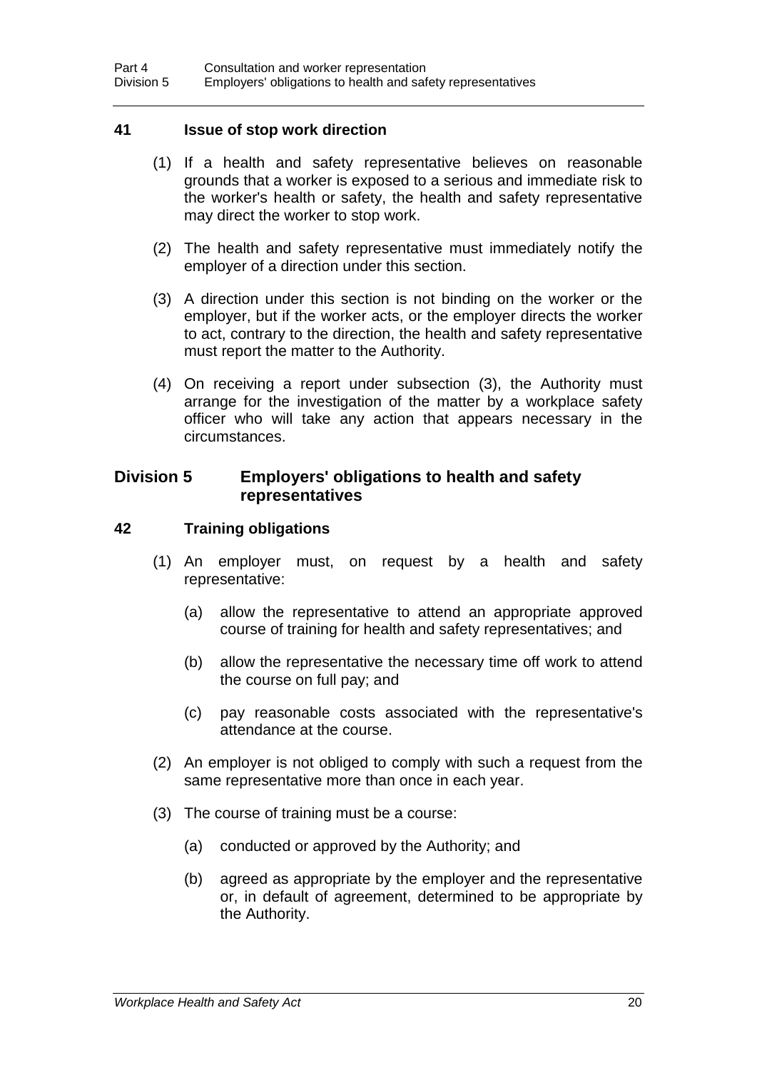### 41 Issue of stop work direction

(1) If a health and safety representative believes on reasonable grounds that a worker is exposed to a serious and immediate risk to the worker's health or safety, the health and safety representative may direct the worker to stop work.

(2) The health and safety representative must immediately notify the employer of a direction under this section.

(3) A direction under this section is not binding on the worker or the employer, but if the worker acts, or the employer directs the worker to act, contrary to the direction, the health and safety representative must report the matter to the Authority.

(4) On receiving a report under subsection (3), the Authority must arrange for the investigation of the matter by a workplace safety officer who will take any action that appears necessary in the circumstances.

## Division 5 Employers' obligations to health and safety representatives

### 42 Training obligations

(1) An employer must, on request by a health and safety representative:

(a) allow the representative to attend an appropriate approved course of training for health and safety representatives; and

(b) allow the representative the necessary time off work to attend the course on full pay; and

(c) pay reasonable costs associated with the representative's attendance at the course.

(2) An employer is not obliged to comply with such a request from the same representative more than once in each year.

(3) The course of training must be a course:

(a) conducted or approved by the Authority; and

(b) agreed as appropriate by the employer and the representative or, in default of agreement, determined to be appropriate by the Authority.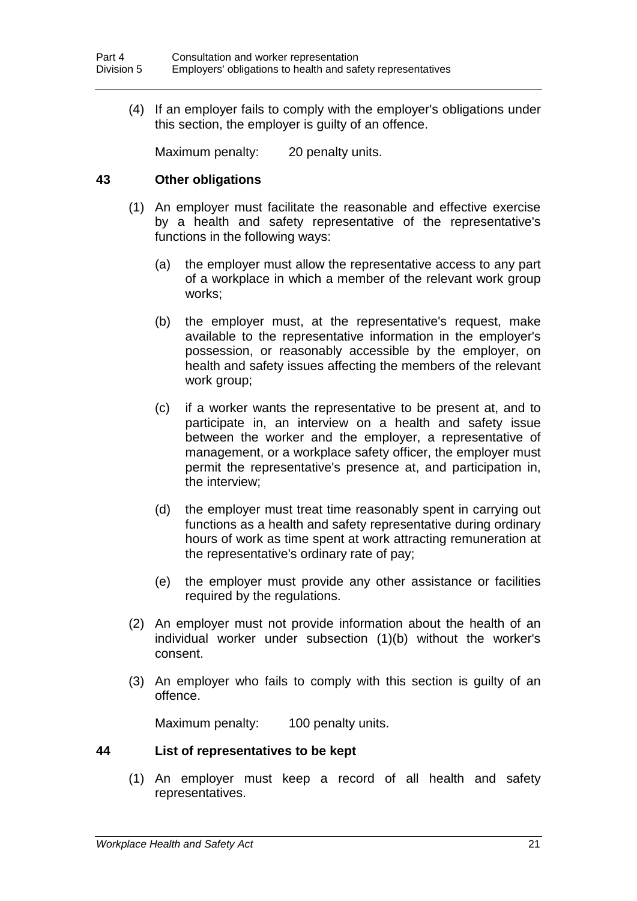(4) If an employer fails to comply with the employer's obligations under this section, the employer is guilty of an offence.

Maximum penalty: 20 penalty units.

### 43 Other obligations

(1) An employer must facilitate the reasonable and effective exercise by a health and safety representative of the representative's functions in the following ways:

(a) the employer must allow the representative access to any part of a workplace in which a member of the relevant work group works;

(b) the employer must, at the representative's request, make available to the representative information in the employer's possession, or reasonably accessible by the employer, on health and safety issues affecting the members of the relevant work group;

(c) if a worker wants the representative to be present at, and to participate in, an interview on a health and safety issue between the worker and the employer, a representative of management, or a workplace safety officer, the employer must permit the representative's presence at, and participation in, the interview;

(d) the employer must treat time reasonably spent in carrying out functions as a health and safety representative during ordinary hours of work as time spent at work attracting remuneration at the representative's ordinary rate of pay;

(e) the employer must provide any other assistance or facilities required by the regulations.

(2) An employer must not provide information about the health of an individual worker under subsection (1)(b) without the worker's consent.

(3) An employer who fails to comply with this section is guilty of an offence.

Maximum penalty: 100 penalty units.

### 44 List of representatives to be kept

(1) An employer must keep a record of all health and safety representatives.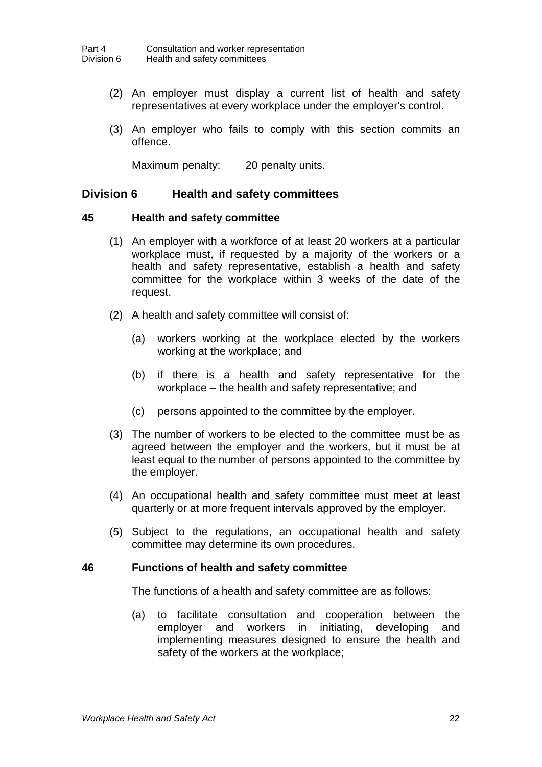(2) An employer must display a current list of health and safety representatives at every workplace under the employer's control.

(3) An employer who fails to comply with this section commits an offence.

Maximum penalty: 20 penalty units.

## Division 6 Health and safety committees

### 45 Health and safety committee

(1) An employer with a workforce of at least 20 workers at a particular workplace must, if requested by a majority of the workers or a health and safety representative, establish a health and safety committee for the workplace within 3 weeks of the date of the request.

(2) A health and safety committee will consist of:

(a) workers working at the workplace elected by the workers working at the workplace; and

(b) if there is a health and safety representative for the workplace – the health and safety representative; and

(c) persons appointed to the committee by the employer.

(3) The number of workers to be elected to the committee must be as agreed between the employer and the workers, but it must be at least equal to the number of persons appointed to the committee by the employer.

(4) An occupational health and safety committee must meet at least quarterly or at more frequent intervals approved by the employer.

(5) Subject to the regulations, an occupational health and safety committee may determine its own procedures.

### 46 Functions of health and safety committee

The functions of a health and safety committee are as follows:

(a) to facilitate consultation and cooperation between the employer and workers in initiating, developing and implementing measures designed to ensure the health and safety of the workers at the workplace;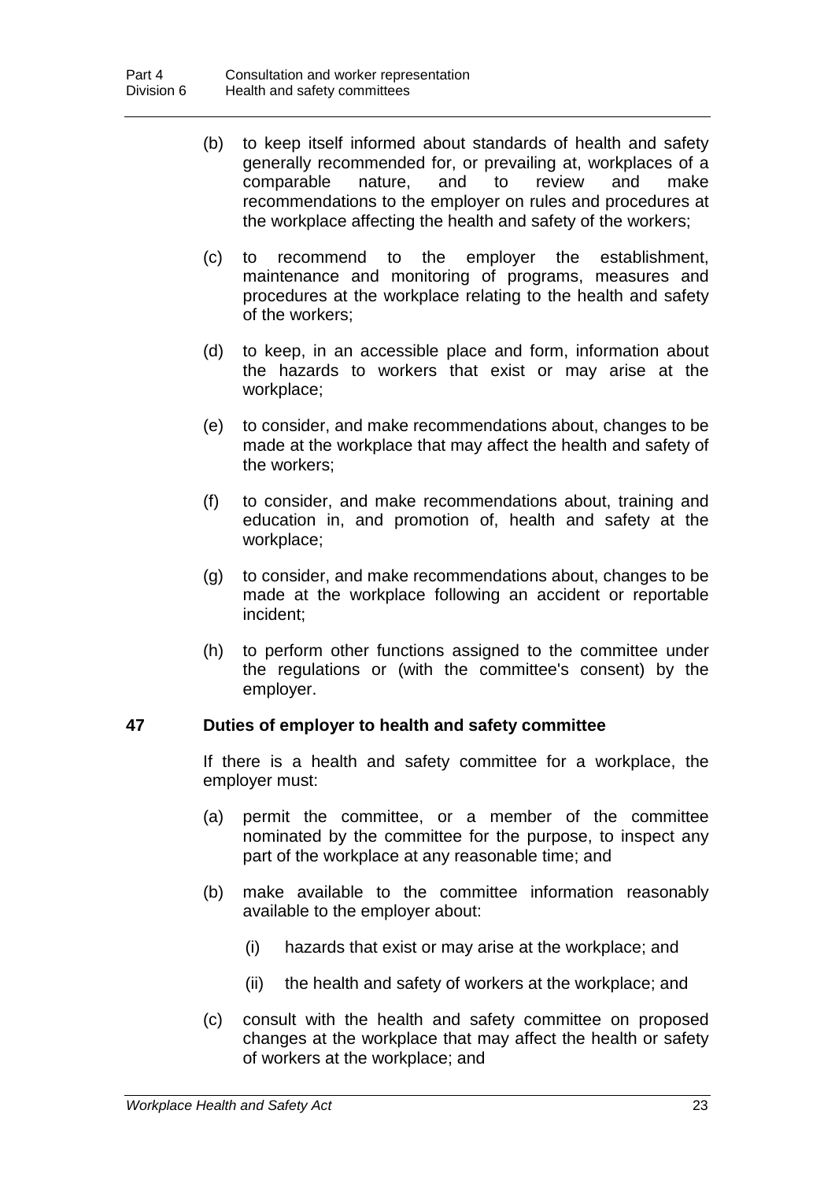(b) to keep itself informed about standards of health and safety generally recommended for, or prevailing at, workplaces of a comparable nature, and to review and make recommendations to the employer on rules and procedures at the workplace affecting the health and safety of the workers;

(c) to recommend to the employer the establishment, maintenance and monitoring of programs, measures and procedures at the workplace relating to the health and safety of the workers;

(d) to keep, in an accessible place and form, information about the hazards to workers that exist or may arise at the workplace;

(e) to consider, and make recommendations about, changes to be made at the workplace that may affect the health and safety of the workers;

(f) to consider, and make recommendations about, training and education in, and promotion of, health and safety at the workplace;

(g) to consider, and make recommendations about, changes to be made at the workplace following an accident or reportable incident;

(h) to perform other functions assigned to the committee under the regulations or (with the committee's consent) by the employer.

### 47 Duties of employer to health and safety committee

If there is a health and safety committee for a workplace, the employer must:

(a) permit the committee, or a member of the committee nominated by the committee for the purpose, to inspect any part of the workplace at any reasonable time; and

(b) make available to the committee information reasonably available to the employer about:

(i) hazards that exist or may arise at the workplace; and

(ii) the health and safety of workers at the workplace; and

(c) consult with the health and safety committee on proposed changes at the workplace that may affect the health or safety of workers at the workplace; and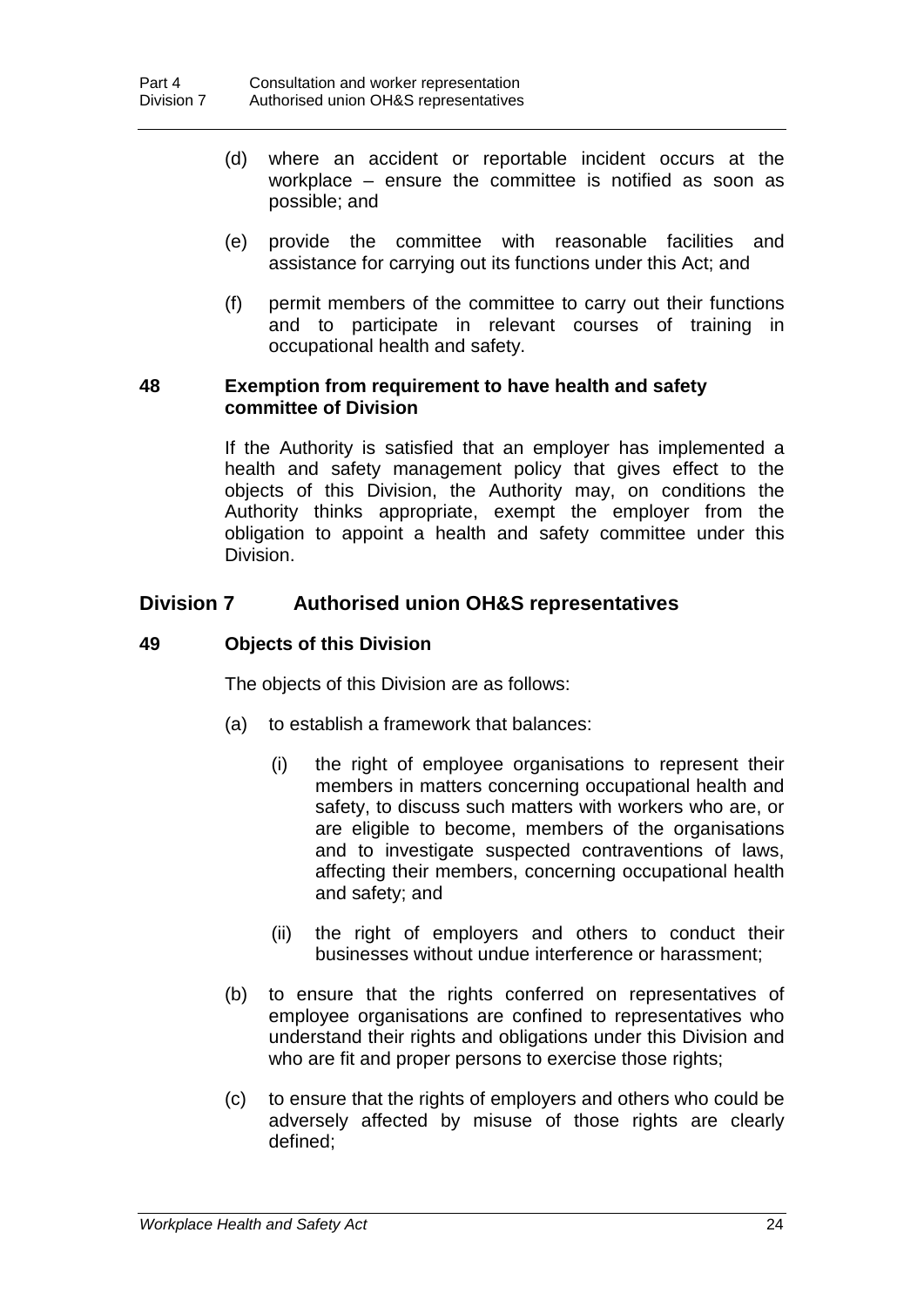(d) where an accident or reportable incident occurs at the workplace – ensure the committee is notified as soon as possible; and

(e) provide the committee with reasonable facilities and assistance for carrying out its functions under this Act; and

(f) permit members of the committee to carry out their functions and to participate in relevant courses of training in occupational health and safety.

### 48 Exemption from requirement to have health and safety committee of Division

If the Authority is satisfied that an employer has implemented a health and safety management policy that gives effect to the objects of this Division, the Authority may, on conditions the Authority thinks appropriate, exempt the employer from the obligation to appoint a health and safety committee under this Division.

## Division 7 Authorised union OH&S representatives

### 49 Objects of this Division

The objects of this Division are as follows:

(a) to establish a framework that balances:

   (i) the right of employee organisations to represent their members in matters concerning occupational health and safety, to discuss such matters with workers who are, or are eligible to become, members of the organisations and to investigate suspected contraventions of laws, affecting their members, concerning occupational health and safety; and

   (ii) the right of employers and others to conduct their businesses without undue interference or harassment;

(b) to ensure that the rights conferred on representatives of employee organisations are confined to representatives who understand their rights and obligations under this Division and who are fit and proper persons to exercise those rights;

(c) to ensure that the rights of employers and others who could be adversely affected by misuse of those rights are clearly defined;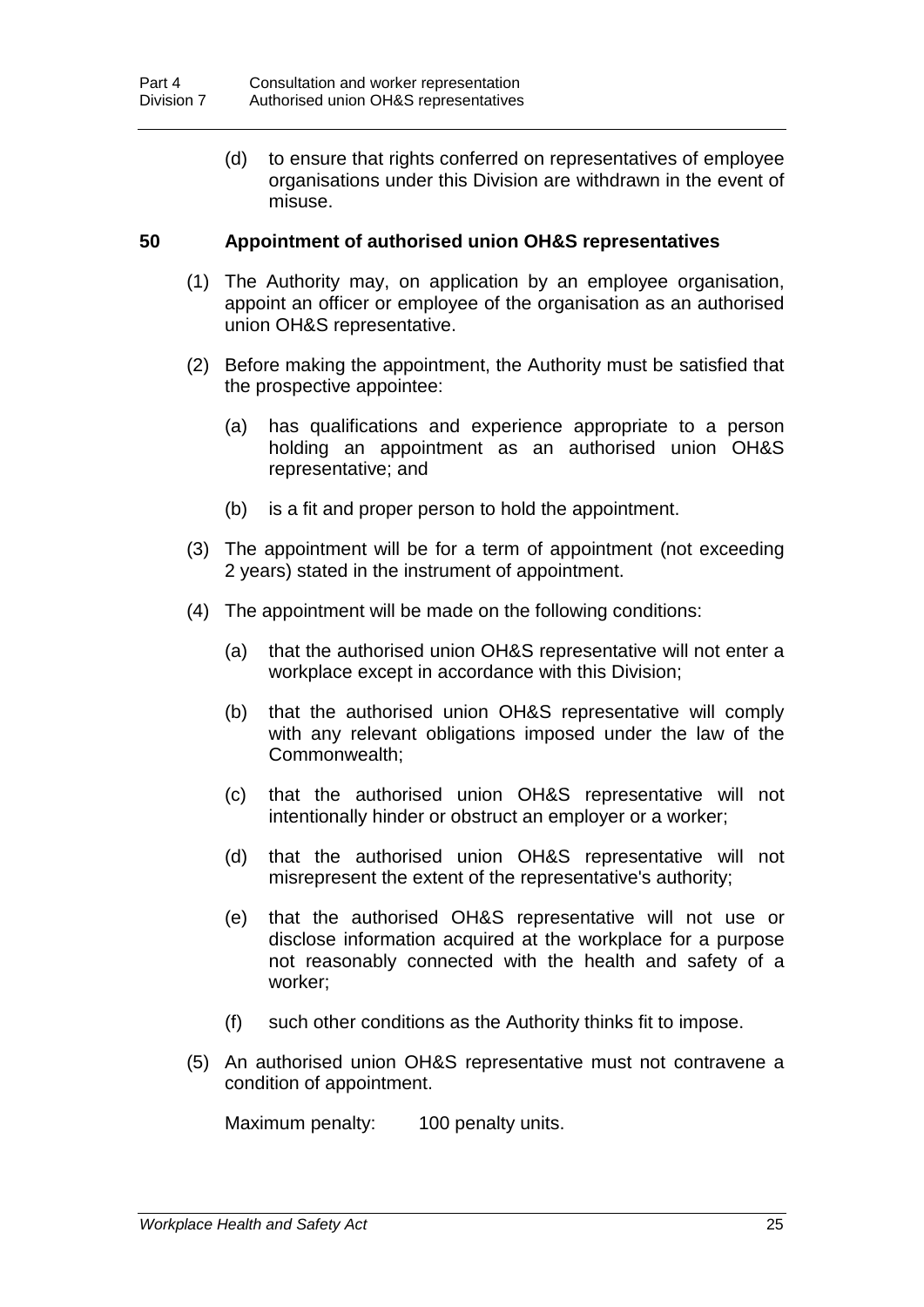(d) to ensure that rights conferred on representatives of employee organisations under this Division are withdrawn in the event of misuse.

### 50 Appointment of authorised union OH&S representatives

(1) The Authority may, on application by an employee organisation, appoint an officer or employee of the organisation as an authorised union OH&S representative.

(2) Before making the appointment, the Authority must be satisfied that the prospective appointee:

(a) has qualifications and experience appropriate to a person holding an appointment as an authorised union OH&S representative; and

(b) is a fit and proper person to hold the appointment.

(3) The appointment will be for a term of appointment (not exceeding 2 years) stated in the instrument of appointment.

(4) The appointment will be made on the following conditions:

(a) that the authorised union OH&S representative will not enter a workplace except in accordance with this Division;

(b) that the authorised union OH&S representative will comply with any relevant obligations imposed under the law of the Commonwealth;

(c) that the authorised union OH&S representative will not intentionally hinder or obstruct an employer or a worker;

(d) that the authorised union OH&S representative will not misrepresent the extent of the representative's authority;

(e) that the authorised OH&S representative will not use or disclose information acquired at the workplace for a purpose not reasonably connected with the health and safety of a worker;

(f) such other conditions as the Authority thinks fit to impose.

(5) An authorised union OH&S representative must not contravene a condition of appointment.

Maximum penalty: 100 penalty units.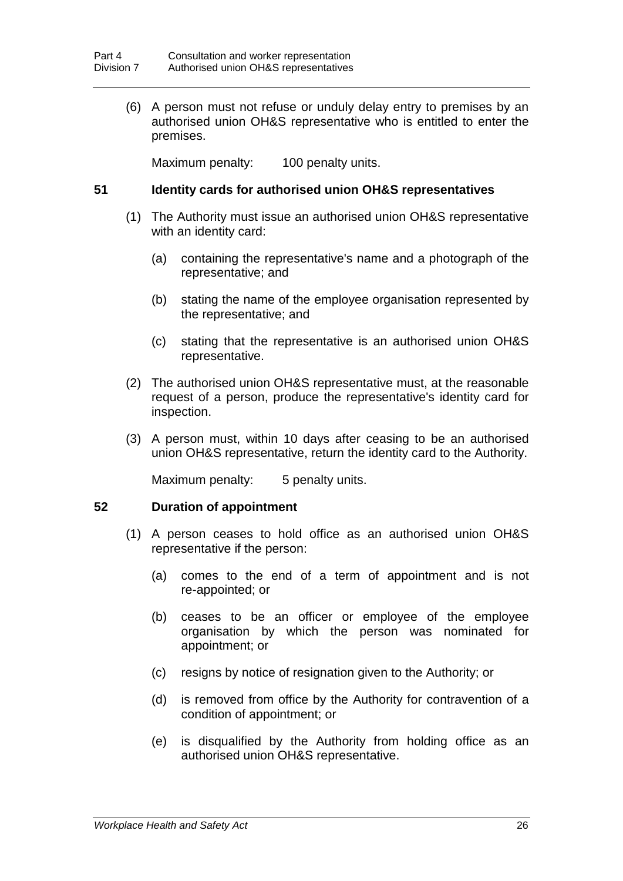(6) A person must not refuse or unduly delay entry to premises by an authorised union OH&S representative who is entitled to enter the premises.

Maximum penalty: 100 penalty units.

### 51 Identity cards for authorised union OH&S representatives

(1) The Authority must issue an authorised union OH&S representative with an identity card:

(a) containing the representative's name and a photograph of the representative; and

(b) stating the name of the employee organisation represented by the representative; and

(c) stating that the representative is an authorised union OH&S representative.

(2) The authorised union OH&S representative must, at the reasonable request of a person, produce the representative's identity card for inspection.

(3) A person must, within 10 days after ceasing to be an authorised union OH&S representative, return the identity card to the Authority.

Maximum penalty: 5 penalty units.

### 52 Duration of appointment

(1) A person ceases to hold office as an authorised union OH&S representative if the person:

(a) comes to the end of a term of appointment and is not re-appointed; or

(b) ceases to be an officer or employee of the employee organisation by which the person was nominated for appointment; or

(c) resigns by notice of resignation given to the Authority; or

(d) is removed from office by the Authority for contravention of a condition of appointment; or

(e) is disqualified by the Authority from holding office as an authorised union OH&S representative.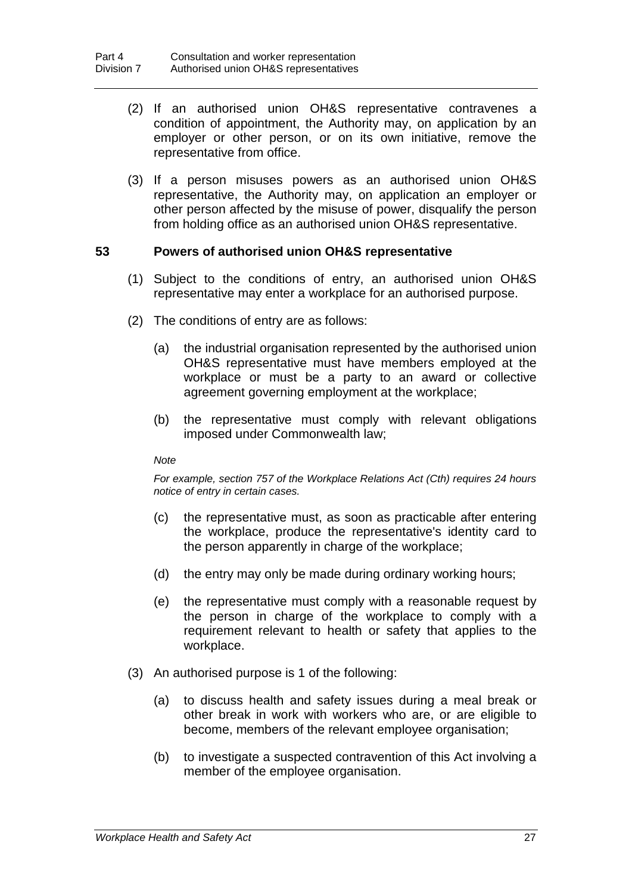(2) If an authorised union OH&S representative contravenes a condition of appointment, the Authority may, on application by an employer or other person, or on its own initiative, remove the representative from office.

(3) If a person misuses powers as an authorised union OH&S representative, the Authority may, on application an employer or other person affected by the misuse of power, disqualify the person from holding office as an authorised union OH&S representative.

### 53 Powers of authorised union OH&S representative

(1) Subject to the conditions of entry, an authorised union OH&S representative may enter a workplace for an authorised purpose.

(2) The conditions of entry are as follows:

(a) the industrial organisation represented by the authorised union OH&S representative must have members employed at the workplace or must be a party to an award or collective agreement governing employment at the workplace;

(b) the representative must comply with relevant obligations imposed under Commonwealth law;

*Note*

*For example, section 757 of the Workplace Relations Act (Cth) requires 24 hours notice of entry in certain cases.*

(c) the representative must, as soon as practicable after entering the workplace, produce the representative's identity card to the person apparently in charge of the workplace;

(d) the entry may only be made during ordinary working hours;

(e) the representative must comply with a reasonable request by the person in charge of the workplace to comply with a requirement relevant to health or safety that applies to the workplace.

(3) An authorised purpose is 1 of the following:

(a) to discuss health and safety issues during a meal break or other break in work with workers who are, or are eligible to become, members of the relevant employee organisation;

(b) to investigate a suspected contravention of this Act involving a member of the employee organisation.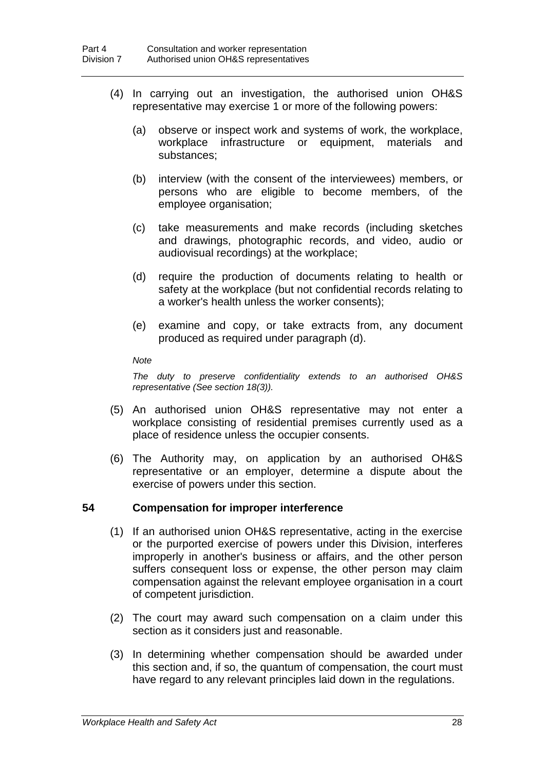(4) In carrying out an investigation, the authorised union OH&S representative may exercise 1 or more of the following powers:

(a) observe or inspect work and systems of work, the workplace, workplace infrastructure or equipment, materials and substances;

(b) interview (with the consent of the interviewees) members, or persons who are eligible to become members, of the employee organisation;

(c) take measurements and make records (including sketches and drawings, photographic records, and video, audio or audiovisual recordings) at the workplace;

(d) require the production of documents relating to health or safety at the workplace (but not confidential records relating to a worker's health unless the worker consents);

(e) examine and copy, or take extracts from, any document produced as required under paragraph (d).

*Note*

*The duty to preserve confidentiality extends to an authorised OH&S representative (See section 18(3)).*

(5) An authorised union OH&S representative may not enter a workplace consisting of residential premises currently used as a place of residence unless the occupier consents.

(6) The Authority may, on application by an authorised OH&S representative or an employer, determine a dispute about the exercise of powers under this section.

## 54 Compensation for improper interference

(1) If an authorised union OH&S representative, acting in the exercise or the purported exercise of powers under this Division, interferes improperly in another's business or affairs, and the other person suffers consequent loss or expense, the other person may claim compensation against the relevant employee organisation in a court of competent jurisdiction.

(2) The court may award such compensation on a claim under this section as it considers just and reasonable.

(3) In determining whether compensation should be awarded under this section and, if so, the quantum of compensation, the court must have regard to any relevant principles laid down in the regulations.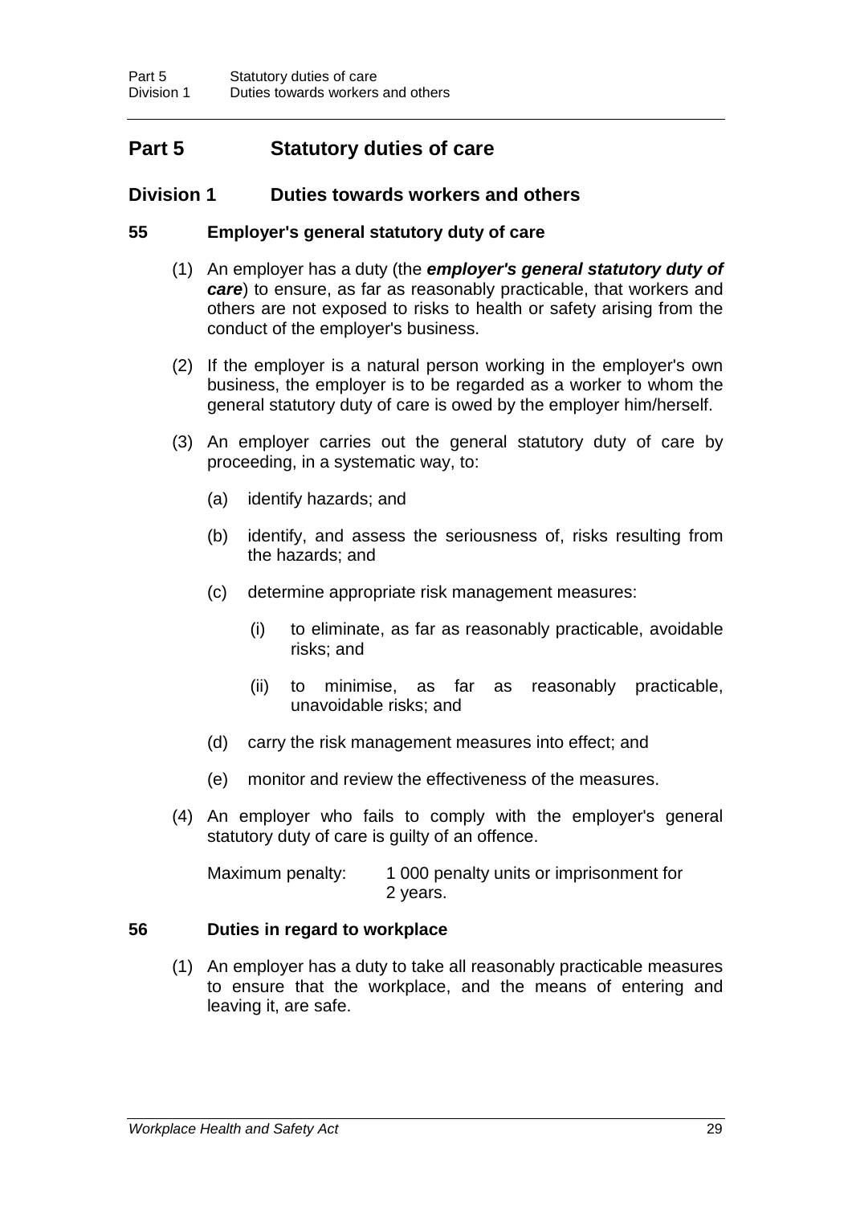# Part 5 Statutory duties of care

## Division 1 Duties towards workers and others

### 55 Employer's general statutory duty of care

(1) An employer has a duty (the ***employer's general statutory duty of care***) to ensure, as far as reasonably practicable, that workers and others are not exposed to risks to health or safety arising from the conduct of the employer's business.

(2) If the employer is a natural person working in the employer's own business, the employer is to be regarded as a worker to whom the general statutory duty of care is owed by the employer him/herself.

(3) An employer carries out the general statutory duty of care by proceeding, in a systematic way, to:

- (a) identify hazards; and
- (b) identify, and assess the seriousness of, risks resulting from the hazards; and
- (c) determine appropriate risk management measures:
  - (i) to eliminate, as far as reasonably practicable, avoidable risks; and
  - (ii) to minimise, as far as reasonably practicable, unavoidable risks; and
- (d) carry the risk management measures into effect; and
- (e) monitor and review the effectiveness of the measures.

(4) An employer who fails to comply with the employer's general statutory duty of care is guilty of an offence.

Maximum penalty: 1 000 penalty units or imprisonment for 2 years.

### 56 Duties in regard to workplace

(1) An employer has a duty to take all reasonably practicable measures to ensure that the workplace, and the means of entering and leaving it, are safe.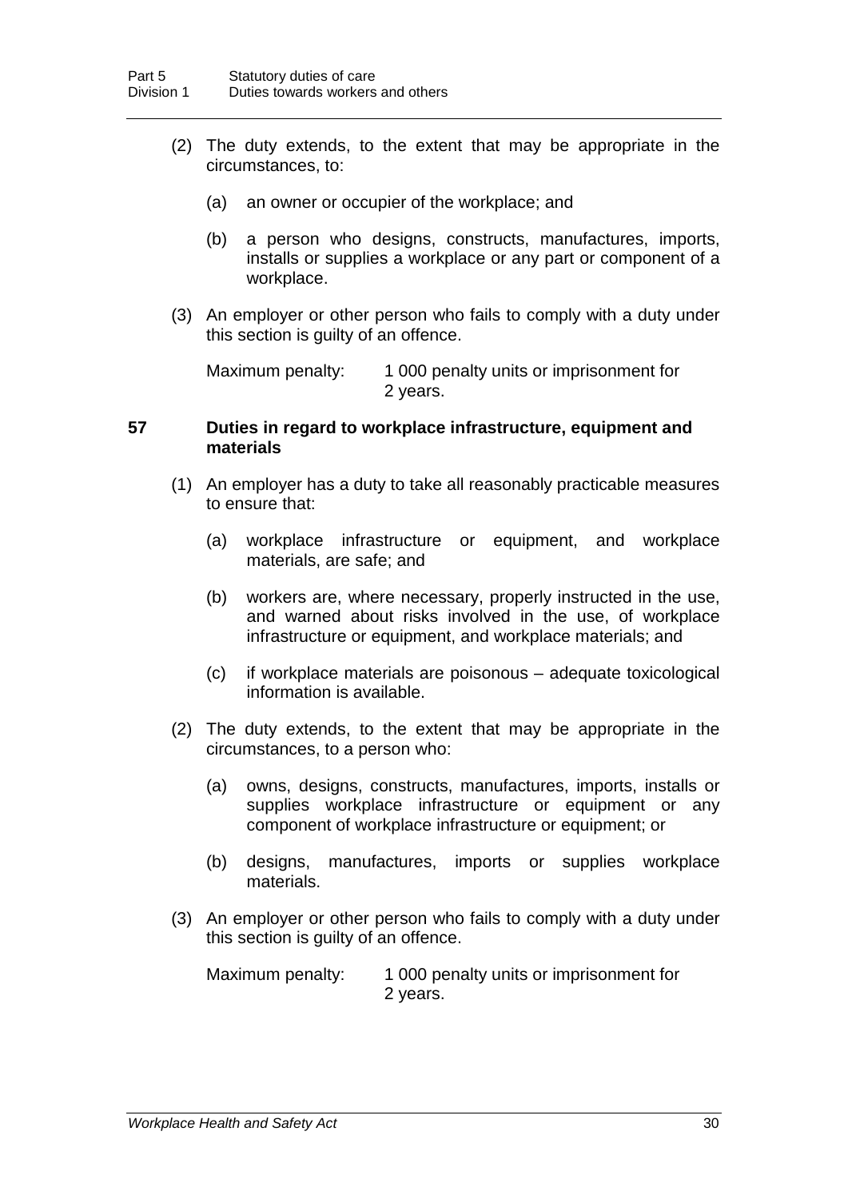(2) The duty extends, to the extent that may be appropriate in the circumstances, to:

(a) an owner or occupier of the workplace; and

(b) a person who designs, constructs, manufactures, imports, installs or supplies a workplace or any part or component of a workplace.

(3) An employer or other person who fails to comply with a duty under this section is guilty of an offence.

Maximum penalty: 1 000 penalty units or imprisonment for 2 years.

### 57 Duties in regard to workplace infrastructure, equipment and materials

(1) An employer has a duty to take all reasonably practicable measures to ensure that:

(a) workplace infrastructure or equipment, and workplace materials, are safe; and

(b) workers are, where necessary, properly instructed in the use, and warned about risks involved in the use, of workplace infrastructure or equipment, and workplace materials; and

(c) if workplace materials are poisonous – adequate toxicological information is available.

(2) The duty extends, to the extent that may be appropriate in the circumstances, to a person who:

(a) owns, designs, constructs, manufactures, imports, installs or supplies workplace infrastructure or equipment or any component of workplace infrastructure or equipment; or

(b) designs, manufactures, imports or supplies workplace materials.

(3) An employer or other person who fails to comply with a duty under this section is guilty of an offence.

Maximum penalty: 1 000 penalty units or imprisonment for 2 years.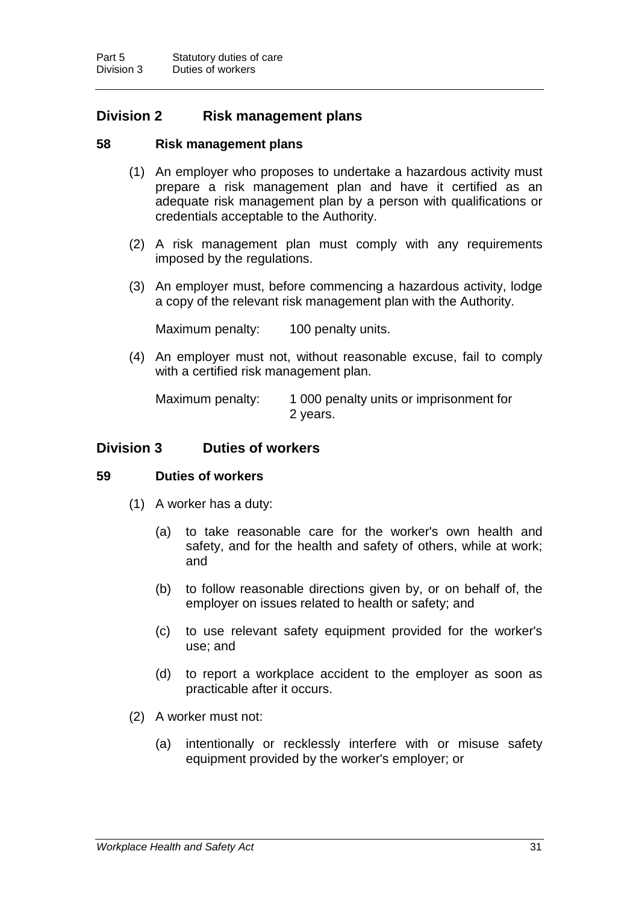## Division 2 Risk management plans

### 58 Risk management plans

(1) An employer who proposes to undertake a hazardous activity must prepare a risk management plan and have it certified as an adequate risk management plan by a person with qualifications or credentials acceptable to the Authority.

(2) A risk management plan must comply with any requirements imposed by the regulations.

(3) An employer must, before commencing a hazardous activity, lodge a copy of the relevant risk management plan with the Authority.

Maximum penalty: 100 penalty units.

(4) An employer must not, without reasonable excuse, fail to comply with a certified risk management plan.

Maximum penalty: 1 000 penalty units or imprisonment for 2 years.

## Division 3 Duties of workers

### 59 Duties of workers

(1) A worker has a duty:

(a) to take reasonable care for the worker's own health and safety, and for the health and safety of others, while at work; and

(b) to follow reasonable directions given by, or on behalf of, the employer on issues related to health or safety; and

(c) to use relevant safety equipment provided for the worker's use; and

(d) to report a workplace accident to the employer as soon as practicable after it occurs.

(2) A worker must not:

(a) intentionally or recklessly interfere with or misuse safety equipment provided by the worker's employer; or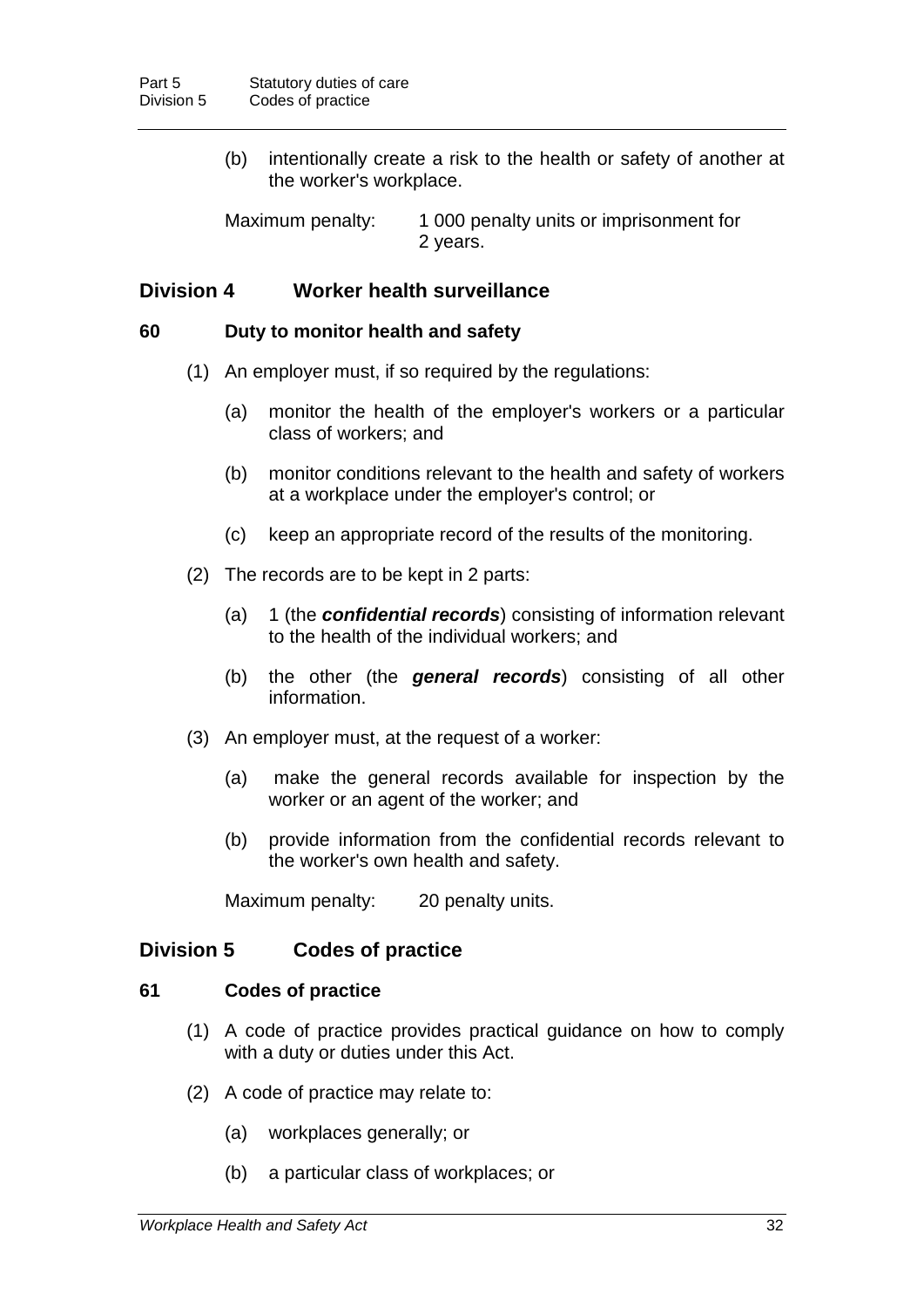(b) intentionally create a risk to the health or safety of another at the worker's workplace.

Maximum penalty: 1 000 penalty units or imprisonment for 2 years.

## Division 4 Worker health surveillance

### 60 Duty to monitor health and safety

(1) An employer must, if so required by the regulations:

(a) monitor the health of the employer's workers or a particular class of workers; and

(b) monitor conditions relevant to the health and safety of workers at a workplace under the employer's control; or

(c) keep an appropriate record of the results of the monitoring.

(2) The records are to be kept in 2 parts:

(a) 1 (the ***confidential records***) consisting of information relevant to the health of the individual workers; and

(b) the other (the ***general records***) consisting of all other information.

(3) An employer must, at the request of a worker:

(a) make the general records available for inspection by the worker or an agent of the worker; and

(b) provide information from the confidential records relevant to the worker's own health and safety.

Maximum penalty: 20 penalty units.

## Division 5 Codes of practice

### 61 Codes of practice

(1) A code of practice provides practical guidance on how to comply with a duty or duties under this Act.

(2) A code of practice may relate to:

(a) workplaces generally; or

(b) a particular class of workplaces; or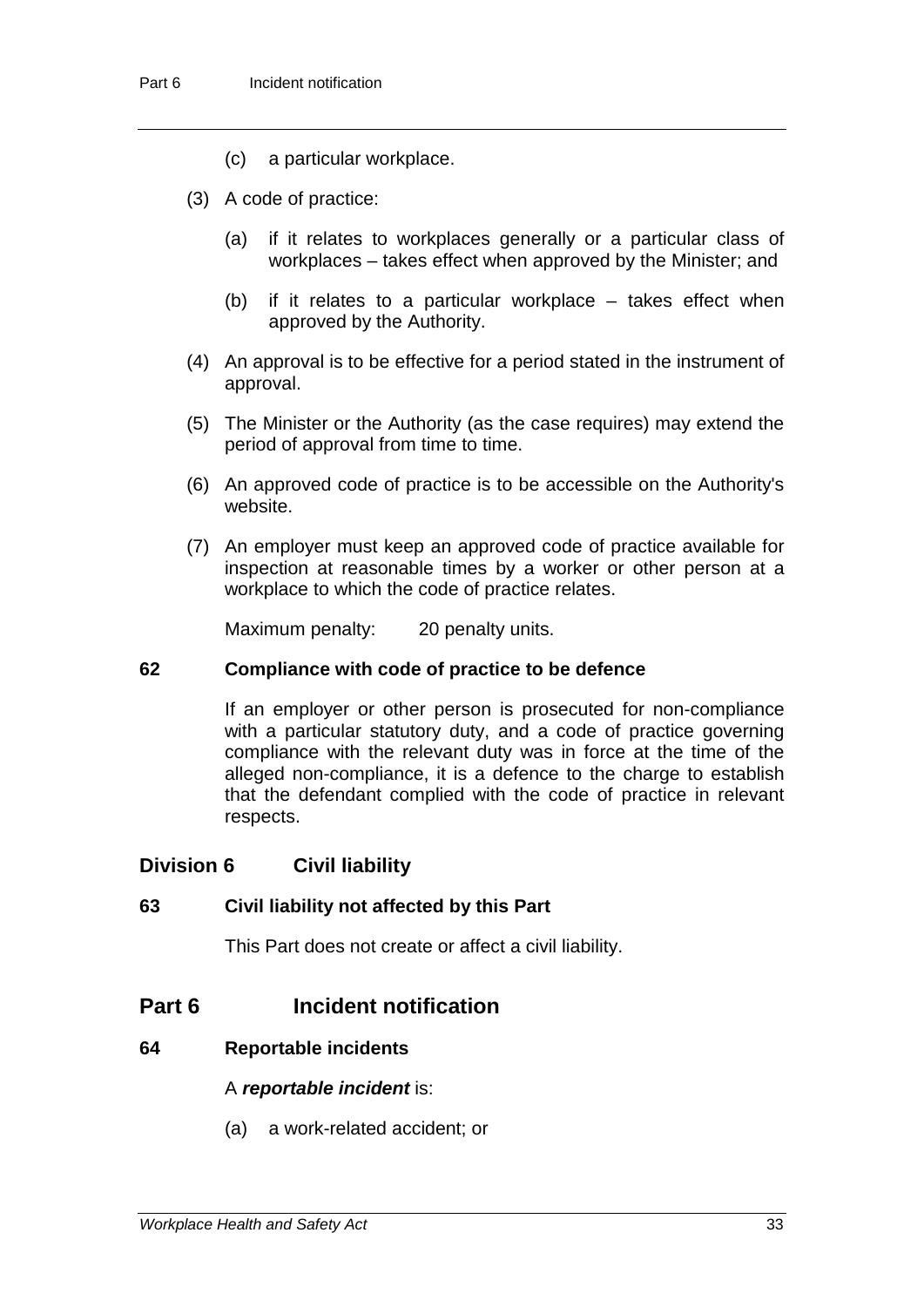(c) a particular workplace.

(3) A code of practice:

(a) if it relates to workplaces generally or a particular class of workplaces – takes effect when approved by the Minister; and

(b) if it relates to a particular workplace – takes effect when approved by the Authority.

(4) An approval is to be effective for a period stated in the instrument of approval.

(5) The Minister or the Authority (as the case requires) may extend the period of approval from time to time.

(6) An approved code of practice is to be accessible on the Authority's website.

(7) An employer must keep an approved code of practice available for inspection at reasonable times by a worker or other person at a workplace to which the code of practice relates.

Maximum penalty: 20 penalty units.

#### 62 Compliance with code of practice to be defence

If an employer or other person is prosecuted for non-compliance with a particular statutory duty, and a code of practice governing compliance with the relevant duty was in force at the time of the alleged non-compliance, it is a defence to the charge to establish that the defendant complied with the code of practice in relevant respects.

### Division 6 Civil liability

#### 63 Civil liability not affected by this Part

This Part does not create or affect a civil liability.

## Part 6 Incident notification

#### 64 Reportable incidents

A ***reportable incident*** is:

(a) a work-related accident; or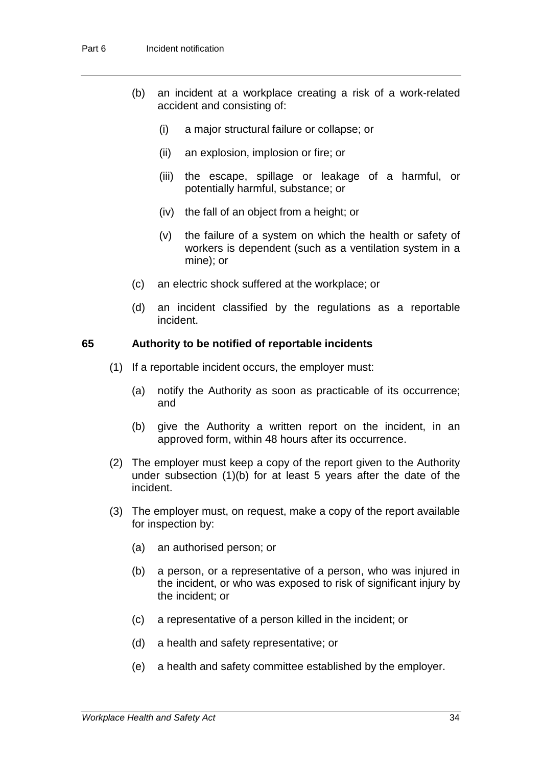(b) an incident at a workplace creating a risk of a work-related accident and consisting of:

  (i) a major structural failure or collapse; or

  (ii) an explosion, implosion or fire; or

  (iii) the escape, spillage or leakage of a harmful, or potentially harmful, substance; or

  (iv) the fall of an object from a height; or

  (v) the failure of a system on which the health or safety of workers is dependent (such as a ventilation system in a mine); or

(c) an electric shock suffered at the workplace; or

(d) an incident classified by the regulations as a reportable incident.

### 65 Authority to be notified of reportable incidents

(1) If a reportable incident occurs, the employer must:

  (a) notify the Authority as soon as practicable of its occurrence; and

  (b) give the Authority a written report on the incident, in an approved form, within 48 hours after its occurrence.

(2) The employer must keep a copy of the report given to the Authority under subsection (1)(b) for at least 5 years after the date of the incident.

(3) The employer must, on request, make a copy of the report available for inspection by:

  (a) an authorised person; or

  (b) a person, or a representative of a person, who was injured in the incident, or who was exposed to risk of significant injury by the incident; or

  (c) a representative of a person killed in the incident; or

  (d) a health and safety representative; or

  (e) a health and safety committee established by the employer.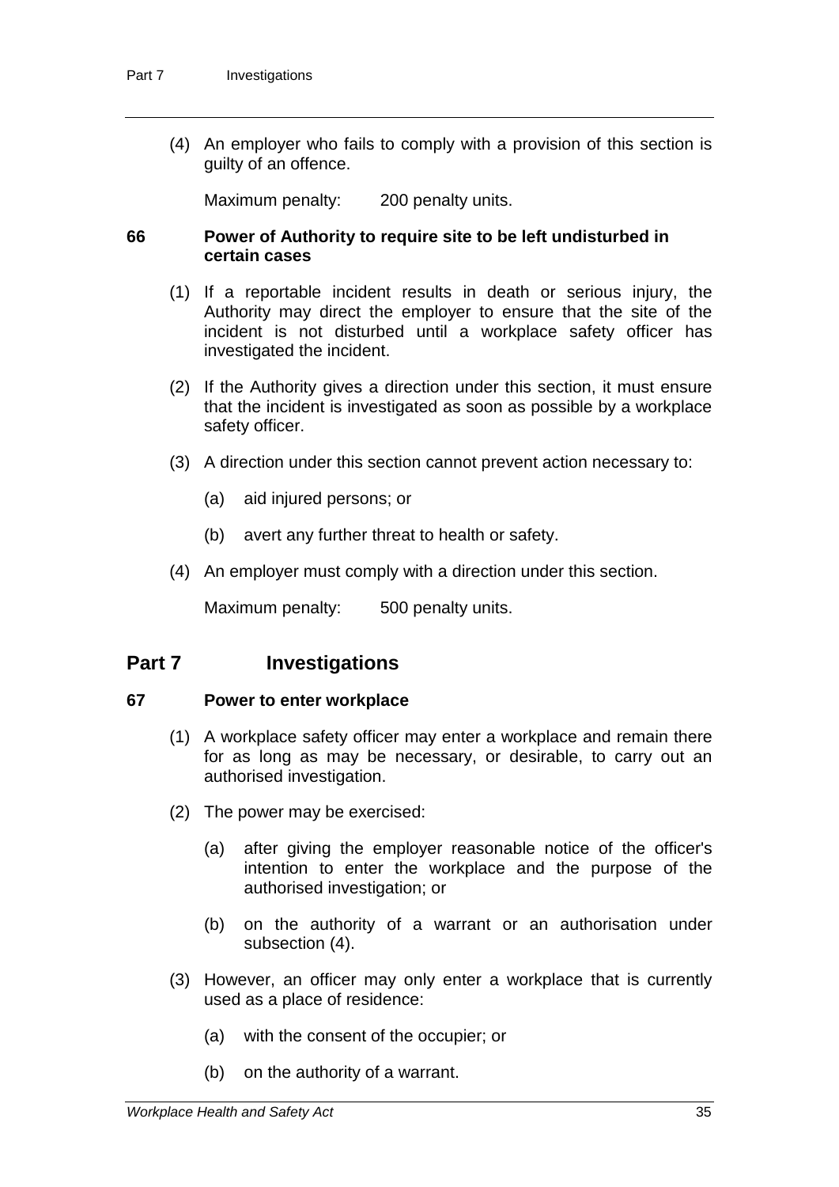(4) An employer who fails to comply with a provision of this section is guilty of an offence.

Maximum penalty: 200 penalty units.

**66 Power of Authority to require site to be left undisturbed in certain cases**

(1) If a reportable incident results in death or serious injury, the Authority may direct the employer to ensure that the site of the incident is not disturbed until a workplace safety officer has investigated the incident.

(2) If the Authority gives a direction under this section, it must ensure that the incident is investigated as soon as possible by a workplace safety officer.

(3) A direction under this section cannot prevent action necessary to:

(a) aid injured persons; or

(b) avert any further threat to health or safety.

(4) An employer must comply with a direction under this section.

Maximum penalty: 500 penalty units.

## Part 7 Investigations

**67 Power to enter workplace**

(1) A workplace safety officer may enter a workplace and remain there for as long as may be necessary, or desirable, to carry out an authorised investigation.

(2) The power may be exercised:

(a) after giving the employer reasonable notice of the officer's intention to enter the workplace and the purpose of the authorised investigation; or

(b) on the authority of a warrant or an authorisation under subsection (4).

(3) However, an officer may only enter a workplace that is currently used as a place of residence:

(a) with the consent of the occupier; or

(b) on the authority of a warrant.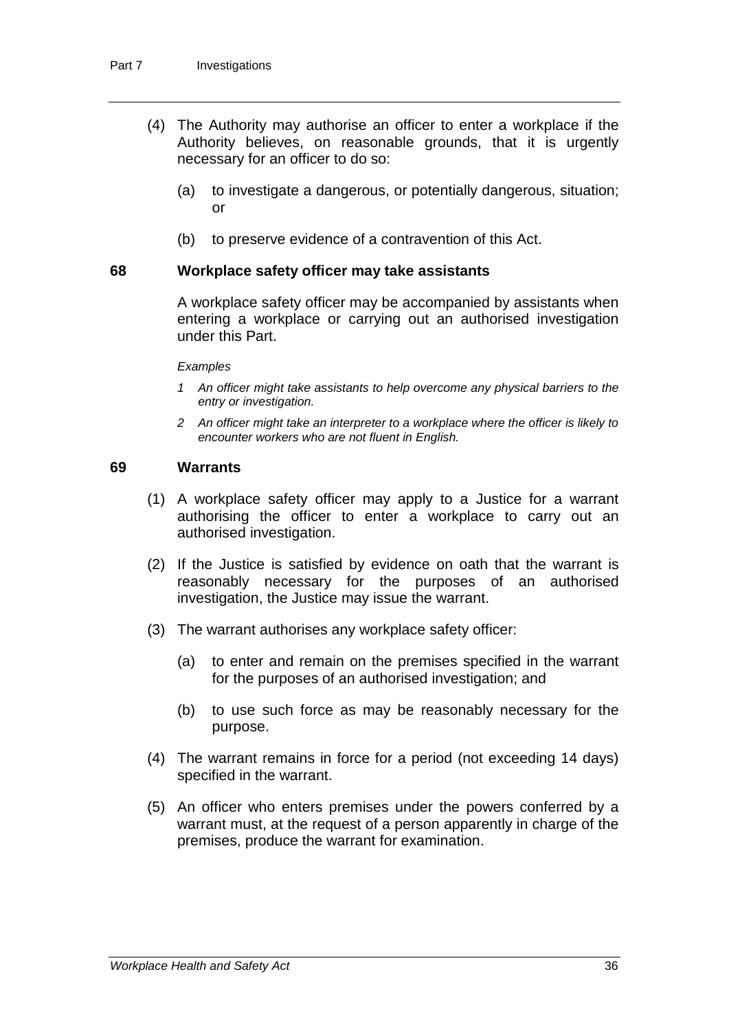(4) The Authority may authorise an officer to enter a workplace if the Authority believes, on reasonable grounds, that it is urgently necessary for an officer to do so:

(a) to investigate a dangerous, or potentially dangerous, situation; or

(b) to preserve evidence of a contravention of this Act.

### 68 Workplace safety officer may take assistants

A workplace safety officer may be accompanied by assistants when entering a workplace or carrying out an authorised investigation under this Part.

*Examples*

*1 An officer might take assistants to help overcome any physical barriers to the entry or investigation.*

*2 An officer might take an interpreter to a workplace where the officer is likely to encounter workers who are not fluent in English.*

### 69 Warrants

(1) A workplace safety officer may apply to a Justice for a warrant authorising the officer to enter a workplace to carry out an authorised investigation.

(2) If the Justice is satisfied by evidence on oath that the warrant is reasonably necessary for the purposes of an authorised investigation, the Justice may issue the warrant.

(3) The warrant authorises any workplace safety officer:

(a) to enter and remain on the premises specified in the warrant for the purposes of an authorised investigation; and

(b) to use such force as may be reasonably necessary for the purpose.

(4) The warrant remains in force for a period (not exceeding 14 days) specified in the warrant.

(5) An officer who enters premises under the powers conferred by a warrant must, at the request of a person apparently in charge of the premises, produce the warrant for examination.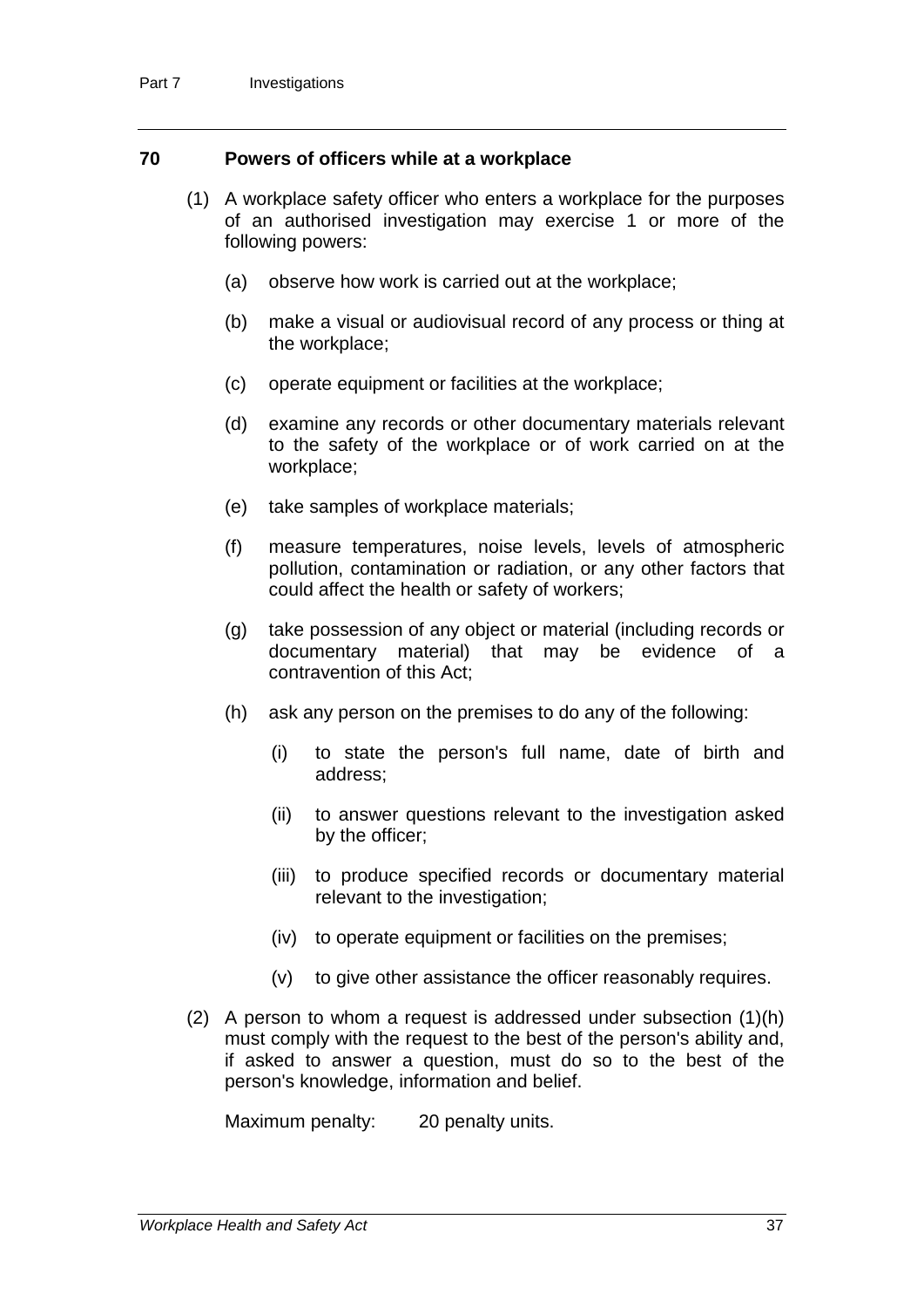### 70 Powers of officers while at a workplace

(1) A workplace safety officer who enters a workplace for the purposes of an authorised investigation may exercise 1 or more of the following powers:

(a) observe how work is carried out at the workplace;

(b) make a visual or audiovisual record of any process or thing at the workplace;

(c) operate equipment or facilities at the workplace;

(d) examine any records or other documentary materials relevant to the safety of the workplace or of work carried on at the workplace;

(e) take samples of workplace materials;

(f) measure temperatures, noise levels, levels of atmospheric pollution, contamination or radiation, or any other factors that could affect the health or safety of workers;

(g) take possession of any object or material (including records or documentary material) that may be evidence of a contravention of this Act;

(h) ask any person on the premises to do any of the following:

(i) to state the person's full name, date of birth and address;

(ii) to answer questions relevant to the investigation asked by the officer;

(iii) to produce specified records or documentary material relevant to the investigation;

(iv) to operate equipment or facilities on the premises;

(v) to give other assistance the officer reasonably requires.

(2) A person to whom a request is addressed under subsection (1)(h) must comply with the request to the best of the person's ability and, if asked to answer a question, must do so to the best of the person's knowledge, information and belief.

Maximum penalty: 20 penalty units.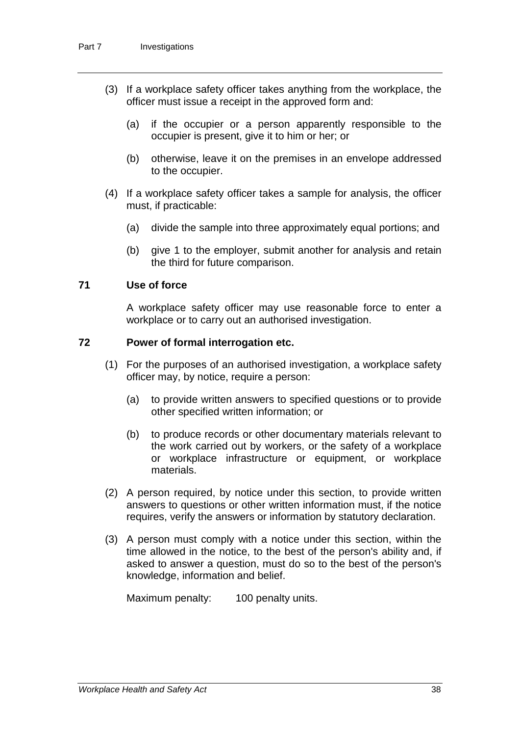(3) If a workplace safety officer takes anything from the workplace, the officer must issue a receipt in the approved form and:

(a) if the occupier or a person apparently responsible to the occupier is present, give it to him or her; or

(b) otherwise, leave it on the premises in an envelope addressed to the occupier.

(4) If a workplace safety officer takes a sample for analysis, the officer must, if practicable:

(a) divide the sample into three approximately equal portions; and

(b) give 1 to the employer, submit another for analysis and retain the third for future comparison.

**71 Use of force**

A workplace safety officer may use reasonable force to enter a workplace or to carry out an authorised investigation.

**72 Power of formal interrogation etc.**

(1) For the purposes of an authorised investigation, a workplace safety officer may, by notice, require a person:

(a) to provide written answers to specified questions or to provide other specified written information; or

(b) to produce records or other documentary materials relevant to the work carried out by workers, or the safety of a workplace or workplace infrastructure or equipment, or workplace materials.

(2) A person required, by notice under this section, to provide written answers to questions or other written information must, if the notice requires, verify the answers or information by statutory declaration.

(3) A person must comply with a notice under this section, within the time allowed in the notice, to the best of the person's ability and, if asked to answer a question, must do so to the best of the person's knowledge, information and belief.

Maximum penalty: 100 penalty units.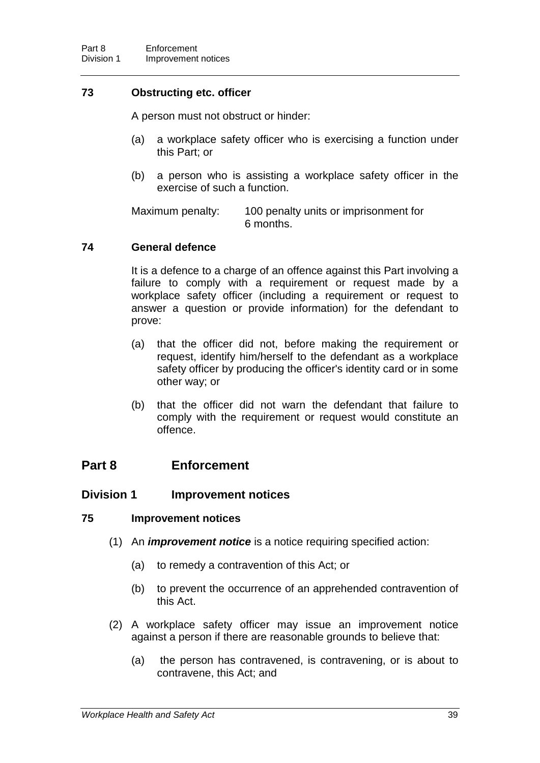### 73 Obstructing etc. officer

A person must not obstruct or hinder:

(a) a workplace safety officer who is exercising a function under this Part; or

(b) a person who is assisting a workplace safety officer in the exercise of such a function.

Maximum penalty: 100 penalty units or imprisonment for 6 months.

### 74 General defence

It is a defence to a charge of an offence against this Part involving a failure to comply with a requirement or request made by a workplace safety officer (including a requirement or request to answer a question or provide information) for the defendant to prove:

(a) that the officer did not, before making the requirement or request, identify him/herself to the defendant as a workplace safety officer by producing the officer's identity card or in some other way; or

(b) that the officer did not warn the defendant that failure to comply with the requirement or request would constitute an offence.

# Part 8 Enforcement

## Division 1 Improvement notices

### 75 Improvement notices

(1) An ***improvement notice*** is a notice requiring specified action:

(a) to remedy a contravention of this Act; or

(b) to prevent the occurrence of an apprehended contravention of this Act.

(2) A workplace safety officer may issue an improvement notice against a person if there are reasonable grounds to believe that:

(a) the person has contravened, is contravening, or is about to contravene, this Act; and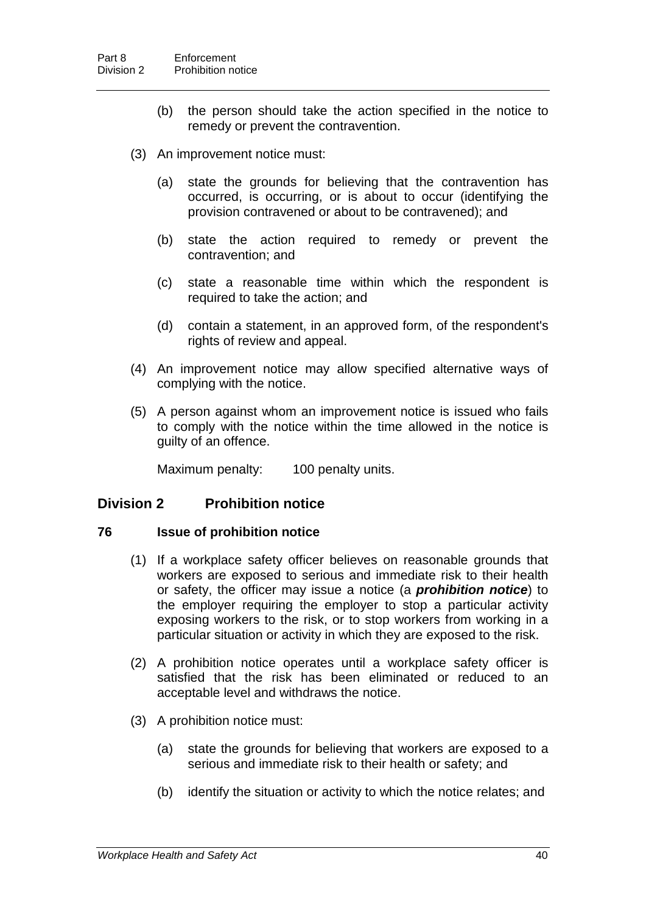(b) the person should take the action specified in the notice to remedy or prevent the contravention.

(3) An improvement notice must:

(a) state the grounds for believing that the contravention has occurred, is occurring, or is about to occur (identifying the provision contravened or about to be contravened); and

(b) state the action required to remedy or prevent the contravention; and

(c) state a reasonable time within which the respondent is required to take the action; and

(d) contain a statement, in an approved form, of the respondent's rights of review and appeal.

(4) An improvement notice may allow specified alternative ways of complying with the notice.

(5) A person against whom an improvement notice is issued who fails to comply with the notice within the time allowed in the notice is guilty of an offence.

Maximum penalty: 100 penalty units.

## Division 2 Prohibition notice

### 76 Issue of prohibition notice

(1) If a workplace safety officer believes on reasonable grounds that workers are exposed to serious and immediate risk to their health or safety, the officer may issue a notice (a ***prohibition notice***) to the employer requiring the employer to stop a particular activity exposing workers to the risk, or to stop workers from working in a particular situation or activity in which they are exposed to the risk.

(2) A prohibition notice operates until a workplace safety officer is satisfied that the risk has been eliminated or reduced to an acceptable level and withdraws the notice.

(3) A prohibition notice must:

(a) state the grounds for believing that workers are exposed to a serious and immediate risk to their health or safety; and

(b) identify the situation or activity to which the notice relates; and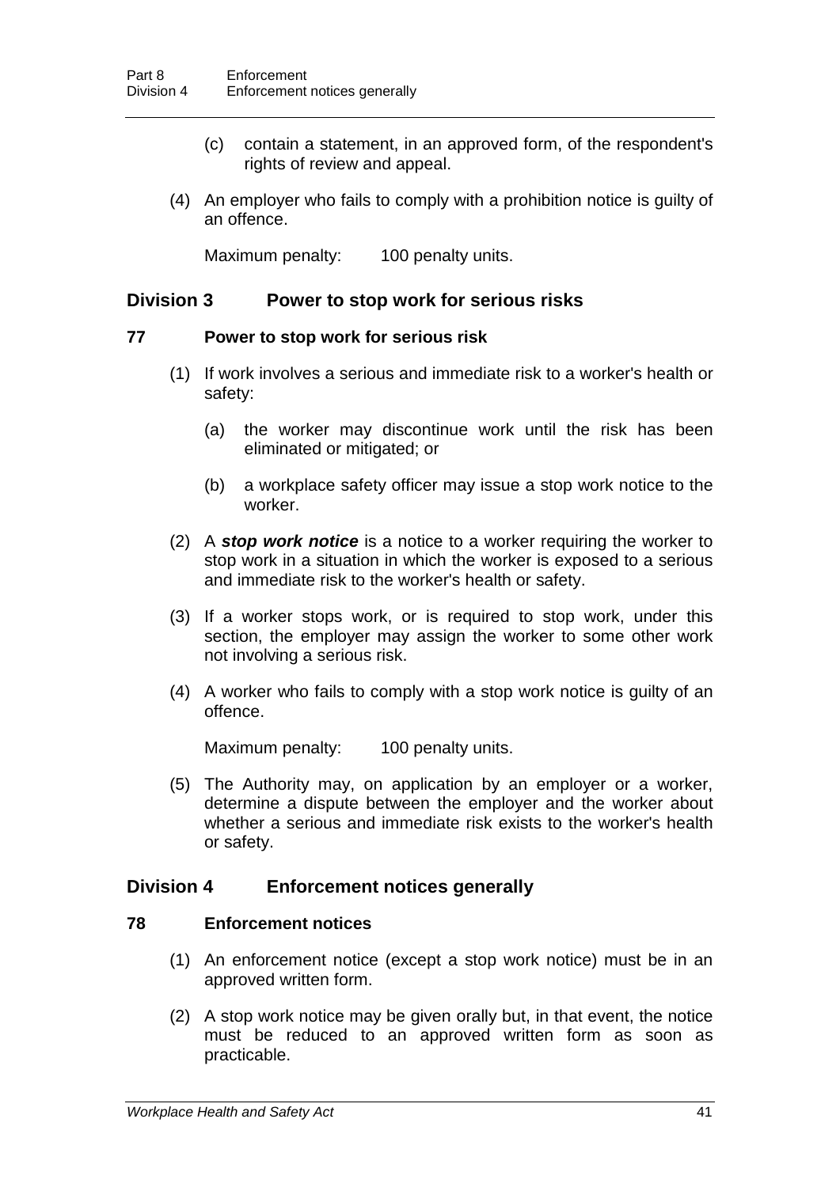(c) contain a statement, in an approved form, of the respondent's rights of review and appeal.

(4) An employer who fails to comply with a prohibition notice is guilty of an offence.

Maximum penalty: 100 penalty units.

## Division 3 Power to stop work for serious risks

### 77 Power to stop work for serious risk

(1) If work involves a serious and immediate risk to a worker's health or safety:

(a) the worker may discontinue work until the risk has been eliminated or mitigated; or

(b) a workplace safety officer may issue a stop work notice to the worker.

(2) A ***stop work notice*** is a notice to a worker requiring the worker to stop work in a situation in which the worker is exposed to a serious and immediate risk to the worker's health or safety.

(3) If a worker stops work, or is required to stop work, under this section, the employer may assign the worker to some other work not involving a serious risk.

(4) A worker who fails to comply with a stop work notice is guilty of an offence.

Maximum penalty: 100 penalty units.

(5) The Authority may, on application by an employer or a worker, determine a dispute between the employer and the worker about whether a serious and immediate risk exists to the worker's health or safety.

## Division 4 Enforcement notices generally

### 78 Enforcement notices

(1) An enforcement notice (except a stop work notice) must be in an approved written form.

(2) A stop work notice may be given orally but, in that event, the notice must be reduced to an approved written form as soon as practicable.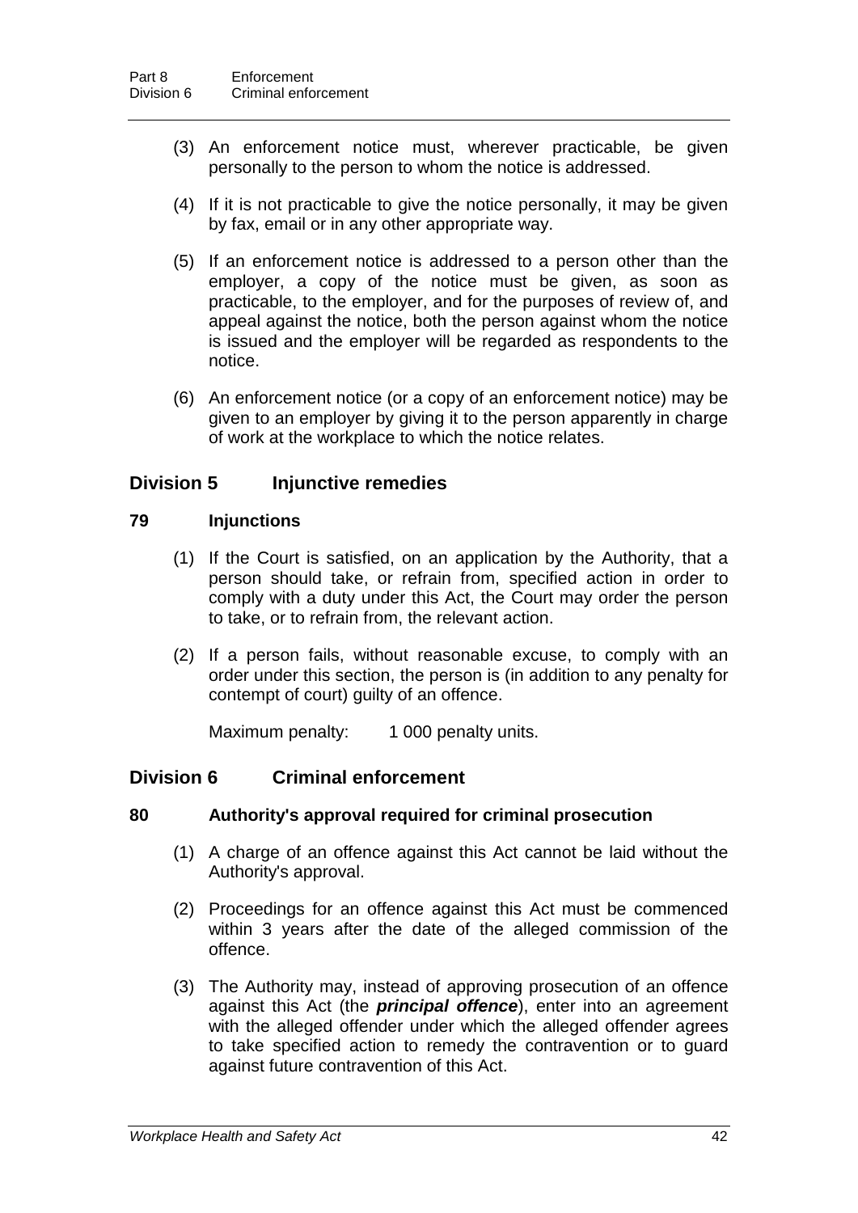(3) An enforcement notice must, wherever practicable, be given personally to the person to whom the notice is addressed.

(4) If it is not practicable to give the notice personally, it may be given by fax, email or in any other appropriate way.

(5) If an enforcement notice is addressed to a person other than the employer, a copy of the notice must be given, as soon as practicable, to the employer, and for the purposes of review of, and appeal against the notice, both the person against whom the notice is issued and the employer will be regarded as respondents to the notice.

(6) An enforcement notice (or a copy of an enforcement notice) may be given to an employer by giving it to the person apparently in charge of work at the workplace to which the notice relates.

## Division 5 Injunctive remedies

### 79 Injunctions

(1) If the Court is satisfied, on an application by the Authority, that a person should take, or refrain from, specified action in order to comply with a duty under this Act, the Court may order the person to take, or to refrain from, the relevant action.

(2) If a person fails, without reasonable excuse, to comply with an order under this section, the person is (in addition to any penalty for contempt of court) guilty of an offence.

Maximum penalty: 1 000 penalty units.

## Division 6 Criminal enforcement

### 80 Authority's approval required for criminal prosecution

(1) A charge of an offence against this Act cannot be laid without the Authority's approval.

(2) Proceedings for an offence against this Act must be commenced within 3 years after the date of the alleged commission of the offence.

(3) The Authority may, instead of approving prosecution of an offence against this Act (the ***principal offence***), enter into an agreement with the alleged offender under which the alleged offender agrees to take specified action to remedy the contravention or to guard against future contravention of this Act.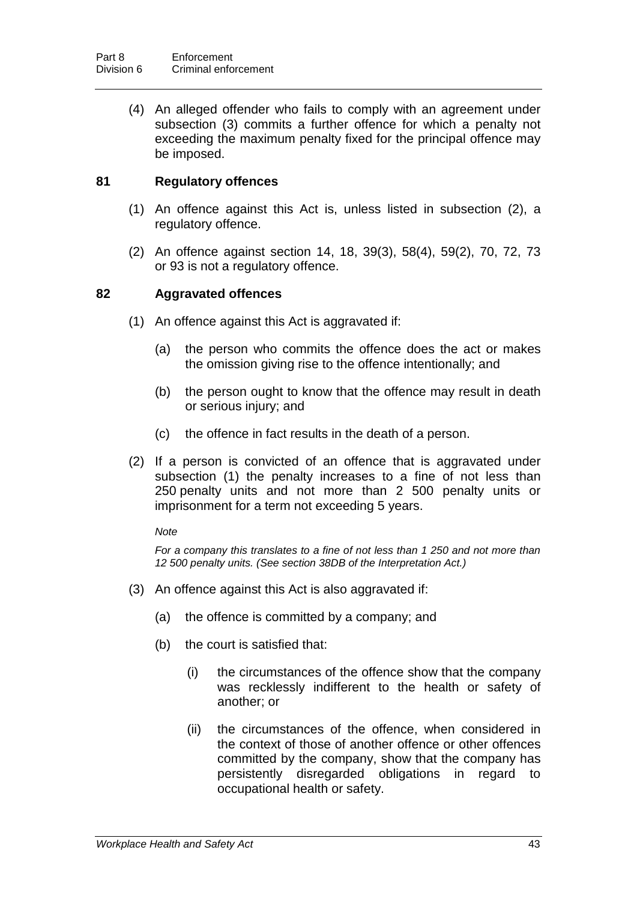(4) An alleged offender who fails to comply with an agreement under subsection (3) commits a further offence for which a penalty not exceeding the maximum penalty fixed for the principal offence may be imposed.

### 81 Regulatory offences

(1) An offence against this Act is, unless listed in subsection (2), a regulatory offence.

(2) An offence against section 14, 18, 39(3), 58(4), 59(2), 70, 72, 73 or 93 is not a regulatory offence.

### 82 Aggravated offences

(1) An offence against this Act is aggravated if:

(a) the person who commits the offence does the act or makes the omission giving rise to the offence intentionally; and

(b) the person ought to know that the offence may result in death or serious injury; and

(c) the offence in fact results in the death of a person.

(2) If a person is convicted of an offence that is aggravated under subsection (1) the penalty increases to a fine of not less than 250 penalty units and not more than 2 500 penalty units or imprisonment for a term not exceeding 5 years.

*Note*

*For a company this translates to a fine of not less than 1 250 and not more than 12 500 penalty units. (See section 38DB of the Interpretation Act.)*

(3) An offence against this Act is also aggravated if:

(a) the offence is committed by a company; and

(b) the court is satisfied that:

(i) the circumstances of the offence show that the company was recklessly indifferent to the health or safety of another; or

(ii) the circumstances of the offence, when considered in the context of those of another offence or other offences committed by the company, show that the company has persistently disregarded obligations in regard to occupational health or safety.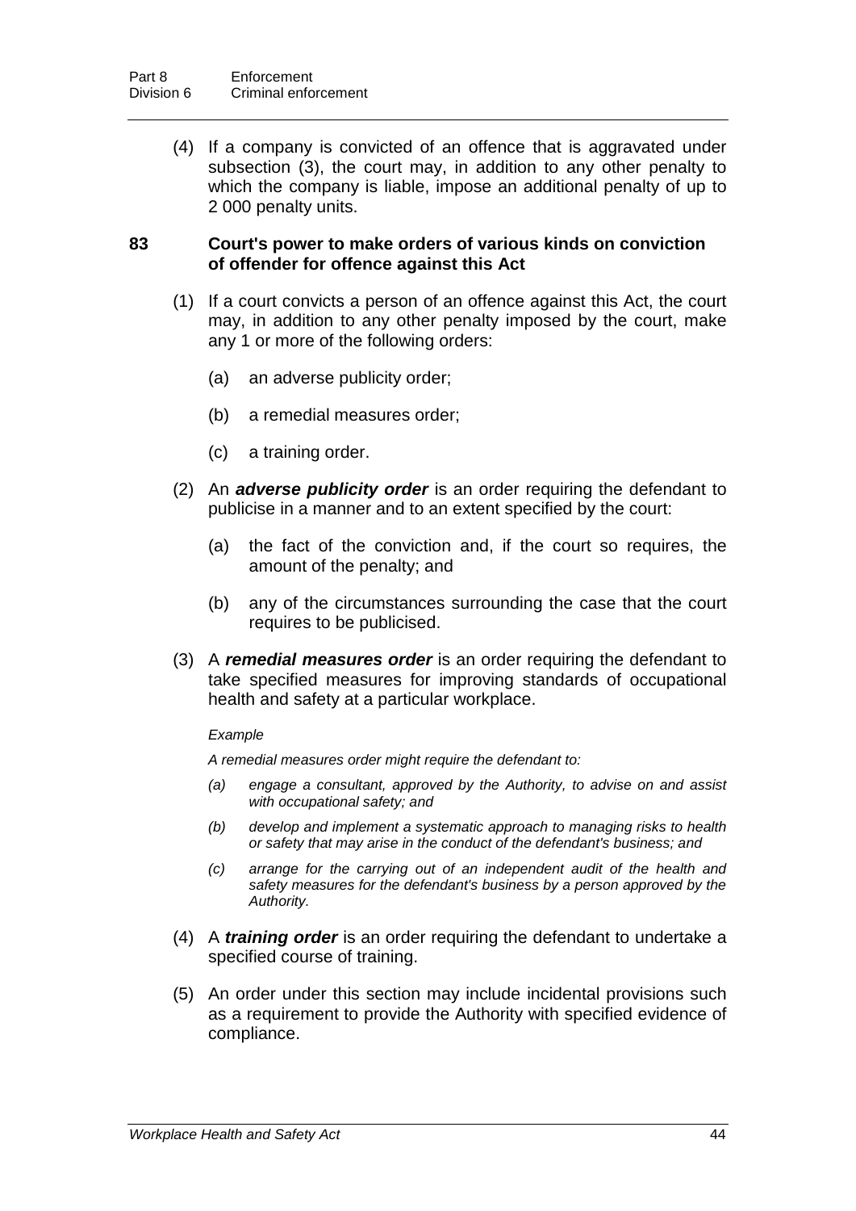(4) If a company is convicted of an offence that is aggravated under subsection (3), the court may, in addition to any other penalty to which the company is liable, impose an additional penalty of up to 2 000 penalty units.

**83 Court's power to make orders of various kinds on conviction of offender for offence against this Act**

(1) If a court convicts a person of an offence against this Act, the court may, in addition to any other penalty imposed by the court, make any 1 or more of the following orders:

(a) an adverse publicity order;

(b) a remedial measures order;

(c) a training order.

(2) An ***adverse publicity order*** is an order requiring the defendant to publicise in a manner and to an extent specified by the court:

(a) the fact of the conviction and, if the court so requires, the amount of the penalty; and

(b) any of the circumstances surrounding the case that the court requires to be publicised.

(3) A ***remedial measures order*** is an order requiring the defendant to take specified measures for improving standards of occupational health and safety at a particular workplace.

*Example*

*A remedial measures order might require the defendant to:*

*(a) engage a consultant, approved by the Authority, to advise on and assist with occupational safety; and*

*(b) develop and implement a systematic approach to managing risks to health or safety that may arise in the conduct of the defendant's business; and*

*(c) arrange for the carrying out of an independent audit of the health and safety measures for the defendant's business by a person approved by the Authority.*

(4) A ***training order*** is an order requiring the defendant to undertake a specified course of training.

(5) An order under this section may include incidental provisions such as a requirement to provide the Authority with specified evidence of compliance.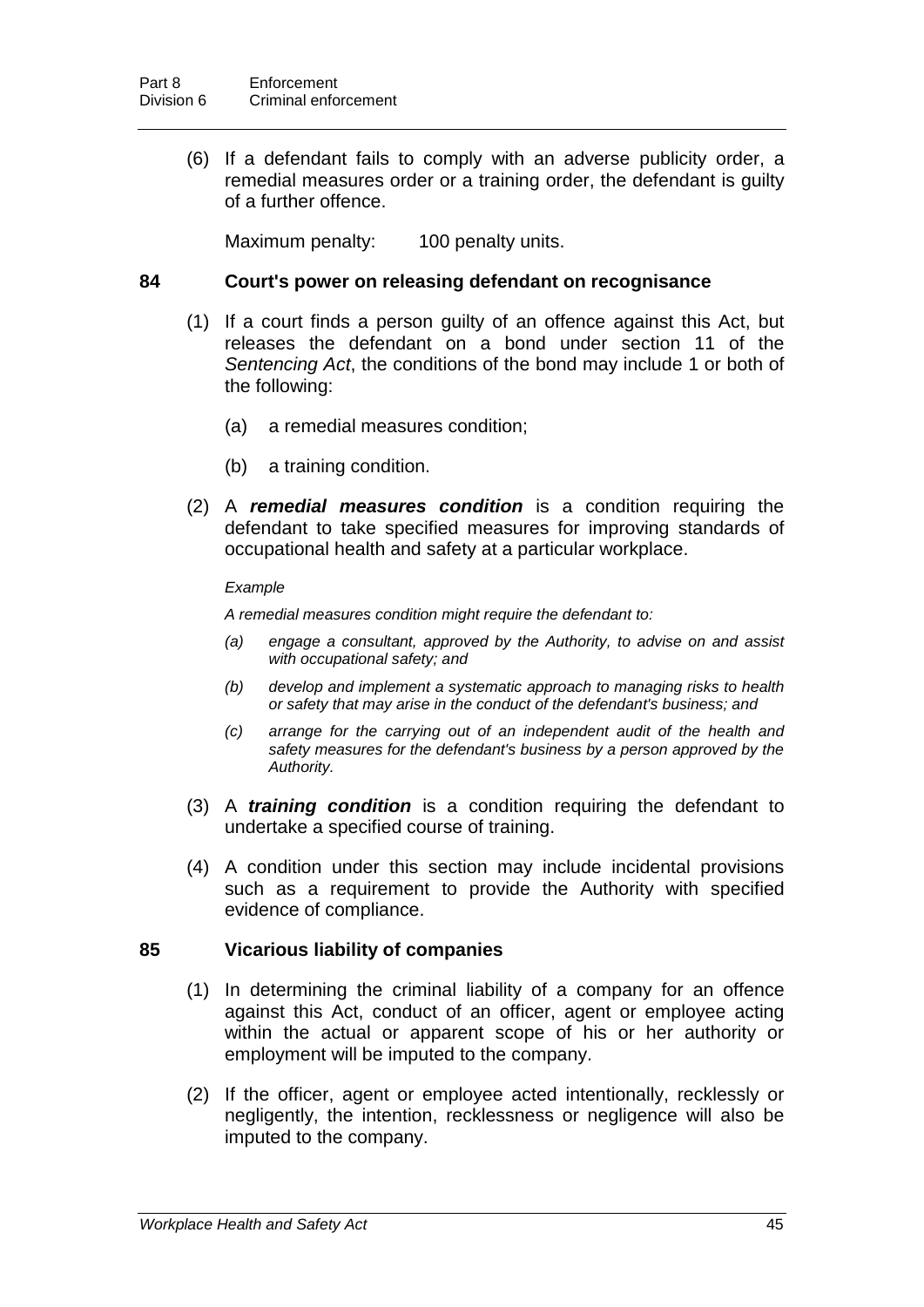(6) If a defendant fails to comply with an adverse publicity order, a remedial measures order or a training order, the defendant is guilty of a further offence.

Maximum penalty: 100 penalty units.

### 84 Court's power on releasing defendant on recognisance

(1) If a court finds a person guilty of an offence against this Act, but releases the defendant on a bond under section 11 of the *Sentencing Act*, the conditions of the bond may include 1 or both of the following:

(a) a remedial measures condition;

(b) a training condition.

(2) A ***remedial measures condition*** is a condition requiring the defendant to take specified measures for improving standards of occupational health and safety at a particular workplace.

*Example*

*A remedial measures condition might require the defendant to:*

*(a) engage a consultant, approved by the Authority, to advise on and assist with occupational safety; and*

*(b) develop and implement a systematic approach to managing risks to health or safety that may arise in the conduct of the defendant's business; and*

*(c) arrange for the carrying out of an independent audit of the health and safety measures for the defendant's business by a person approved by the Authority.*

(3) A ***training condition*** is a condition requiring the defendant to undertake a specified course of training.

(4) A condition under this section may include incidental provisions such as a requirement to provide the Authority with specified evidence of compliance.

### 85 Vicarious liability of companies

(1) In determining the criminal liability of a company for an offence against this Act, conduct of an officer, agent or employee acting within the actual or apparent scope of his or her authority or employment will be imputed to the company.

(2) If the officer, agent or employee acted intentionally, recklessly or negligently, the intention, recklessness or negligence will also be imputed to the company.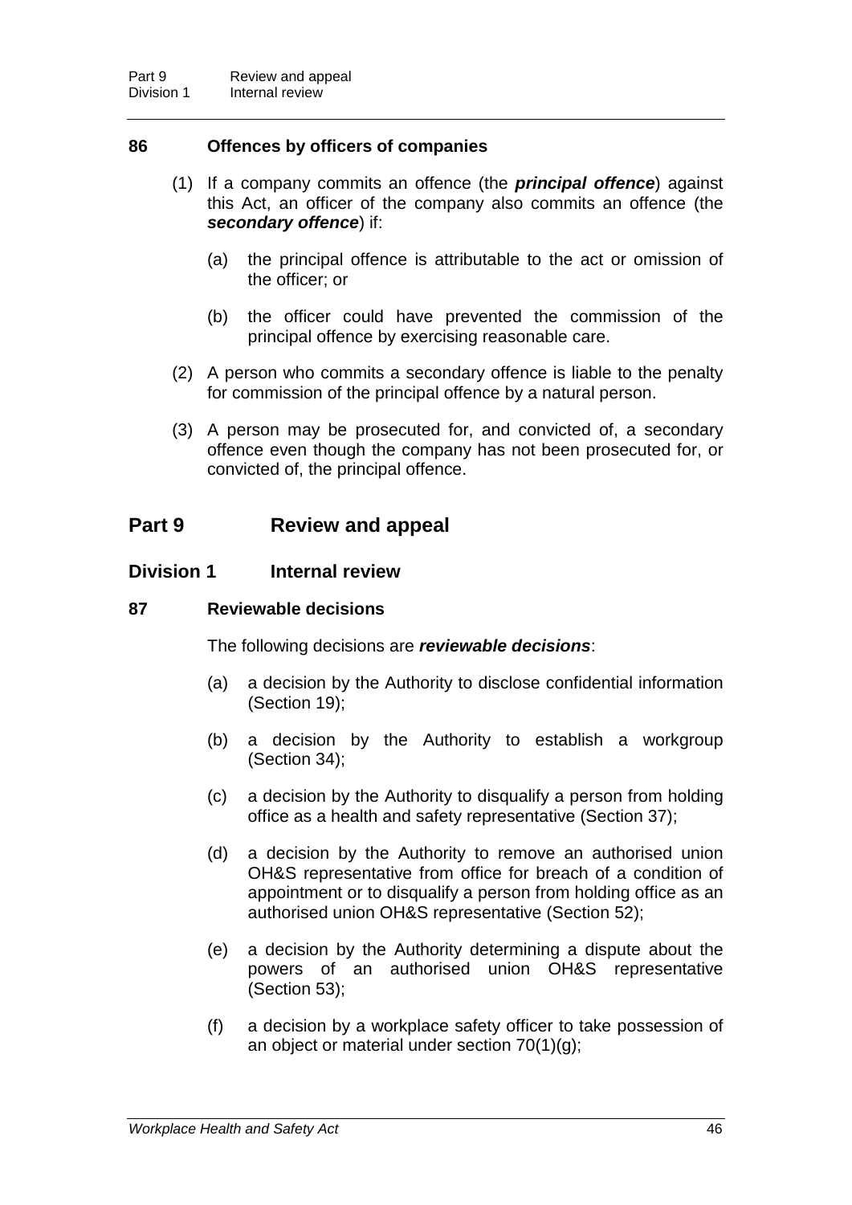### 86 Offences by officers of companies

(1) If a company commits an offence (the ***principal offence***) against this Act, an officer of the company also commits an offence (the ***secondary offence***) if:

(a) the principal offence is attributable to the act or omission of the officer; or

(b) the officer could have prevented the commission of the principal offence by exercising reasonable care.

(2) A person who commits a secondary offence is liable to the penalty for commission of the principal offence by a natural person.

(3) A person may be prosecuted for, and convicted of, a secondary offence even though the company has not been prosecuted for, or convicted of, the principal offence.

# Part 9 Review and appeal

## Division 1 Internal review

### 87 Reviewable decisions

The following decisions are ***reviewable decisions***:

(a) a decision by the Authority to disclose confidential information (Section 19);

(b) a decision by the Authority to establish a workgroup (Section 34);

(c) a decision by the Authority to disqualify a person from holding office as a health and safety representative (Section 37);

(d) a decision by the Authority to remove an authorised union OH&S representative from office for breach of a condition of appointment or to disqualify a person from holding office as an authorised union OH&S representative (Section 52);

(e) a decision by the Authority determining a dispute about the powers of an authorised union OH&S representative (Section 53);

(f) a decision by a workplace safety officer to take possession of an object or material under section 70(1)(g);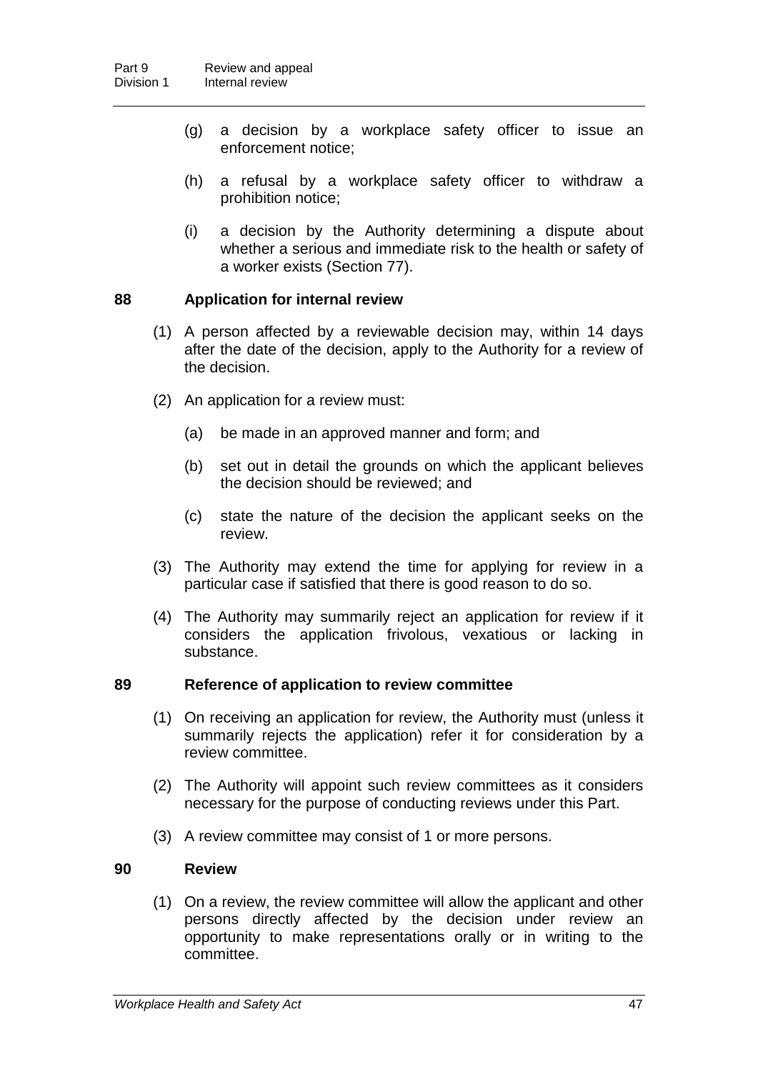(g) a decision by a workplace safety officer to issue an enforcement notice;

(h) a refusal by a workplace safety officer to withdraw a prohibition notice;

(i) a decision by the Authority determining a dispute about whether a serious and immediate risk to the health or safety of a worker exists (Section 77).

### 88 Application for internal review

(1) A person affected by a reviewable decision may, within 14 days after the date of the decision, apply to the Authority for a review of the decision.

(2) An application for a review must:

(a) be made in an approved manner and form; and

(b) set out in detail the grounds on which the applicant believes the decision should be reviewed; and

(c) state the nature of the decision the applicant seeks on the review.

(3) The Authority may extend the time for applying for review in a particular case if satisfied that there is good reason to do so.

(4) The Authority may summarily reject an application for review if it considers the application frivolous, vexatious or lacking in substance.

### 89 Reference of application to review committee

(1) On receiving an application for review, the Authority must (unless it summarily rejects the application) refer it for consideration by a review committee.

(2) The Authority will appoint such review committees as it considers necessary for the purpose of conducting reviews under this Part.

(3) A review committee may consist of 1 or more persons.

### 90 Review

(1) On a review, the review committee will allow the applicant and other persons directly affected by the decision under review an opportunity to make representations orally or in writing to the committee.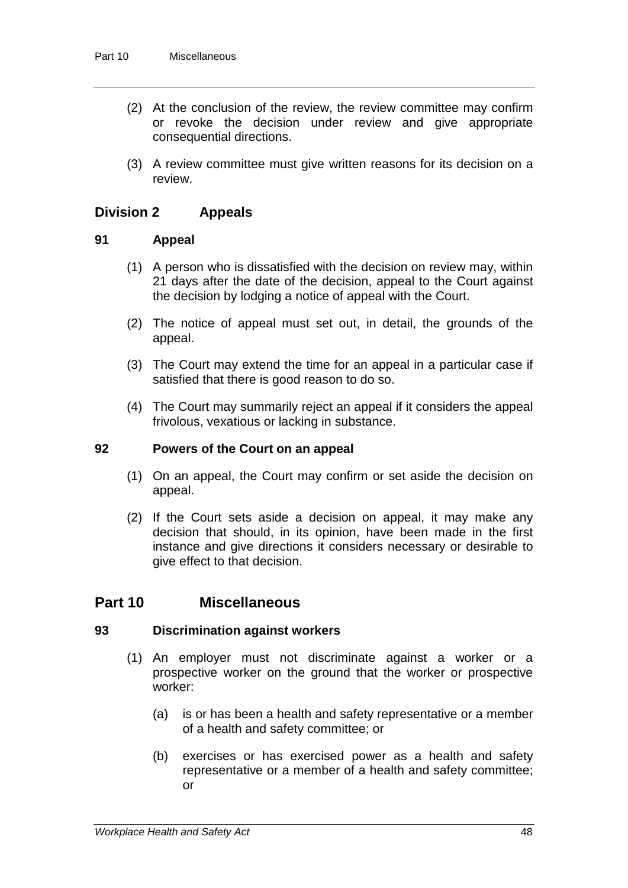(2) At the conclusion of the review, the review committee may confirm or revoke the decision under review and give appropriate consequential directions.

(3) A review committee must give written reasons for its decision on a review.

## Division 2 Appeals

### 91 Appeal

(1) A person who is dissatisfied with the decision on review may, within 21 days after the date of the decision, appeal to the Court against the decision by lodging a notice of appeal with the Court.

(2) The notice of appeal must set out, in detail, the grounds of the appeal.

(3) The Court may extend the time for an appeal in a particular case if satisfied that there is good reason to do so.

(4) The Court may summarily reject an appeal if it considers the appeal frivolous, vexatious or lacking in substance.

### 92 Powers of the Court on an appeal

(1) On an appeal, the Court may confirm or set aside the decision on appeal.

(2) If the Court sets aside a decision on appeal, it may make any decision that should, in its opinion, have been made in the first instance and give directions it considers necessary or desirable to give effect to that decision.

# Part 10 Miscellaneous

### 93 Discrimination against workers

(1) An employer must not discriminate against a worker or a prospective worker on the ground that the worker or prospective worker:

(a) is or has been a health and safety representative or a member of a health and safety committee; or

(b) exercises or has exercised power as a health and safety representative or a member of a health and safety committee; or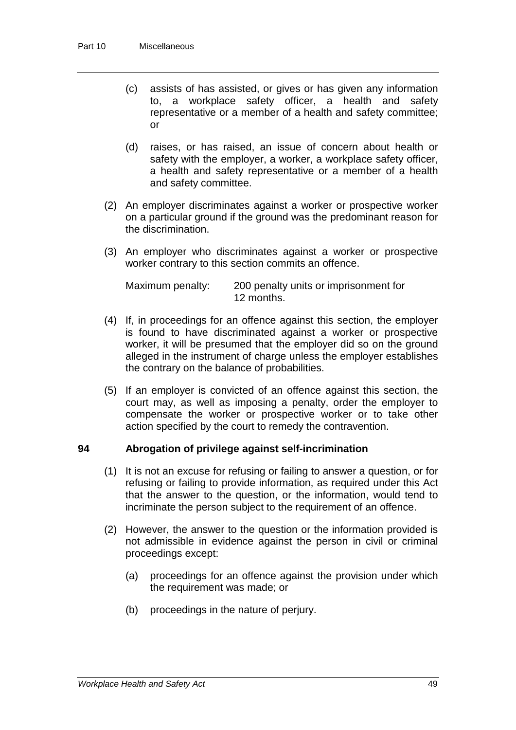(c) assists of has assisted, or gives or has given any information to, a workplace safety officer, a health and safety representative or a member of a health and safety committee; or

(d) raises, or has raised, an issue of concern about health or safety with the employer, a worker, a workplace safety officer, a health and safety representative or a member of a health and safety committee.

(2) An employer discriminates against a worker or prospective worker on a particular ground if the ground was the predominant reason for the discrimination.

(3) An employer who discriminates against a worker or prospective worker contrary to this section commits an offence.

Maximum penalty: 200 penalty units or imprisonment for 12 months.

(4) If, in proceedings for an offence against this section, the employer is found to have discriminated against a worker or prospective worker, it will be presumed that the employer did so on the ground alleged in the instrument of charge unless the employer establishes the contrary on the balance of probabilities.

(5) If an employer is convicted of an offence against this section, the court may, as well as imposing a penalty, order the employer to compensate the worker or prospective worker or to take other action specified by the court to remedy the contravention.

### 94 Abrogation of privilege against self-incrimination

(1) It is not an excuse for refusing or failing to answer a question, or for refusing or failing to provide information, as required under this Act that the answer to the question, or the information, would tend to incriminate the person subject to the requirement of an offence.

(2) However, the answer to the question or the information provided is not admissible in evidence against the person in civil or criminal proceedings except:

(a) proceedings for an offence against the provision under which the requirement was made; or

(b) proceedings in the nature of perjury.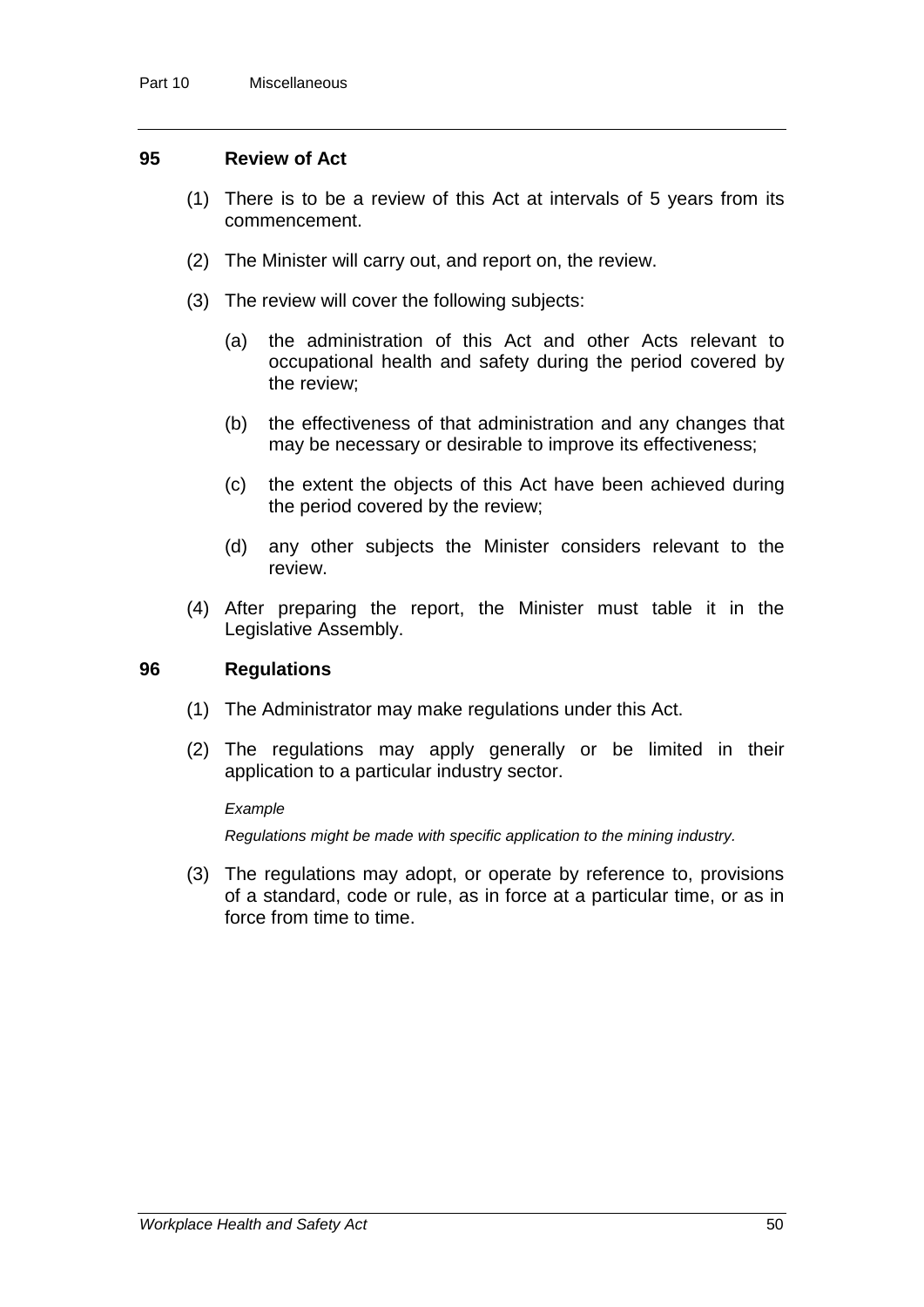### 95 Review of Act

(1) There is to be a review of this Act at intervals of 5 years from its commencement.

(2) The Minister will carry out, and report on, the review.

(3) The review will cover the following subjects:

(a) the administration of this Act and other Acts relevant to occupational health and safety during the period covered by the review;

(b) the effectiveness of that administration and any changes that may be necessary or desirable to improve its effectiveness;

(c) the extent the objects of this Act have been achieved during the period covered by the review;

(d) any other subjects the Minister considers relevant to the review.

(4) After preparing the report, the Minister must table it in the Legislative Assembly.

### 96 Regulations

(1) The Administrator may make regulations under this Act.

(2) The regulations may apply generally or be limited in their application to a particular industry sector.

*Example*

*Regulations might be made with specific application to the mining industry.*

(3) The regulations may adopt, or operate by reference to, provisions of a standard, code or rule, as in force at a particular time, or as in force from time to time.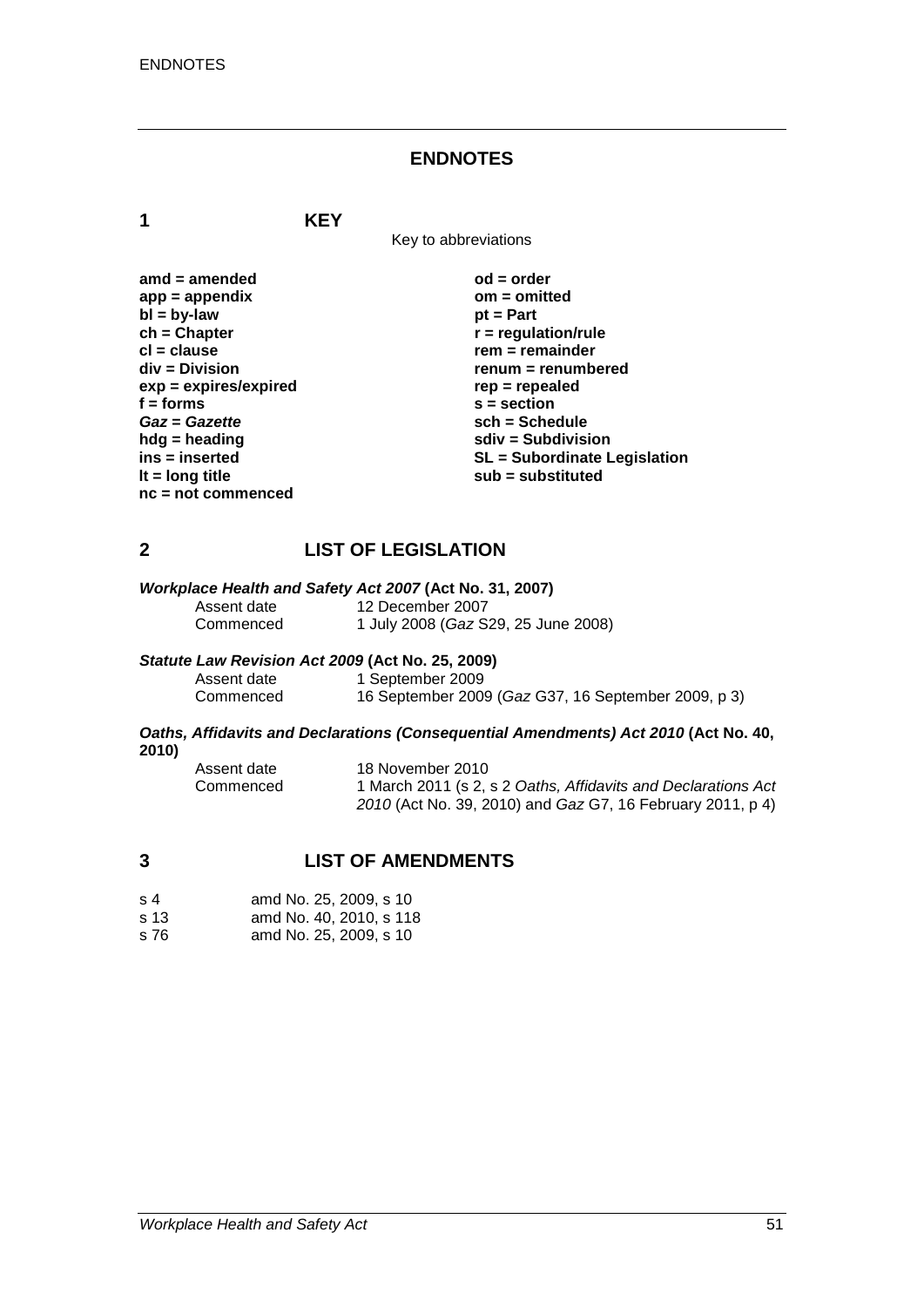# ENDNOTES

## 1 KEY

Key to abbreviations

| | |
|---|---|
| **amd = amended** | **od = order** |
| **app = appendix** | **om = omitted** |
| **bl = by-law** | **pt = Part** |
| **ch = Chapter** | **r = regulation/rule** |
| **cl = clause** | **rem = remainder** |
| **div = Division** | **renum = renumbered** |
| **exp = expires/expired** | **rep = repealed** |
| **f = forms** | **s = section** |
| ***Gaz = Gazette*** | **sch = Schedule** |
| **hdg = heading** | **sdiv = Subdivision** |
| **ins = inserted** | **SL = Subordinate Legislation** |
| **lt = long title** | **sub = substituted** |
| **nc = not commenced** | |

## 2 LIST OF LEGISLATION

***Workplace Health and Safety Act 2007*** **(Act No. 31, 2007)**

| | |
|---|---|
| Assent date | 12 December 2007 |
| Commenced | 1 July 2008 (*Gaz* S29, 25 June 2008) |

***Statute Law Revision Act 2009*** **(Act No. 25, 2009)**

| | |
|---|---|
| Assent date | 1 September 2009 |
| Commenced | 16 September 2009 (*Gaz* G37, 16 September 2009, p 3) |

***Oaths, Affidavits and Declarations (Consequential Amendments) Act 2010*** **(Act No. 40, 2010)**

| | |
|---|---|
| Assent date | 18 November 2010 |
| Commenced | 1 March 2011 (s 2, s 2 *Oaths, Affidavits and Declarations Act 2010* (Act No. 39, 2010) and *Gaz* G7, 16 February 2011, p 4) |

## 3 LIST OF AMENDMENTS

| | |
|---|---|
| s 4 | amd No. 25, 2009, s 10 |
| s 13 | amd No. 40, 2010, s 118 |
| s 76 | amd No. 25, 2009, s 10 |